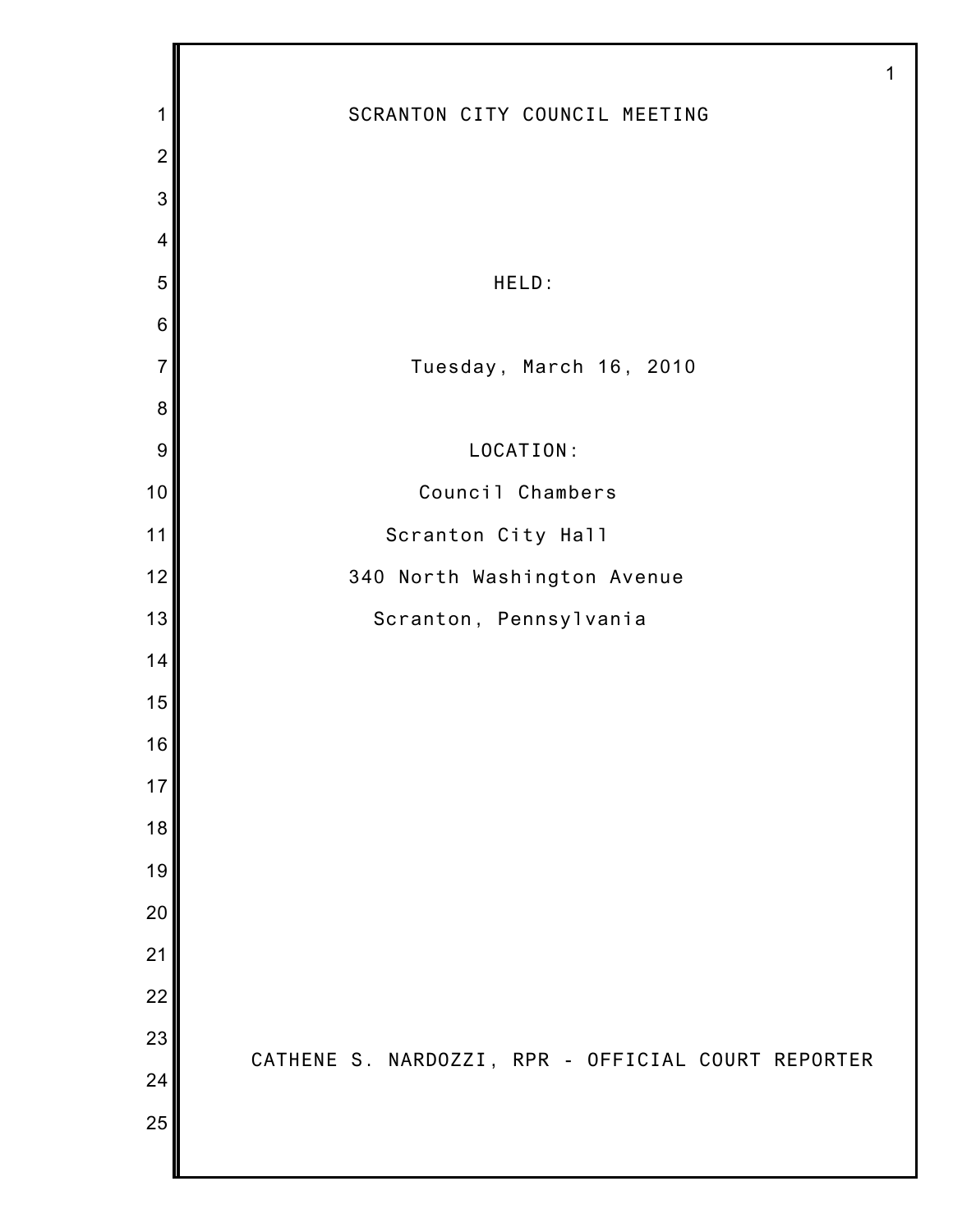# SCRANTON CITY COUNCIL MEETING

HELD:

Tuesday, March 16, 2010

LOCATION:

Council Chambers

Scranton City Hall

340 North Washington Avenue

Scranton, Pennsylvania

CATHENE S. NARDOZZI, RPR - OFFICIAL COURT REPORTER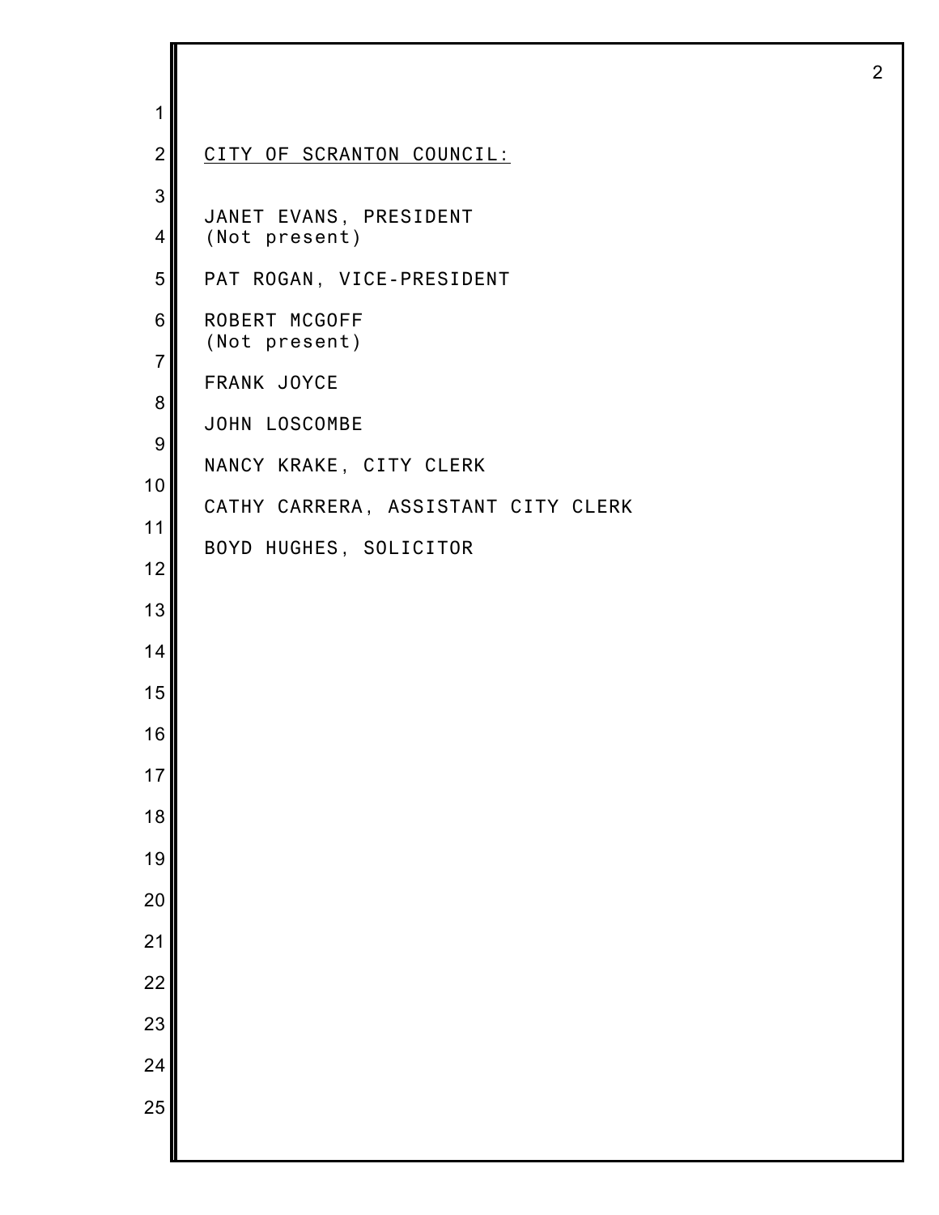<u>CITY OF SCRANTON COUNCIL:</u>

JANET EVANS, PRESIDENT
(Not present)

PAT ROGAN, VICE-PRESIDENT

ROBERT MCGOFF
(Not present)

FRANK JOYCE

JOHN LOSCOMBE

NANCY KRAKE, CITY CLERK

CATHY CARRERA, ASSISTANT CITY CLERK

BOYD HUGHES, SOLICITOR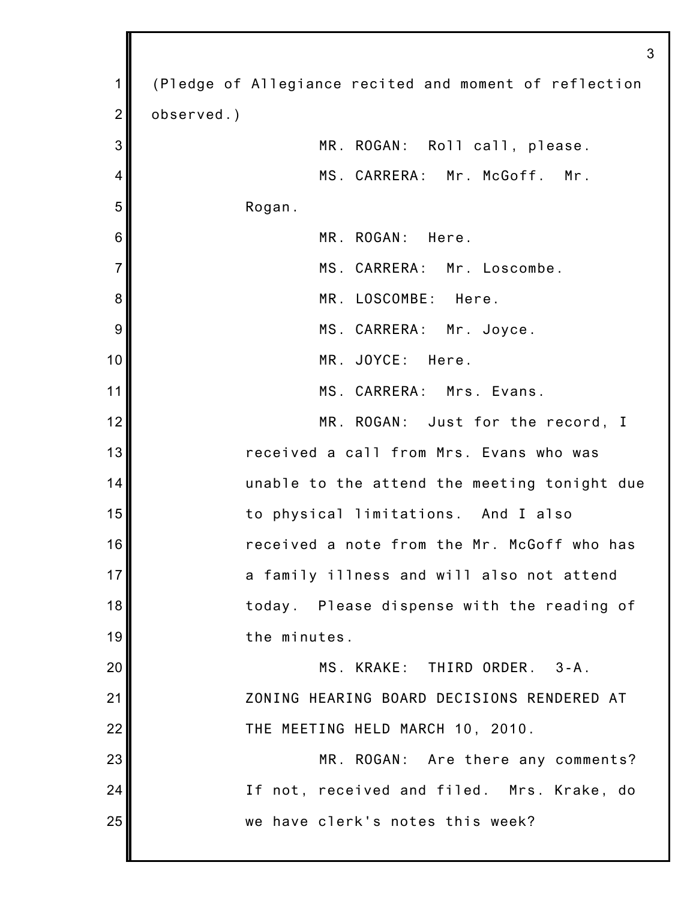(Pledge of Allegiance recited and moment of reflection observed.)

MR. ROGAN: Roll call, please.

MS. CARRERA: Mr. McGoff. Mr. Rogan.

MR. ROGAN: Here.

MS. CARRERA: Mr. Loscombe.

MR. LOSCOMBE: Here.

MS. CARRERA: Mr. Joyce.

MR. JOYCE: Here.

MS. CARRERA: Mrs. Evans.

MR. ROGAN: Just for the record, I received a call from Mrs. Evans who was unable to the attend the meeting tonight due to physical limitations. And I also received a note from the Mr. McGoff who has a family illness and will also not attend today. Please dispense with the reading of the minutes.

MS. KRAKE: THIRD ORDER. 3-A. ZONING HEARING BOARD DECISIONS RENDERED AT THE MEETING HELD MARCH 10, 2010.

MR. ROGAN: Are there any comments? If not, received and filed. Mrs. Krake, do we have clerk's notes this week?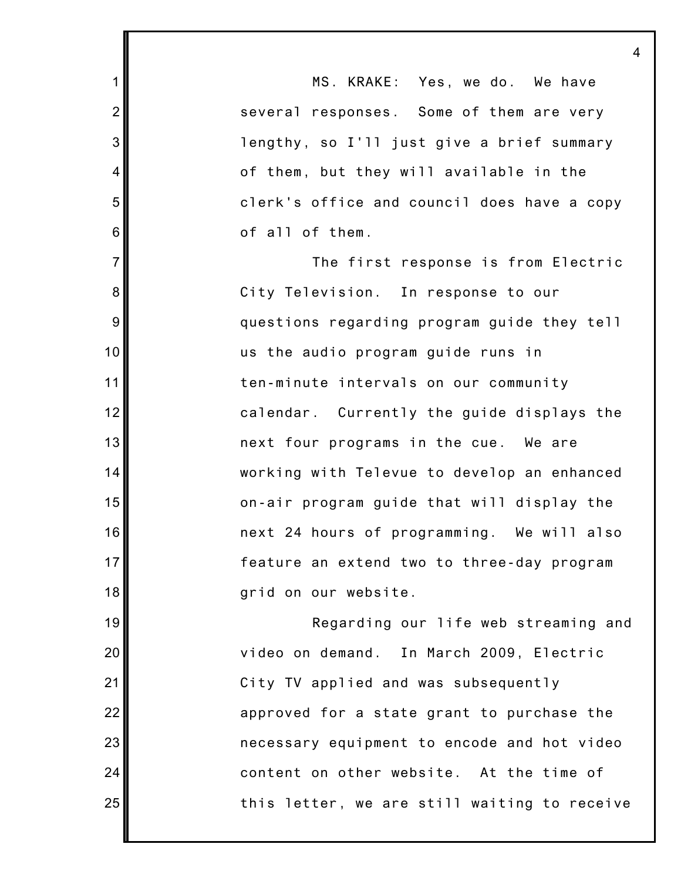MS. KRAKE: Yes, we do. We have several responses. Some of them are very lengthy, so I'll just give a brief summary of them, but they will available in the clerk's office and council does have a copy of all of them.

The first response is from Electric City Television. In response to our questions regarding program guide they tell us the audio program guide runs in ten-minute intervals on our community calendar. Currently the guide displays the next four programs in the cue. We are working with Televue to develop an enhanced on-air program guide that will display the next 24 hours of programming. We will also feature an extend two to three-day program grid on our website.

Regarding our life web streaming and video on demand. In March 2009, Electric City TV applied and was subsequently approved for a state grant to purchase the necessary equipment to encode and hot video content on other website. At the time of this letter, we are still waiting to receive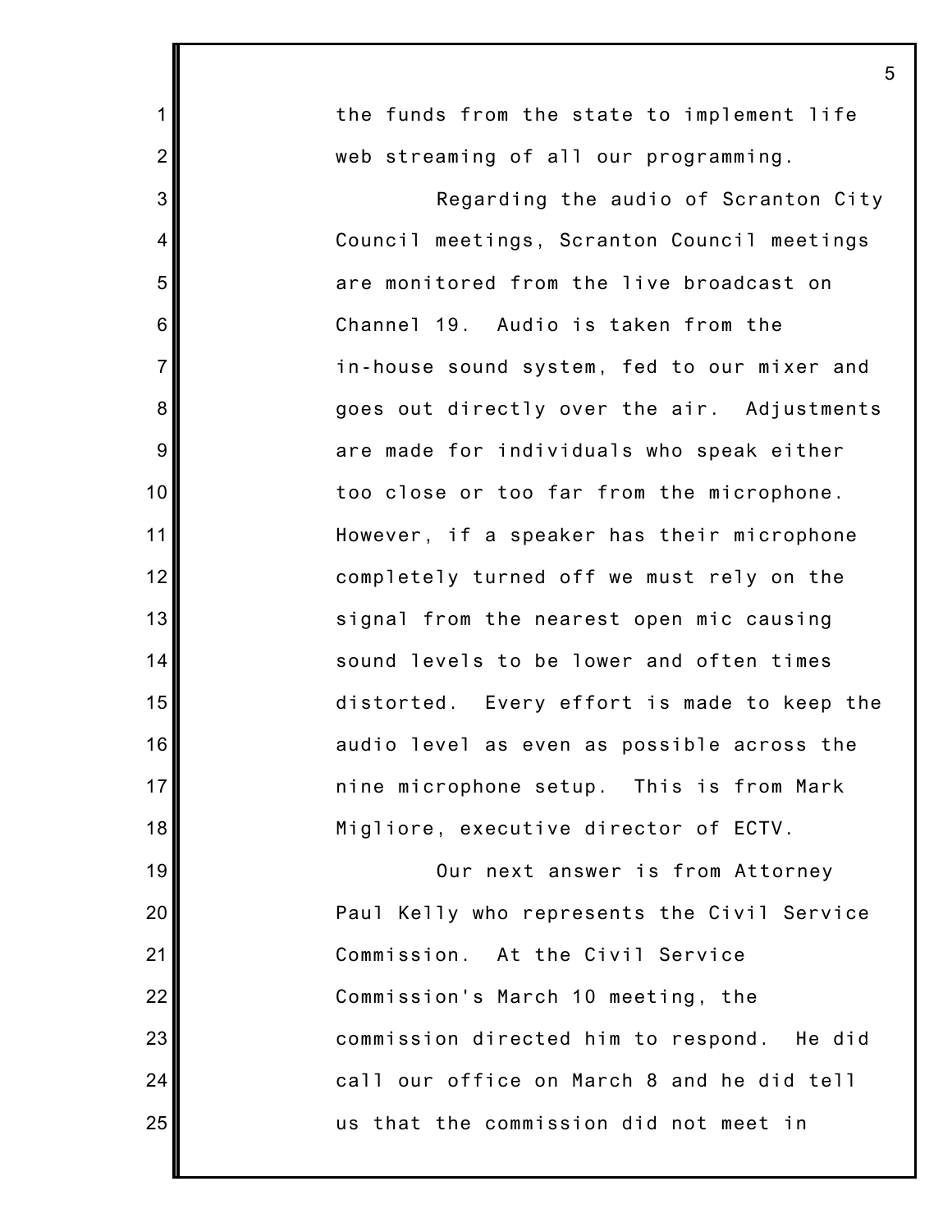the funds from the state to implement life web streaming of all our programming.

Regarding the audio of Scranton City Council meetings, Scranton Council meetings are monitored from the live broadcast on Channel 19. Audio is taken from the in-house sound system, fed to our mixer and goes out directly over the air. Adjustments are made for individuals who speak either too close or too far from the microphone. However, if a speaker has their microphone completely turned off we must rely on the signal from the nearest open mic causing sound levels to be lower and often times distorted. Every effort is made to keep the audio level as even as possible across the nine microphone setup. This is from Mark Migliore, executive director of ECTV.

Our next answer is from Attorney Paul Kelly who represents the Civil Service Commission. At the Civil Service Commission's March 10 meeting, the commission directed him to respond. He did call our office on March 8 and he did tell us that the commission did not meet in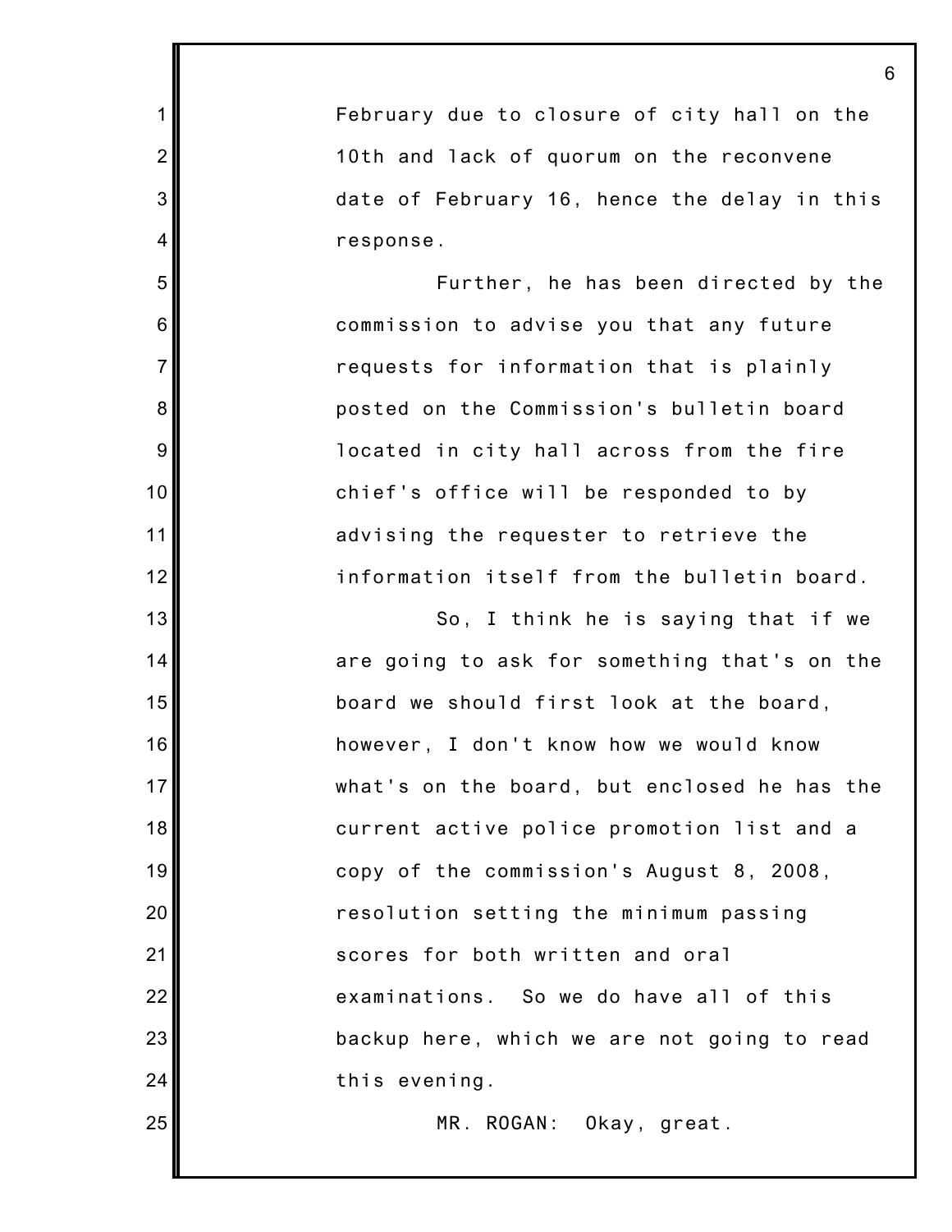February due to closure of city hall on the 10th and lack of quorum on the reconvene date of February 16, hence the delay in this response.

Further, he has been directed by the commission to advise you that any future requests for information that is plainly posted on the Commission's bulletin board located in city hall across from the fire chief's office will be responded to by advising the requester to retrieve the information itself from the bulletin board.

So, I think he is saying that if we are going to ask for something that's on the board we should first look at the board, however, I don't know how we would know what's on the board, but enclosed he has the current active police promotion list and a copy of the commission's August 8, 2008, resolution setting the minimum passing scores for both written and oral examinations. So we do have all of this backup here, which we are not going to read this evening.

MR. ROGAN: Okay, great.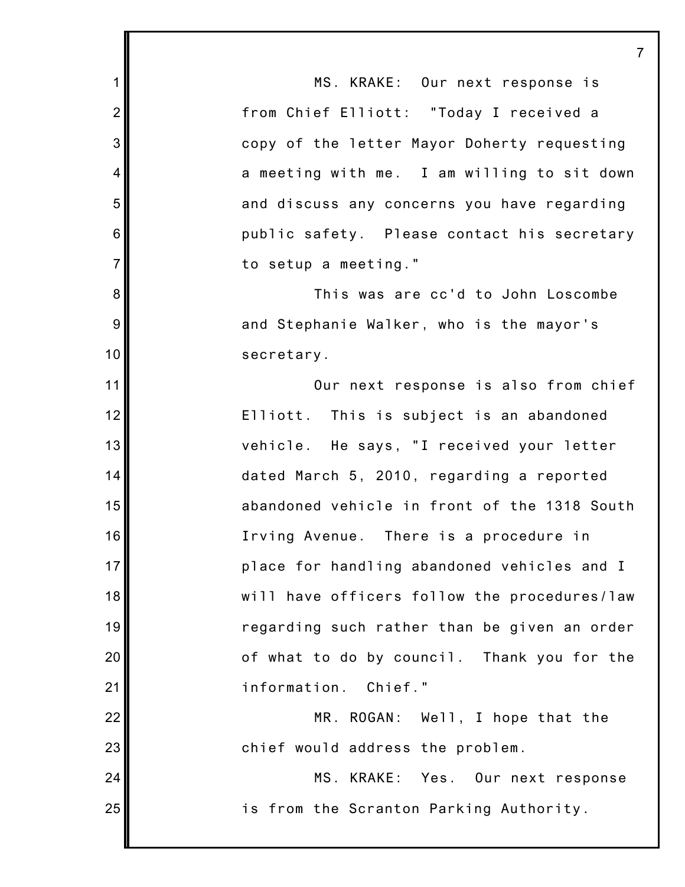MS. KRAKE: Our next response is from Chief Elliott: "Today I received a copy of the letter Mayor Doherty requesting a meeting with me. I am willing to sit down and discuss any concerns you have regarding public safety. Please contact his secretary to setup a meeting."

This was are cc'd to John Loscombe and Stephanie Walker, who is the mayor's secretary.

Our next response is also from chief Elliott. This is subject is an abandoned vehicle. He says, "I received your letter dated March 5, 2010, regarding a reported abandoned vehicle in front of the 1318 South Irving Avenue. There is a procedure in place for handling abandoned vehicles and I will have officers follow the procedures/law regarding such rather than be given an order of what to do by council. Thank you for the information. Chief."

MR. ROGAN: Well, I hope that the chief would address the problem.

MS. KRAKE: Yes. Our next response is from the Scranton Parking Authority.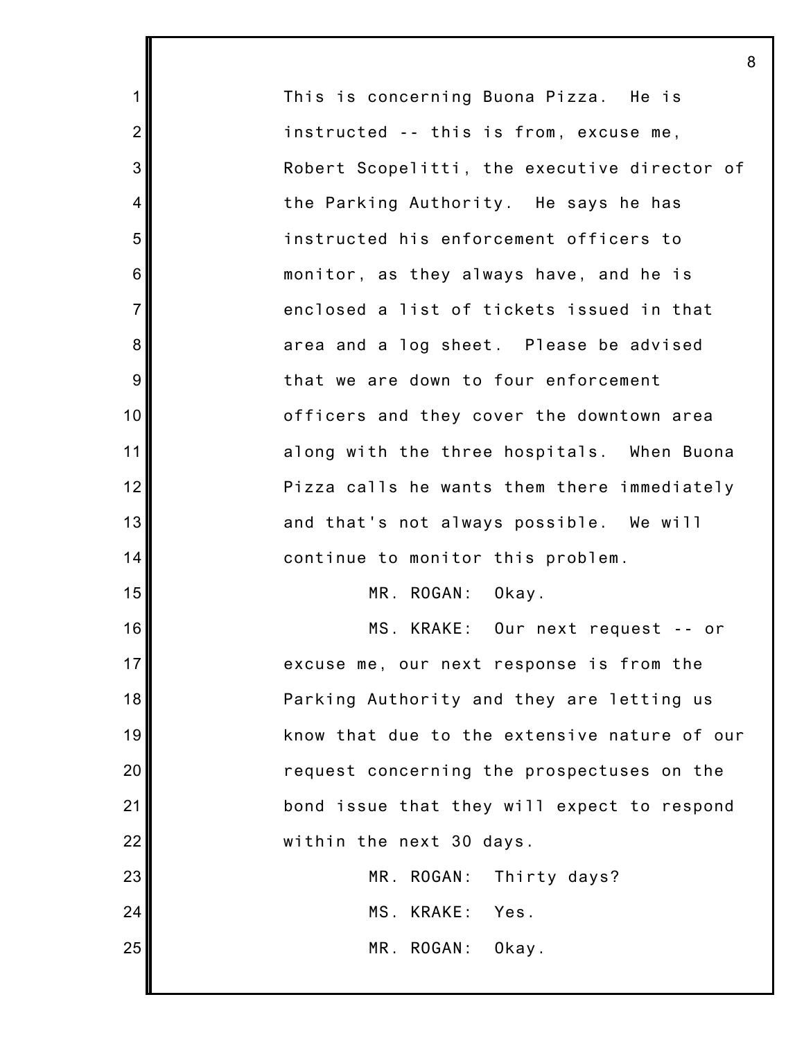This is concerning Buona Pizza. He is instructed -- this is from, excuse me, Robert Scopelitti, the executive director of the Parking Authority. He says he has instructed his enforcement officers to monitor, as they always have, and he is enclosed a list of tickets issued in that area and a log sheet. Please be advised that we are down to four enforcement officers and they cover the downtown area along with the three hospitals. When Buona Pizza calls he wants them there immediately and that's not always possible. We will continue to monitor this problem.

MR. ROGAN: Okay.

MS. KRAKE: Our next request -- or excuse me, our next response is from the Parking Authority and they are letting us know that due to the extensive nature of our request concerning the prospectuses on the bond issue that they will expect to respond within the next 30 days.

MR. ROGAN: Thirty days?

MS. KRAKE: Yes.

MR. ROGAN: Okay.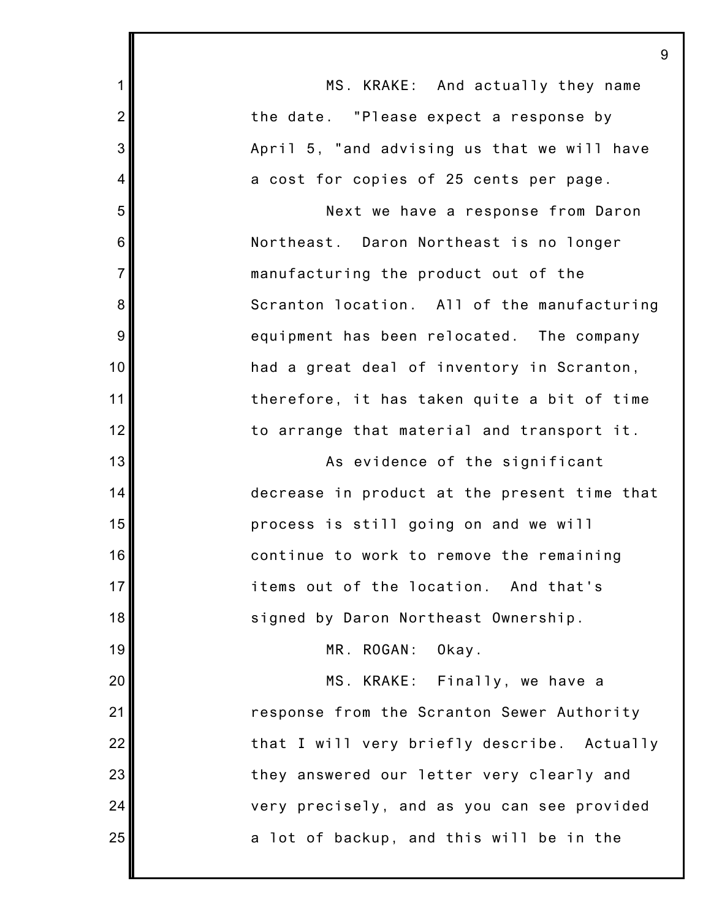MS. KRAKE: And actually they name the date. "Please expect a response by April 5, "and advising us that we will have a cost for copies of 25 cents per page.

Next we have a response from Daron Northeast. Daron Northeast is no longer manufacturing the product out of the Scranton location. All of the manufacturing equipment has been relocated. The company had a great deal of inventory in Scranton, therefore, it has taken quite a bit of time to arrange that material and transport it.

As evidence of the significant decrease in product at the present time that process is still going on and we will continue to work to remove the remaining items out of the location. And that's signed by Daron Northeast Ownership.

MR. ROGAN: Okay.

MS. KRAKE: Finally, we have a response from the Scranton Sewer Authority that I will very briefly describe. Actually they answered our letter very clearly and very precisely, and as you can see provided a lot of backup, and this will be in the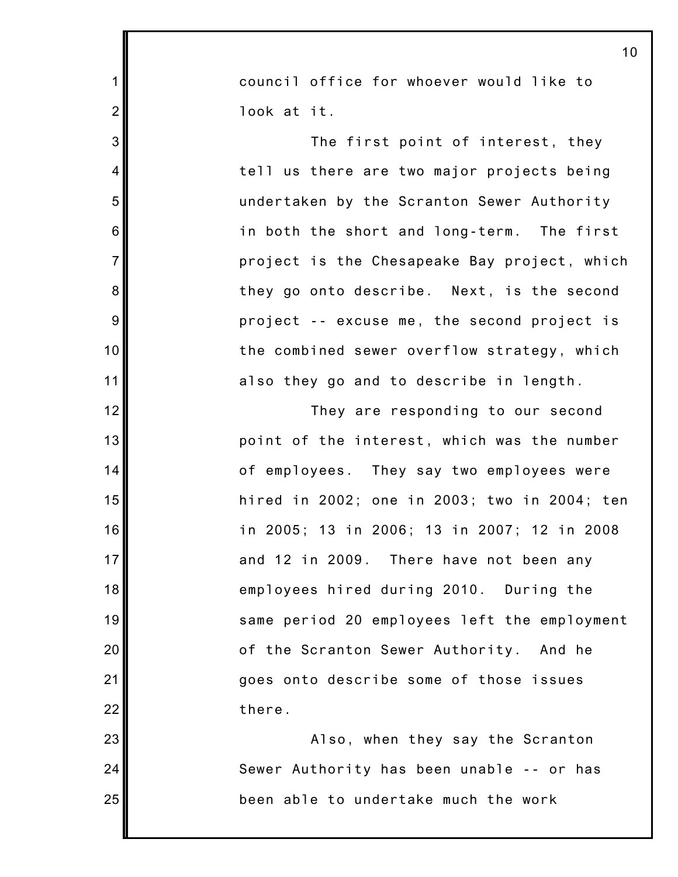council office for whoever would like to look at it.

The first point of interest, they tell us there are two major projects being undertaken by the Scranton Sewer Authority in both the short and long-term. The first project is the Chesapeake Bay project, which they go onto describe. Next, is the second project -- excuse me, the second project is the combined sewer overflow strategy, which also they go and to describe in length.

They are responding to our second point of the interest, which was the number of employees. They say two employees were hired in 2002; one in 2003; two in 2004; ten in 2005; 13 in 2006; 13 in 2007; 12 in 2008 and 12 in 2009. There have not been any employees hired during 2010. During the same period 20 employees left the employment of the Scranton Sewer Authority. And he goes onto describe some of those issues there.

Also, when they say the Scranton Sewer Authority has been unable -- or has been able to undertake much the work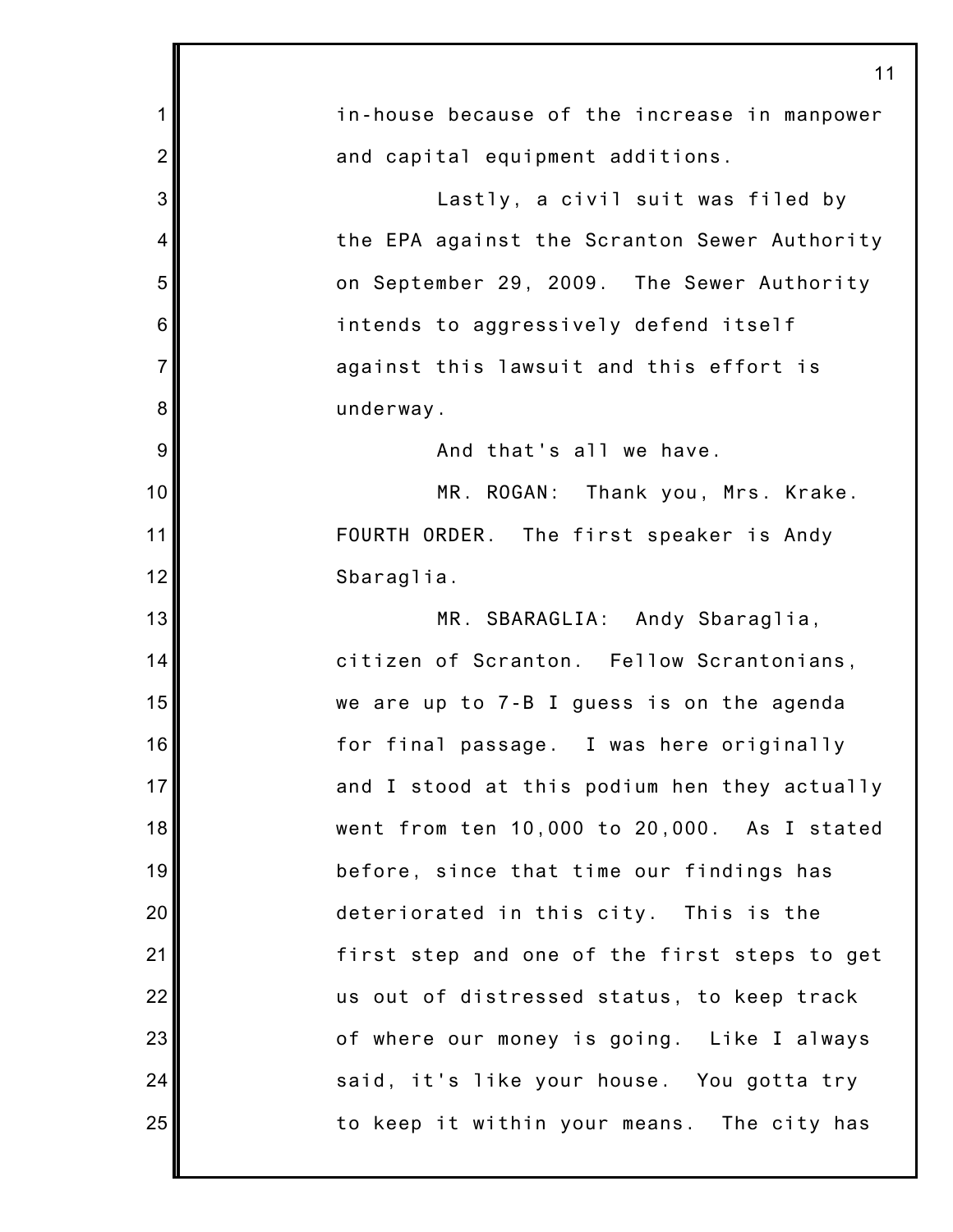in-house because of the increase in manpower and capital equipment additions.

Lastly, a civil suit was filed by the EPA against the Scranton Sewer Authority on September 29, 2009. The Sewer Authority intends to aggressively defend itself against this lawsuit and this effort is underway.

And that's all we have.

MR. ROGAN: Thank you, Mrs. Krake. FOURTH ORDER. The first speaker is Andy Sbaraglia.

MR. SBARAGLIA: Andy Sbaraglia, citizen of Scranton. Fellow Scrantonians, we are up to 7-B I guess is on the agenda for final passage. I was here originally and I stood at this podium hen they actually went from ten 10,000 to 20,000. As I stated before, since that time our findings has deteriorated in this city. This is the first step and one of the first steps to get us out of distressed status, to keep track of where our money is going. Like I always said, it's like your house. You gotta try to keep it within your means. The city has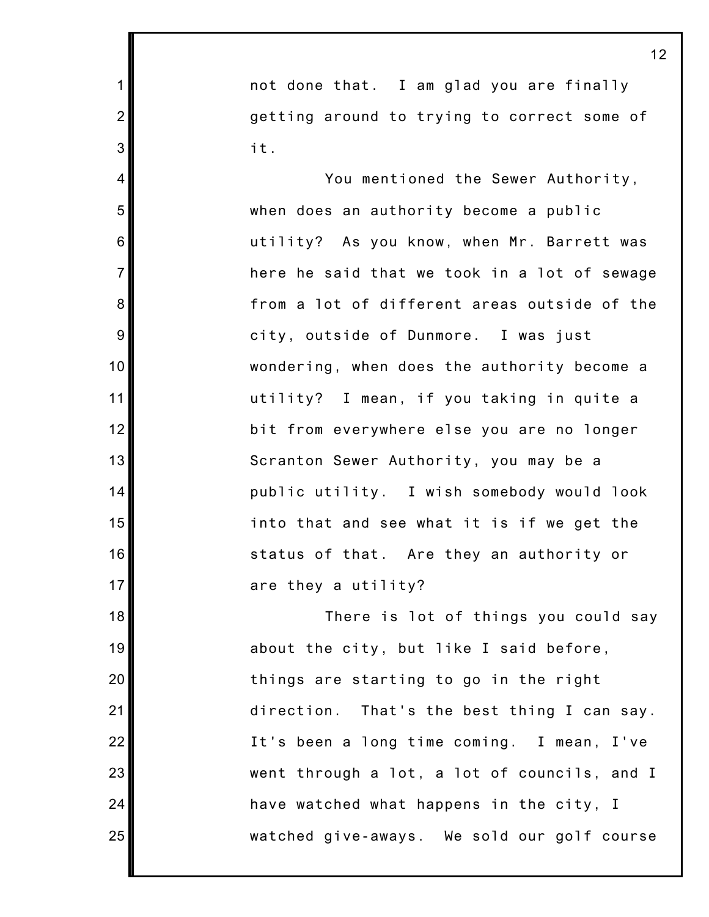not done that. I am glad you are finally getting around to trying to correct some of it.

You mentioned the Sewer Authority, when does an authority become a public utility? As you know, when Mr. Barrett was here he said that we took in a lot of sewage from a lot of different areas outside of the city, outside of Dunmore. I was just wondering, when does the authority become a utility? I mean, if you taking in quite a bit from everywhere else you are no longer Scranton Sewer Authority, you may be a public utility. I wish somebody would look into that and see what it is if we get the status of that. Are they an authority or are they a utility?

There is lot of things you could say about the city, but like I said before, things are starting to go in the right direction. That's the best thing I can say. It's been a long time coming. I mean, I've went through a lot, a lot of councils, and I have watched what happens in the city, I watched give-aways. We sold our golf course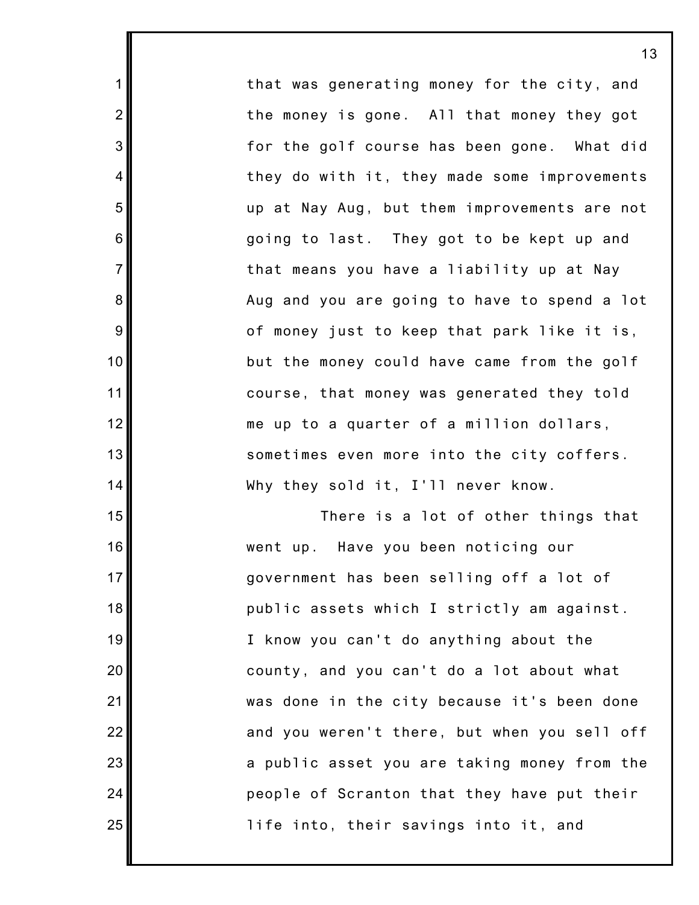that was generating money for the city, and the money is gone. All that money they got for the golf course has been gone. What did they do with it, they made some improvements up at Nay Aug, but them improvements are not going to last. They got to be kept up and that means you have a liability up at Nay Aug and you are going to have to spend a lot of money just to keep that park like it is, but the money could have came from the golf course, that money was generated they told me up to a quarter of a million dollars, sometimes even more into the city coffers. Why they sold it, I'll never know.

There is a lot of other things that went up. Have you been noticing our government has been selling off a lot of public assets which I strictly am against. I know you can't do anything about the county, and you can't do a lot about what was done in the city because it's been done and you weren't there, but when you sell off a public asset you are taking money from the people of Scranton that they have put their life into, their savings into it, and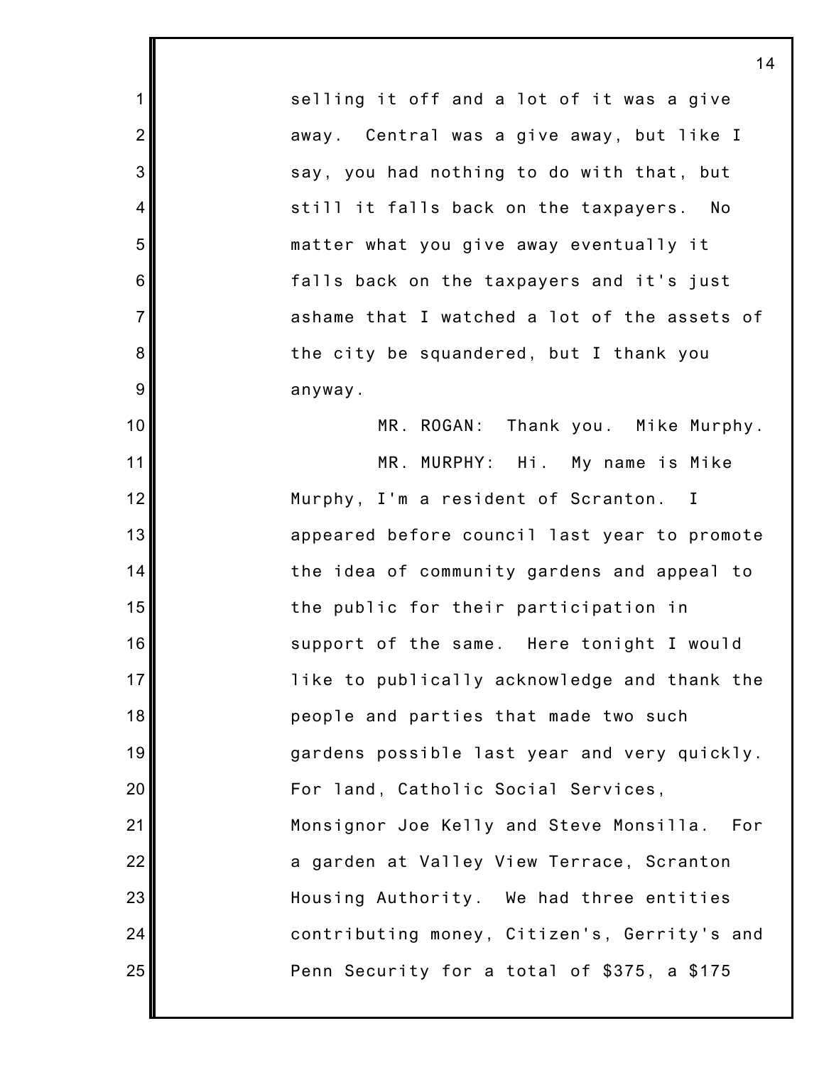selling it off and a lot of it was a give away. Central was a give away, but like I say, you had nothing to do with that, but still it falls back on the taxpayers. No matter what you give away eventually it falls back on the taxpayers and it's just ashame that I watched a lot of the assets of the city be squandered, but I thank you anyway.

MR. ROGAN: Thank you. Mike Murphy.

MR. MURPHY: Hi. My name is Mike Murphy, I'm a resident of Scranton. I appeared before council last year to promote the idea of community gardens and appeal to the public for their participation in support of the same. Here tonight I would like to publically acknowledge and thank the people and parties that made two such gardens possible last year and very quickly. For land, Catholic Social Services, Monsignor Joe Kelly and Steve Monsilla. For a garden at Valley View Terrace, Scranton Housing Authority. We had three entities contributing money, Citizen's, Gerrity's and Penn Security for a total of $375, a $175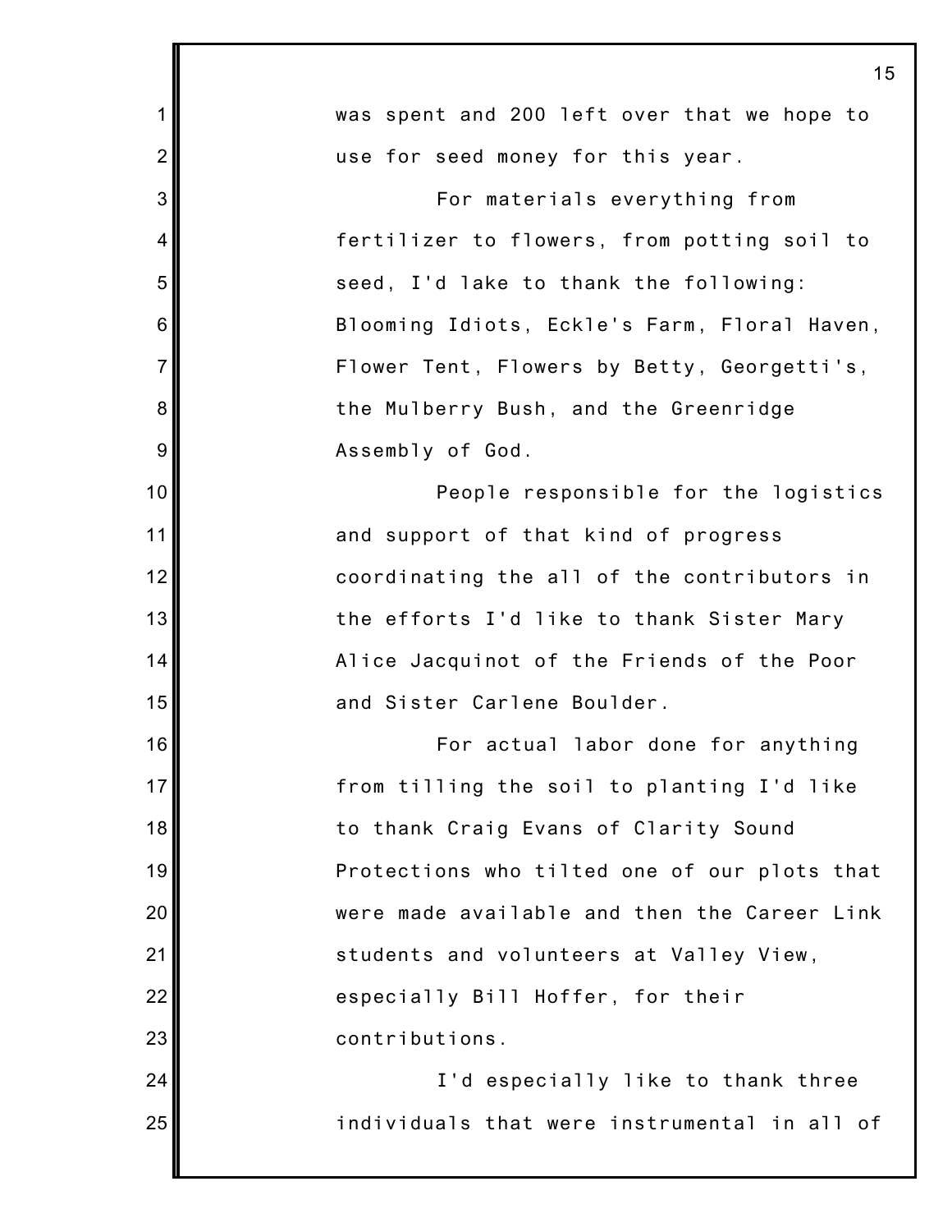was spent and 200 left over that we hope to use for seed money for this year.

For materials everything from fertilizer to flowers, from potting soil to seed, I'd lake to thank the following: Blooming Idiots, Eckle's Farm, Floral Haven, Flower Tent, Flowers by Betty, Georgetti's, the Mulberry Bush, and the Greenridge Assembly of God.

People responsible for the logistics and support of that kind of progress coordinating the all of the contributors in the efforts I'd like to thank Sister Mary Alice Jacquinot of the Friends of the Poor and Sister Carlene Boulder.

For actual labor done for anything from tilling the soil to planting I'd like to thank Craig Evans of Clarity Sound Protections who tilted one of our plots that were made available and then the Career Link students and volunteers at Valley View, especially Bill Hoffer, for their contributions.

I'd especially like to thank three individuals that were instrumental in all of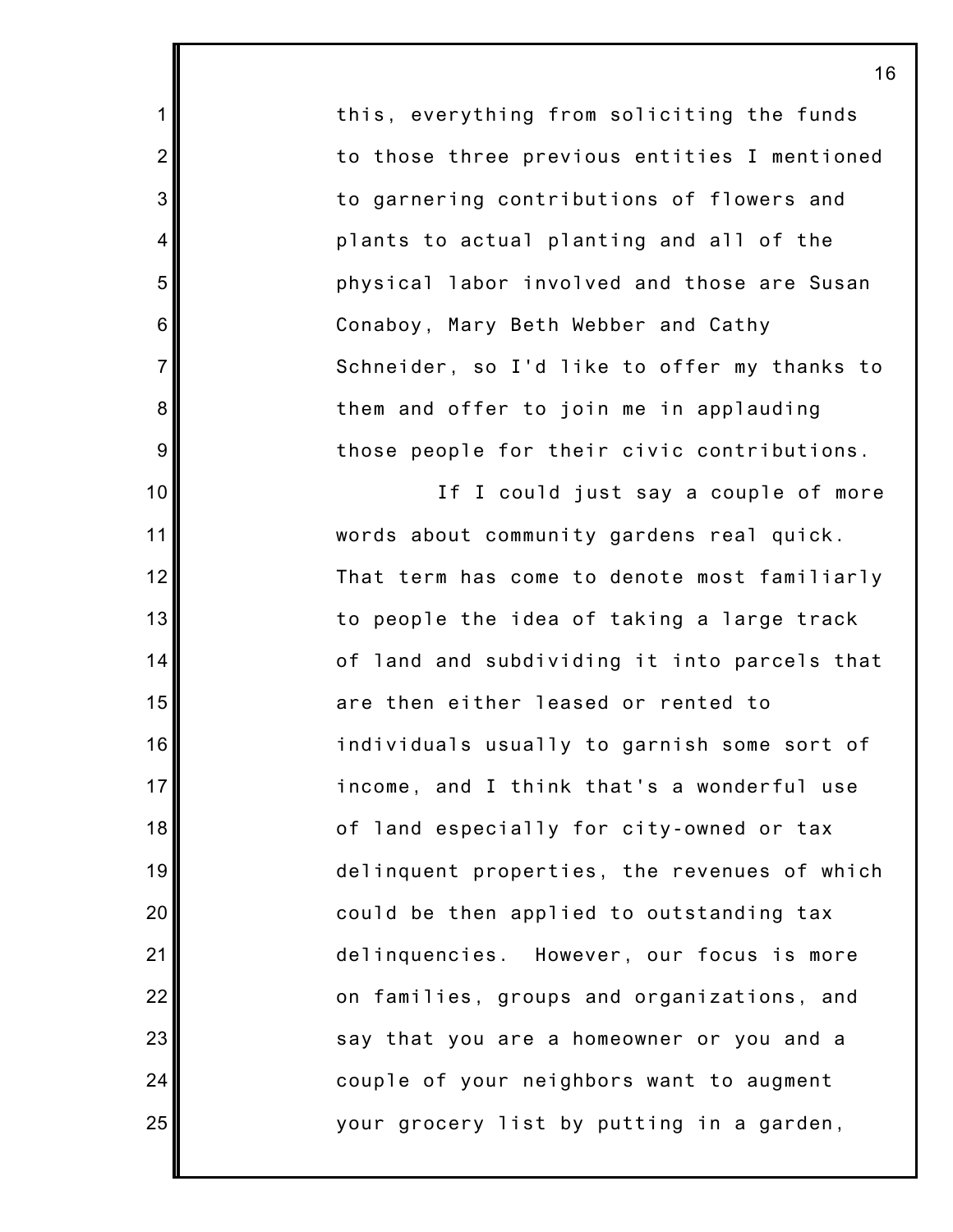this, everything from soliciting the funds to those three previous entities I mentioned to garnering contributions of flowers and plants to actual planting and all of the physical labor involved and those are Susan Conaboy, Mary Beth Webber and Cathy Schneider, so I'd like to offer my thanks to them and offer to join me in applauding those people for their civic contributions.

If I could just say a couple of more words about community gardens real quick. That term has come to denote most familiarly to people the idea of taking a large track of land and subdividing it into parcels that are then either leased or rented to individuals usually to garnish some sort of income, and I think that's a wonderful use of land especially for city-owned or tax delinquent properties, the revenues of which could be then applied to outstanding tax delinquencies. However, our focus is more on families, groups and organizations, and say that you are a homeowner or you and a couple of your neighbors want to augment your grocery list by putting in a garden,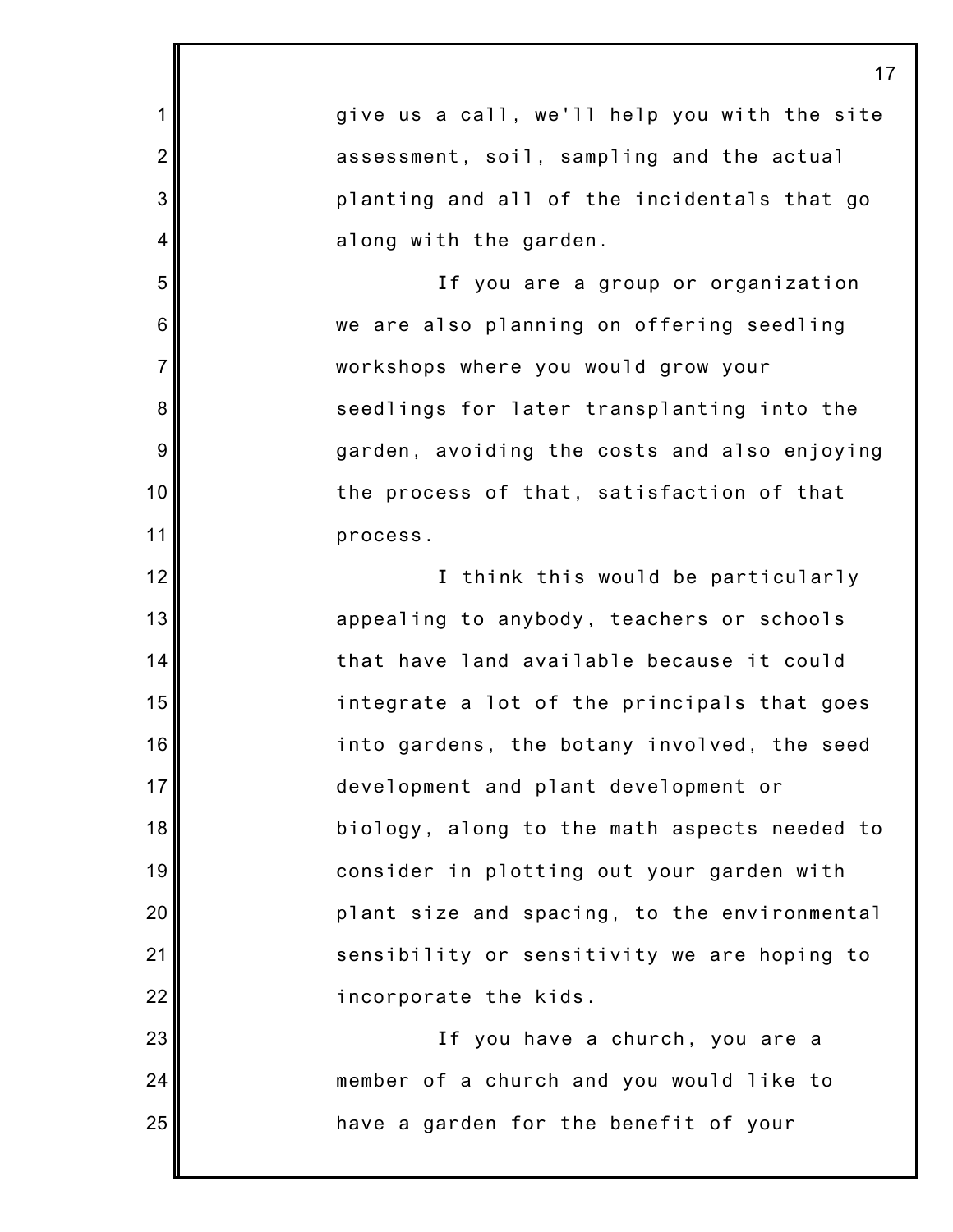give us a call, we'll help you with the site assessment, soil, sampling and the actual planting and all of the incidentals that go along with the garden.

If you are a group or organization we are also planning on offering seedling workshops where you would grow your seedlings for later transplanting into the garden, avoiding the costs and also enjoying the process of that, satisfaction of that process.

I think this would be particularly appealing to anybody, teachers or schools that have land available because it could integrate a lot of the principals that goes into gardens, the botany involved, the seed development and plant development or biology, along to the math aspects needed to consider in plotting out your garden with plant size and spacing, to the environmental sensibility or sensitivity we are hoping to incorporate the kids.

If you have a church, you are a member of a church and you would like to have a garden for the benefit of your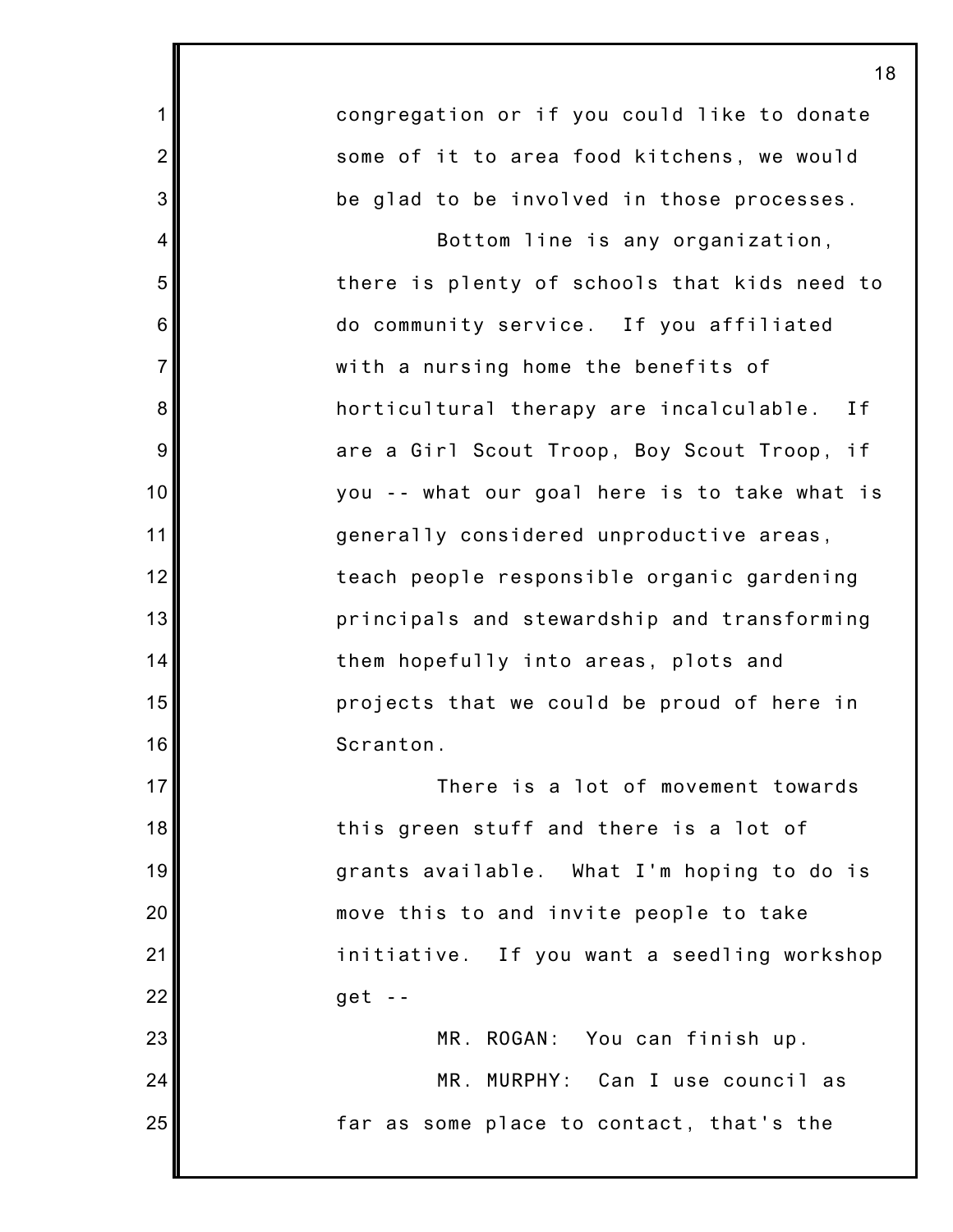congregation or if you could like to donate some of it to area food kitchens, we would be glad to be involved in those processes.

Bottom line is any organization, there is plenty of schools that kids need to do community service. If you affiliated with a nursing home the benefits of horticultural therapy are incalculable. If are a Girl Scout Troop, Boy Scout Troop, if you -- what our goal here is to take what is generally considered unproductive areas, teach people responsible organic gardening principals and stewardship and transforming them hopefully into areas, plots and projects that we could be proud of here in Scranton.

There is a lot of movement towards this green stuff and there is a lot of grants available. What I'm hoping to do is move this to and invite people to take initiative. If you want a seedling workshop get --

MR. ROGAN: You can finish up.

MR. MURPHY: Can I use council as far as some place to contact, that's the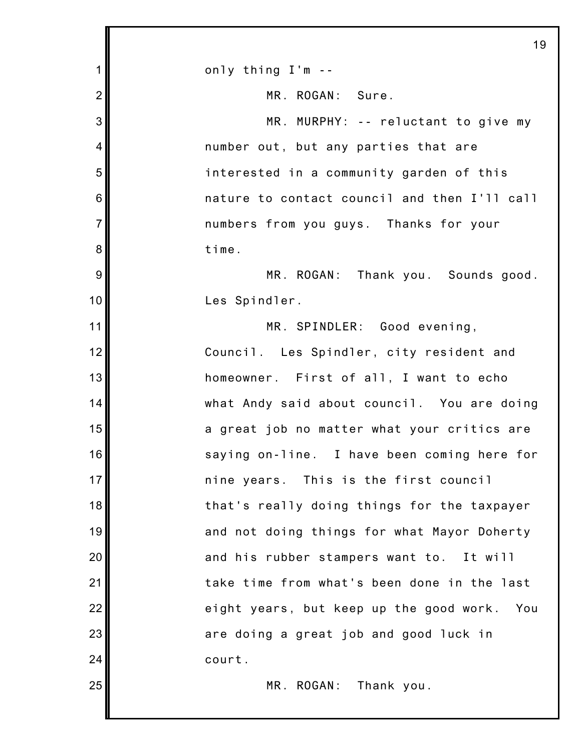only thing I'm --

MR. ROGAN: Sure.

MR. MURPHY: -- reluctant to give my number out, but any parties that are interested in a community garden of this nature to contact council and then I'll call numbers from you guys. Thanks for your time.

MR. ROGAN: Thank you. Sounds good. Les Spindler.

MR. SPINDLER: Good evening, Council. Les Spindler, city resident and homeowner. First of all, I want to echo what Andy said about council. You are doing a great job no matter what your critics are saying on-line. I have been coming here for nine years. This is the first council that's really doing things for the taxpayer and not doing things for what Mayor Doherty and his rubber stampers want to. It will take time from what's been done in the last eight years, but keep up the good work. You are doing a great job and good luck in court.

MR. ROGAN: Thank you.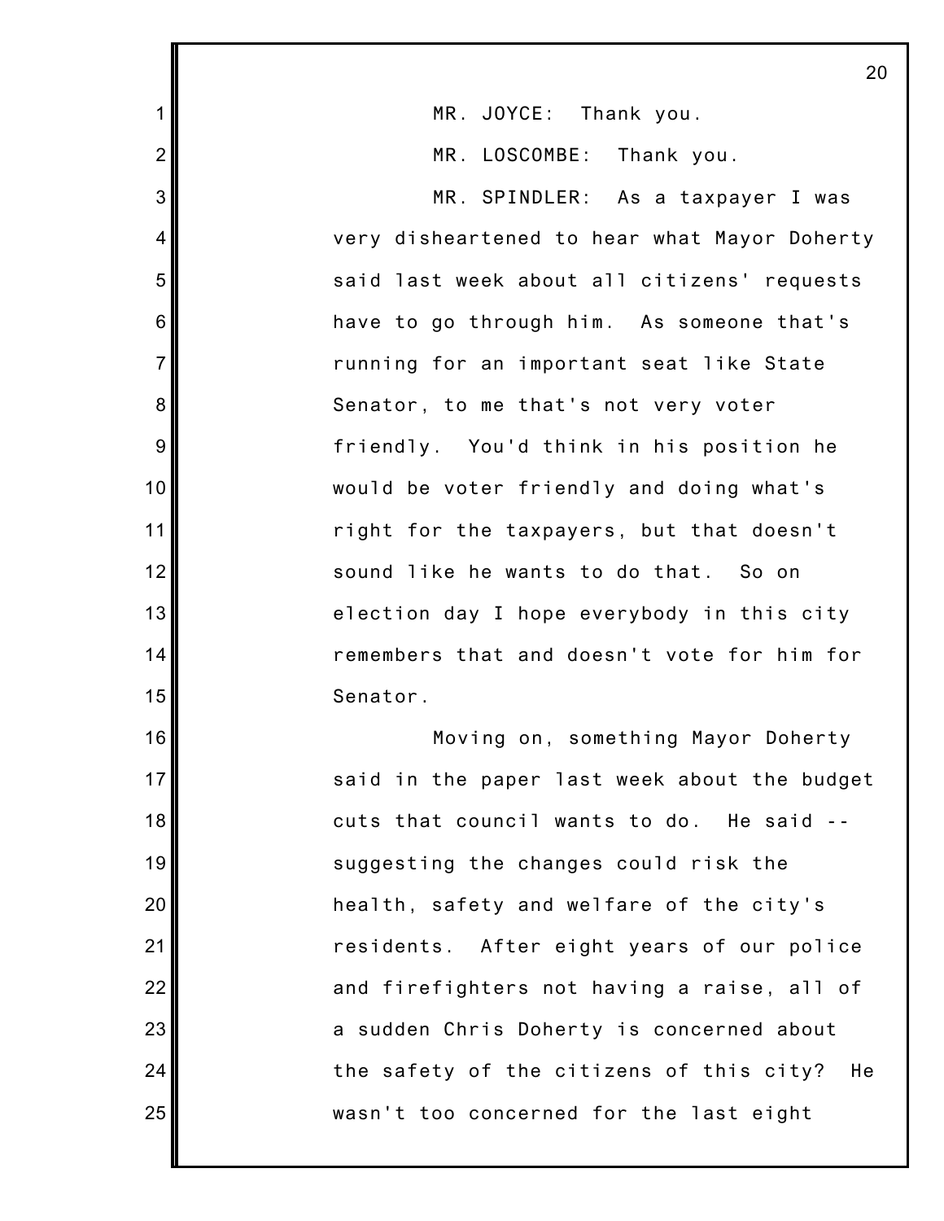MR. JOYCE: Thank you.

MR. LOSCOMBE: Thank you.

MR. SPINDLER: As a taxpayer I was very disheartened to hear what Mayor Doherty said last week about all citizens' requests have to go through him. As someone that's running for an important seat like State Senator, to me that's not very voter friendly. You'd think in his position he would be voter friendly and doing what's right for the taxpayers, but that doesn't sound like he wants to do that. So on election day I hope everybody in this city remembers that and doesn't vote for him for Senator.

Moving on, something Mayor Doherty said in the paper last week about the budget cuts that council wants to do. He said -- suggesting the changes could risk the health, safety and welfare of the city's residents. After eight years of our police and firefighters not having a raise, all of a sudden Chris Doherty is concerned about the safety of the citizens of this city? He wasn't too concerned for the last eight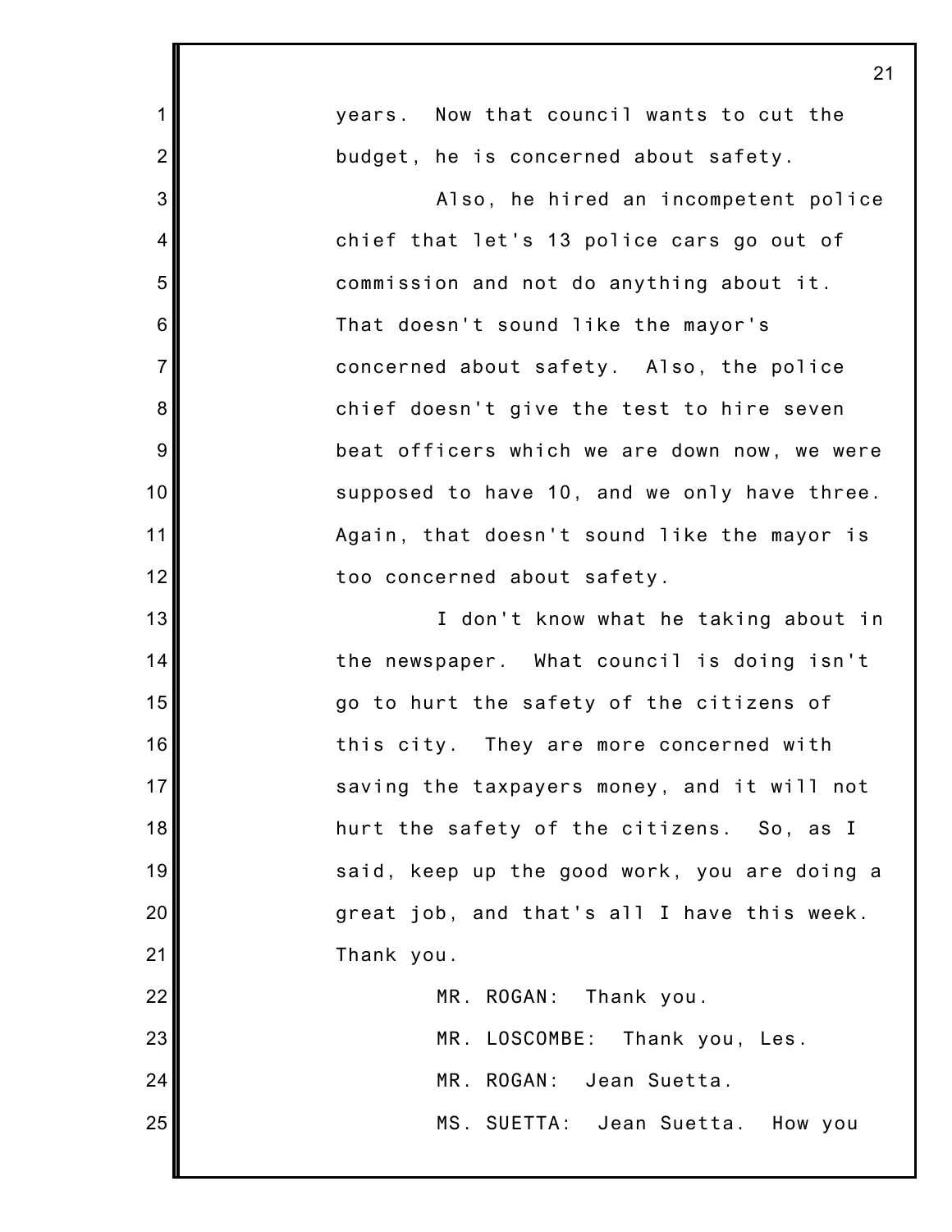years. Now that council wants to cut the budget, he is concerned about safety.

Also, he hired an incompetent police chief that let's 13 police cars go out of commission and not do anything about it. That doesn't sound like the mayor's concerned about safety. Also, the police chief doesn't give the test to hire seven beat officers which we are down now, we were supposed to have 10, and we only have three. Again, that doesn't sound like the mayor is too concerned about safety.

I don't know what he taking about in the newspaper. What council is doing isn't go to hurt the safety of the citizens of this city. They are more concerned with saving the taxpayers money, and it will not hurt the safety of the citizens. So, as I said, keep up the good work, you are doing a great job, and that's all I have this week. Thank you.

MR. ROGAN: Thank you.

MR. LOSCOMBE: Thank you, Les.

MR. ROGAN: Jean Suetta.

MS. SUETTA: Jean Suetta. How you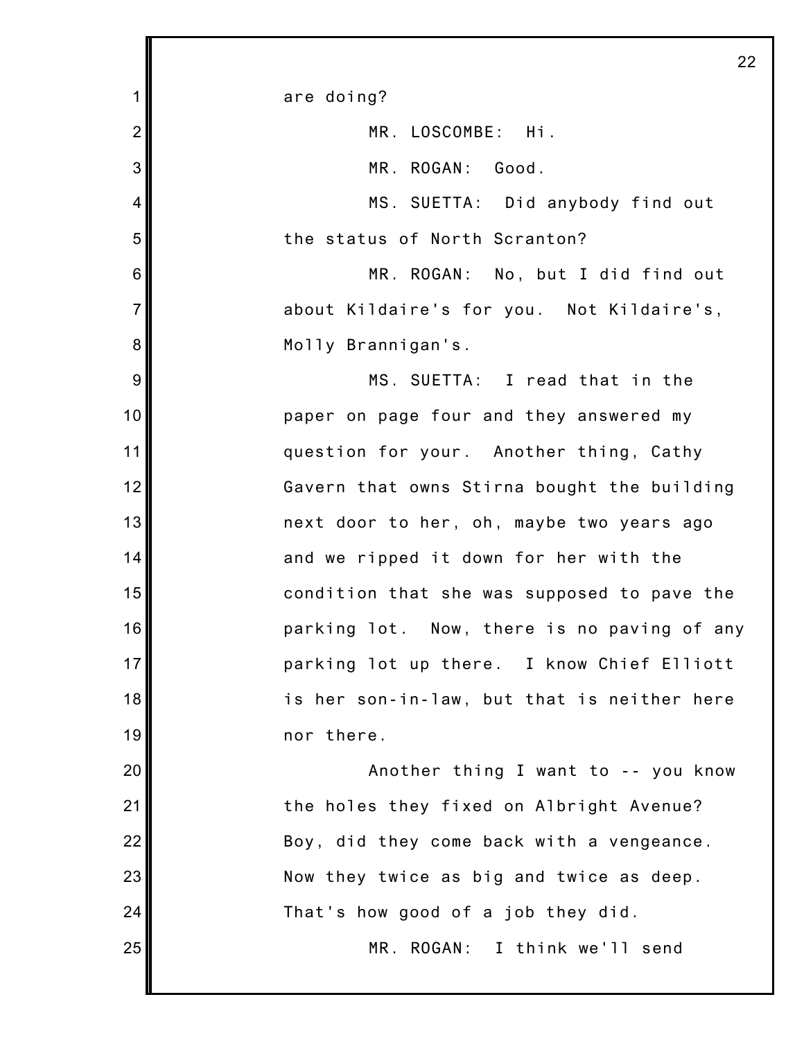are doing?

MR. LOSCOMBE: Hi.

MR. ROGAN: Good.

MS. SUETTA: Did anybody find out the status of North Scranton?

MR. ROGAN: No, but I did find out about Kildaire's for you. Not Kildaire's, Molly Brannigan's.

MS. SUETTA: I read that in the paper on page four and they answered my question for your. Another thing, Cathy Gavern that owns Stirna bought the building next door to her, oh, maybe two years ago and we ripped it down for her with the condition that she was supposed to pave the parking lot. Now, there is no paving of any parking lot up there. I know Chief Elliott is her son-in-law, but that is neither here nor there.

Another thing I want to -- you know the holes they fixed on Albright Avenue? Boy, did they come back with a vengeance. Now they twice as big and twice as deep. That's how good of a job they did.

MR. ROGAN: I think we'll send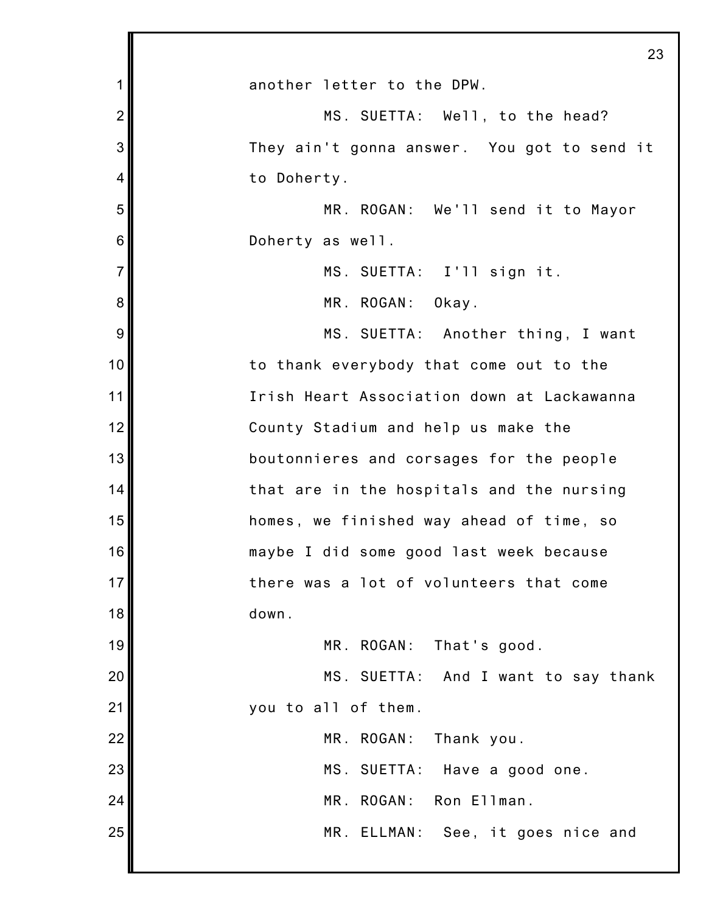another letter to the DPW.

MS. SUETTA: Well, to the head? They ain't gonna answer. You got to send it to Doherty.

MR. ROGAN: We'll send it to Mayor Doherty as well.

MS. SUETTA: I'll sign it.

MR. ROGAN: Okay.

MS. SUETTA: Another thing, I want to thank everybody that come out to the Irish Heart Association down at Lackawanna County Stadium and help us make the boutonnieres and corsages for the people that are in the hospitals and the nursing homes, we finished way ahead of time, so maybe I did some good last week because there was a lot of volunteers that come down.

MR. ROGAN: That's good.

MS. SUETTA: And I want to say thank you to all of them.

MR. ROGAN: Thank you.

MS. SUETTA: Have a good one.

MR. ROGAN: Ron Ellman.

MR. ELLMAN: See, it goes nice and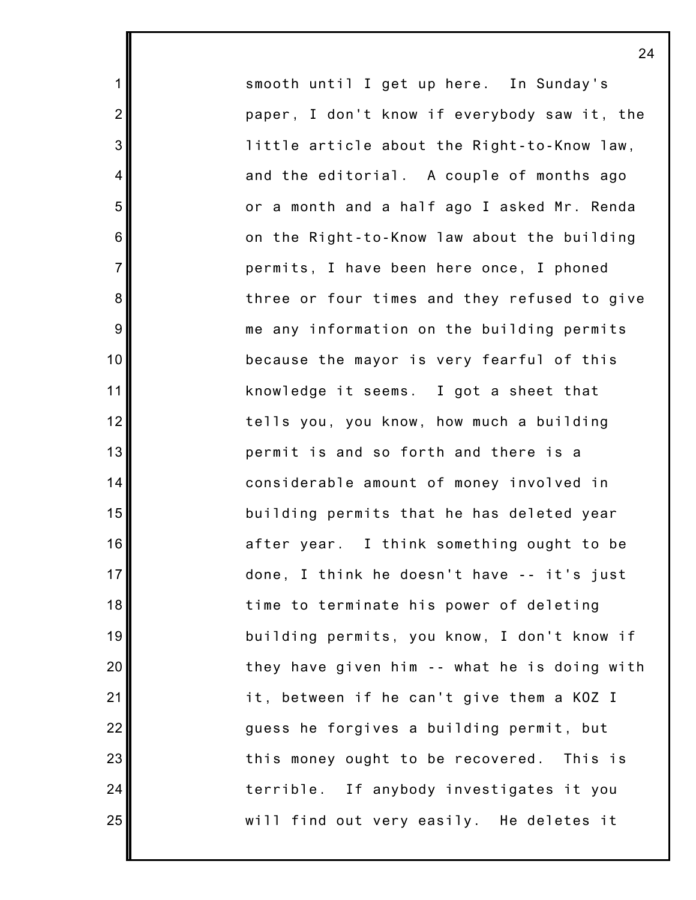smooth until I get up here. In Sunday's paper, I don't know if everybody saw it, the little article about the Right-to-Know law, and the editorial. A couple of months ago or a month and a half ago I asked Mr. Renda on the Right-to-Know law about the building permits, I have been here once, I phoned three or four times and they refused to give me any information on the building permits because the mayor is very fearful of this knowledge it seems. I got a sheet that tells you, you know, how much a building permit is and so forth and there is a considerable amount of money involved in building permits that he has deleted year after year. I think something ought to be done, I think he doesn't have -- it's just time to terminate his power of deleting building permits, you know, I don't know if they have given him -- what he is doing with it, between if he can't give them a KOZ I guess he forgives a building permit, but this money ought to be recovered. This is terrible. If anybody investigates it you will find out very easily. He deletes it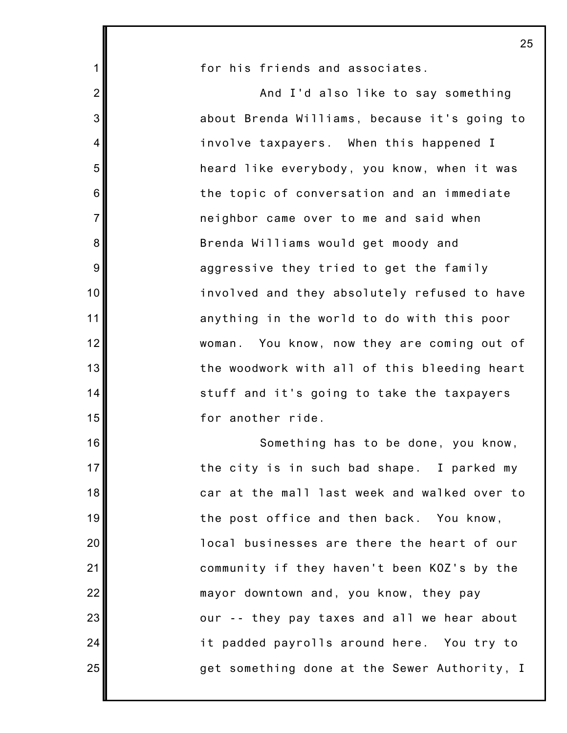for his friends and associates.

And I'd also like to say something about Brenda Williams, because it's going to involve taxpayers. When this happened I heard like everybody, you know, when it was the topic of conversation and an immediate neighbor came over to me and said when Brenda Williams would get moody and aggressive they tried to get the family involved and they absolutely refused to have anything in the world to do with this poor woman. You know, now they are coming out of the woodwork with all of this bleeding heart stuff and it's going to take the taxpayers for another ride.

Something has to be done, you know, the city is in such bad shape. I parked my car at the mall last week and walked over to the post office and then back. You know, local businesses are there the heart of our community if they haven't been KOZ's by the mayor downtown and, you know, they pay our -- they pay taxes and all we hear about it padded payrolls around here. You try to get something done at the Sewer Authority, I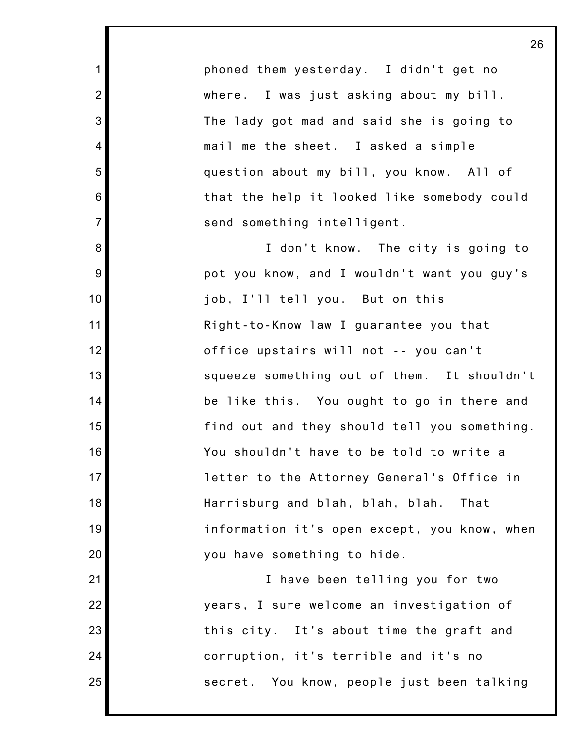phoned them yesterday. I didn't get no where. I was just asking about my bill. The lady got mad and said she is going to mail me the sheet. I asked a simple question about my bill, you know. All of that the help it looked like somebody could send something intelligent.

I don't know. The city is going to pot you know, and I wouldn't want you guy's job, I'll tell you. But on this Right-to-Know law I guarantee you that office upstairs will not -- you can't squeeze something out of them. It shouldn't be like this. You ought to go in there and find out and they should tell you something. You shouldn't have to be told to write a letter to the Attorney General's Office in Harrisburg and blah, blah, blah. That information it's open except, you know, when you have something to hide.

I have been telling you for two years, I sure welcome an investigation of this city. It's about time the graft and corruption, it's terrible and it's no secret. You know, people just been talking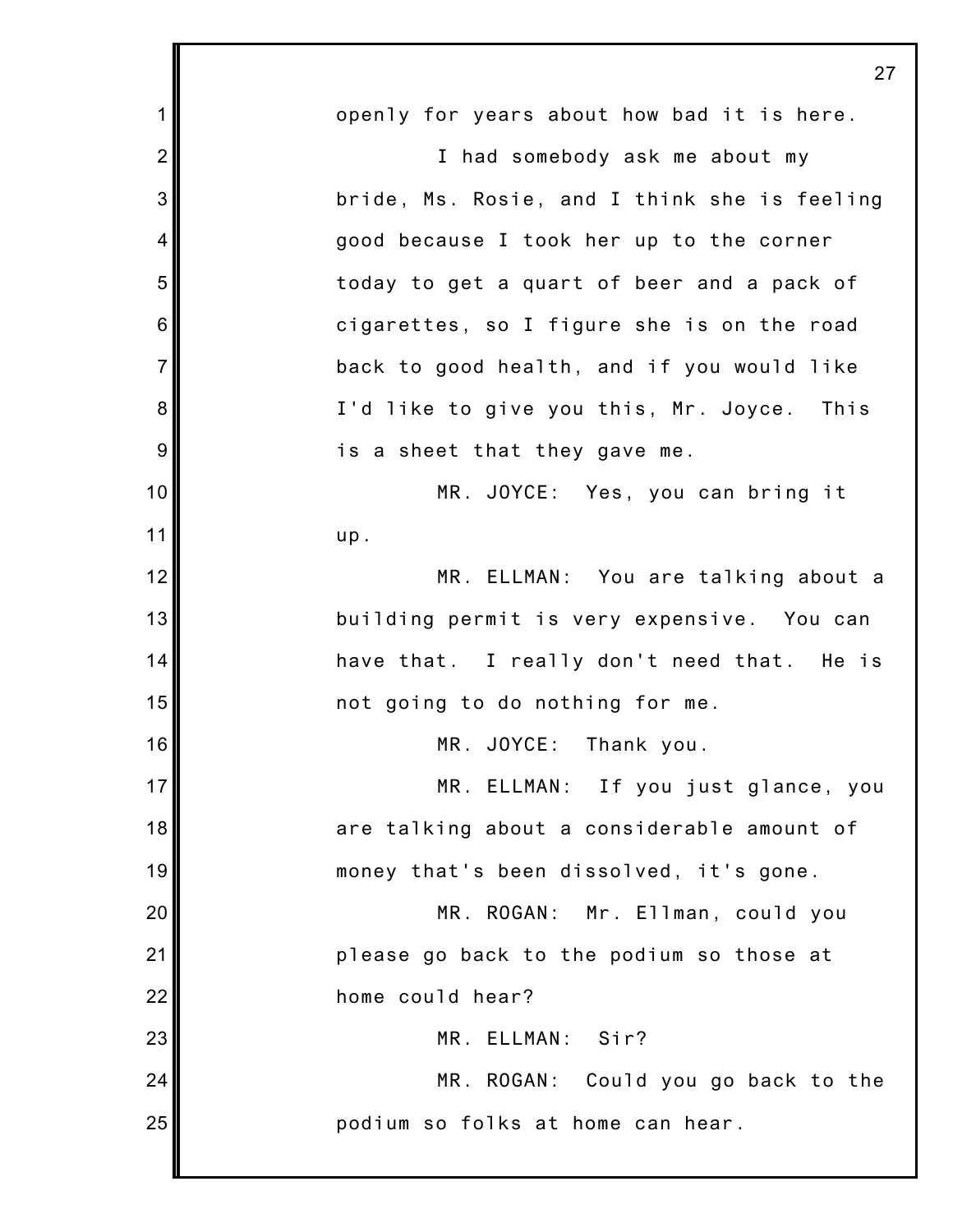openly for years about how bad it is here.

I had somebody ask me about my bride, Ms. Rosie, and I think she is feeling good because I took her up to the corner today to get a quart of beer and a pack of cigarettes, so I figure she is on the road back to good health, and if you would like I'd like to give you this, Mr. Joyce. This is a sheet that they gave me.

MR. JOYCE: Yes, you can bring it up.

MR. ELLMAN: You are talking about a building permit is very expensive. You can have that. I really don't need that. He is not going to do nothing for me.

MR. JOYCE: Thank you.

MR. ELLMAN: If you just glance, you are talking about a considerable amount of money that's been dissolved, it's gone.

MR. ROGAN: Mr. Ellman, could you please go back to the podium so those at home could hear?

MR. ELLMAN: Sir?

MR. ROGAN: Could you go back to the podium so folks at home can hear.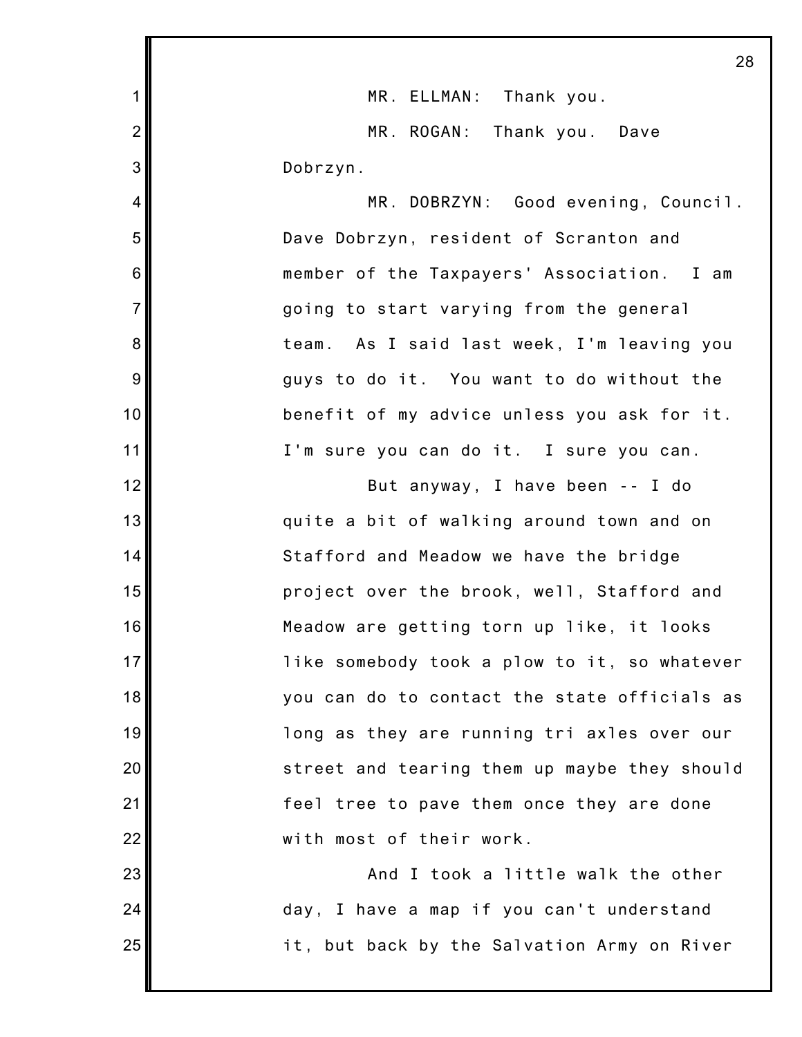MR. ELLMAN: Thank you.

MR. ROGAN: Thank you. Dave Dobrzyn.

MR. DOBRZYN: Good evening, Council. Dave Dobrzyn, resident of Scranton and member of the Taxpayers' Association. I am going to start varying from the general team. As I said last week, I'm leaving you guys to do it. You want to do without the benefit of my advice unless you ask for it. I'm sure you can do it. I sure you can.

But anyway, I have been -- I do quite a bit of walking around town and on Stafford and Meadow we have the bridge project over the brook, well, Stafford and Meadow are getting torn up like, it looks like somebody took a plow to it, so whatever you can do to contact the state officials as long as they are running tri axles over our street and tearing them up maybe they should feel tree to pave them once they are done with most of their work.

And I took a little walk the other day, I have a map if you can't understand it, but back by the Salvation Army on River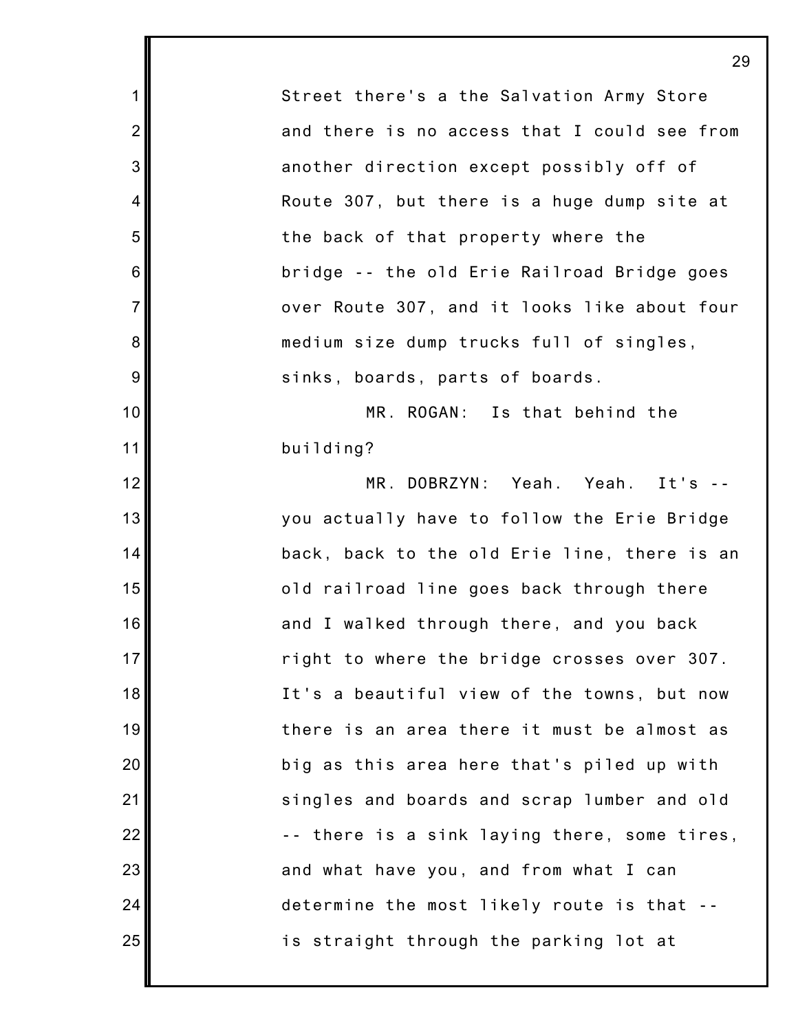Street there's a the Salvation Army Store and there is no access that I could see from another direction except possibly off of Route 307, but there is a huge dump site at the back of that property where the bridge -- the old Erie Railroad Bridge goes over Route 307, and it looks like about four medium size dump trucks full of singles, sinks, boards, parts of boards.

MR. ROGAN: Is that behind the building?

MR. DOBRZYN: Yeah. Yeah. It's -- you actually have to follow the Erie Bridge back, back to the old Erie line, there is an old railroad line goes back through there and I walked through there, and you back right to where the bridge crosses over 307. It's a beautiful view of the towns, but now there is an area there it must be almost as big as this area here that's piled up with singles and boards and scrap lumber and old -- there is a sink laying there, some tires, and what have you, and from what I can determine the most likely route is that -- is straight through the parking lot at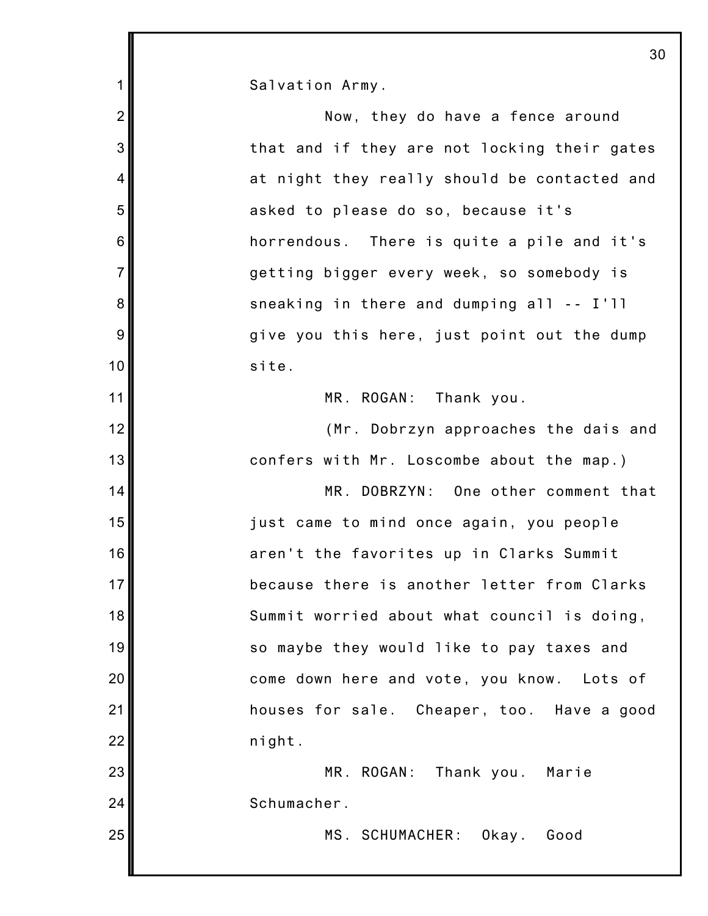Salvation Army.

Now, they do have a fence around that and if they are not locking their gates at night they really should be contacted and asked to please do so, because it's horrendous. There is quite a pile and it's getting bigger every week, so somebody is sneaking in there and dumping all -- I'll give you this here, just point out the dump site.

MR. ROGAN: Thank you.

(Mr. Dobrzyn approaches the dais and confers with Mr. Loscombe about the map.)

MR. DOBRZYN: One other comment that just came to mind once again, you people aren't the favorites up in Clarks Summit because there is another letter from Clarks Summit worried about what council is doing, so maybe they would like to pay taxes and come down here and vote, you know. Lots of houses for sale. Cheaper, too. Have a good night.

MR. ROGAN: Thank you. Marie Schumacher.

MS. SCHUMACHER: Okay. Good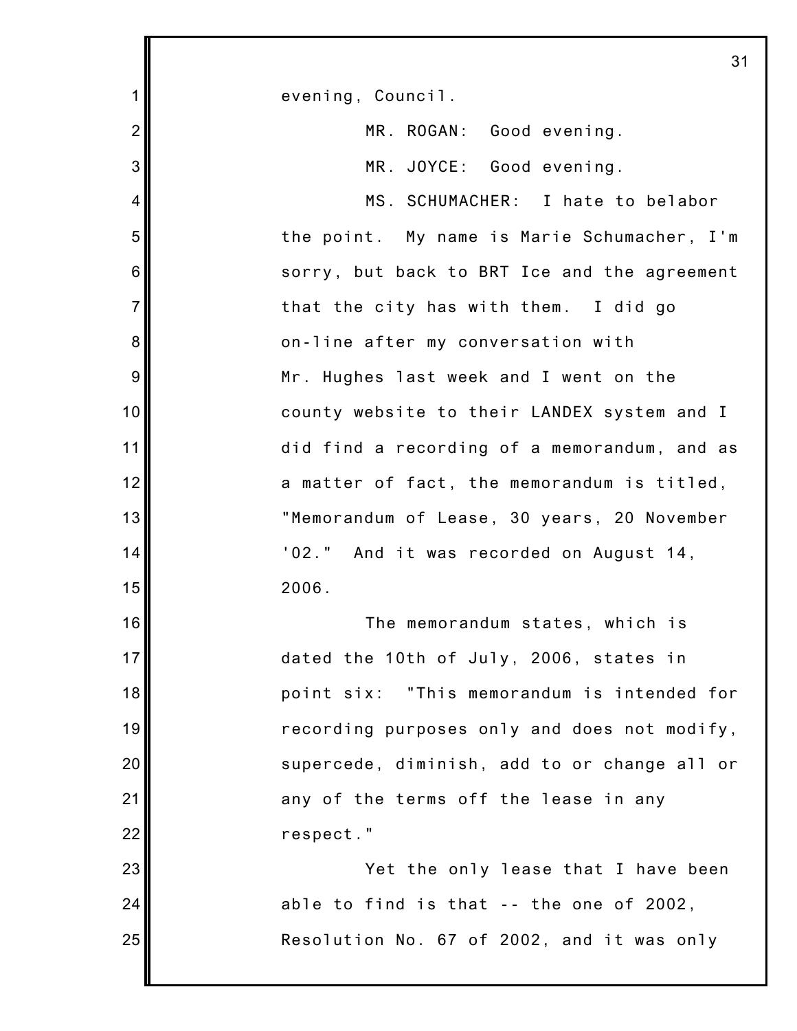evening, Council.

MR. ROGAN: Good evening.

MR. JOYCE: Good evening.

MS. SCHUMACHER: I hate to belabor the point. My name is Marie Schumacher, I'm sorry, but back to BRT Ice and the agreement that the city has with them. I did go on-line after my conversation with Mr. Hughes last week and I went on the county website to their LANDEX system and I did find a recording of a memorandum, and as a matter of fact, the memorandum is titled, "Memorandum of Lease, 30 years, 20 November '02." And it was recorded on August 14, 2006.

The memorandum states, which is dated the 10th of July, 2006, states in point six: "This memorandum is intended for recording purposes only and does not modify, supercede, diminish, add to or change all or any of the terms off the lease in any respect."

Yet the only lease that I have been able to find is that -- the one of 2002, Resolution No. 67 of 2002, and it was only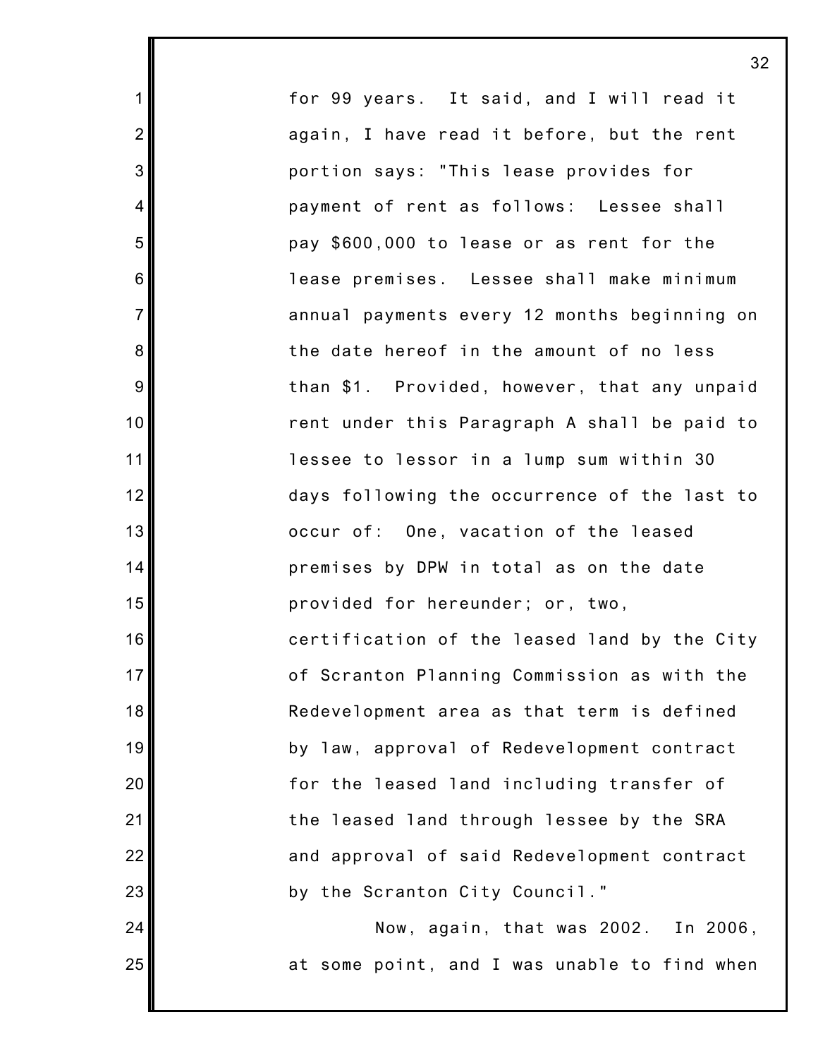for 99 years. It said, and I will read it again, I have read it before, but the rent portion says: "This lease provides for payment of rent as follows: Lessee shall pay $600,000 to lease or as rent for the lease premises. Lessee shall make minimum annual payments every 12 months beginning on the date hereof in the amount of no less than $1. Provided, however, that any unpaid rent under this Paragraph A shall be paid to lessee to lessor in a lump sum within 30 days following the occurrence of the last to occur of: One, vacation of the leased premises by DPW in total as on the date provided for hereunder; or, two, certification of the leased land by the City of Scranton Planning Commission as with the Redevelopment area as that term is defined by law, approval of Redevelopment contract for the leased land including transfer of the leased land through lessee by the SRA and approval of said Redevelopment contract by the Scranton City Council."

Now, again, that was 2002. In 2006, at some point, and I was unable to find when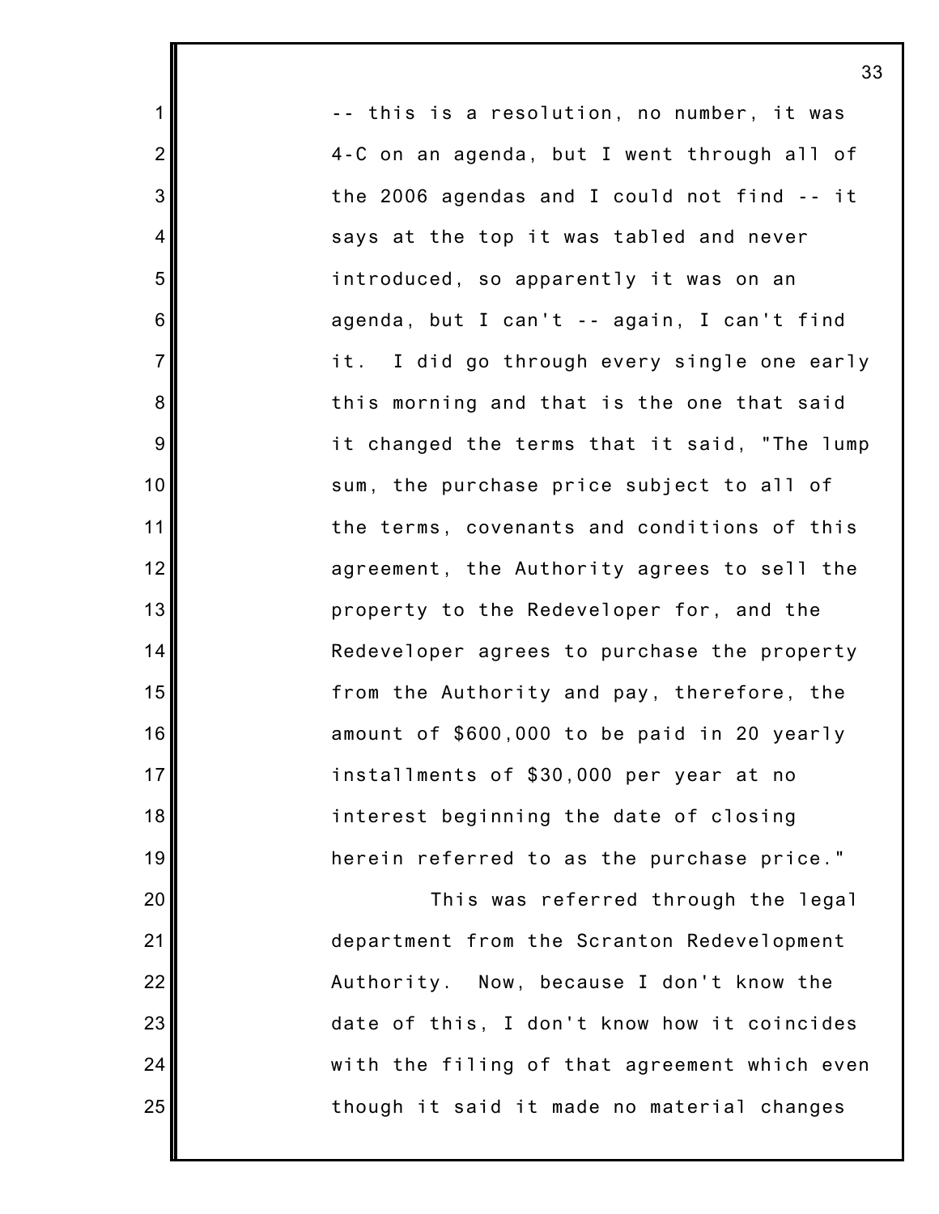-- this is a resolution, no number, it was 4-C on an agenda, but I went through all of the 2006 agendas and I could not find -- it says at the top it was tabled and never introduced, so apparently it was on an agenda, but I can't -- again, I can't find it. I did go through every single one early this morning and that is the one that said it changed the terms that it said, "The lump sum, the purchase price subject to all of the terms, covenants and conditions of this agreement, the Authority agrees to sell the property to the Redeveloper for, and the Redeveloper agrees to purchase the property from the Authority and pay, therefore, the amount of $600,000 to be paid in 20 yearly installments of $30,000 per year at no interest beginning the date of closing herein referred to as the purchase price."

This was referred through the legal department from the Scranton Redevelopment Authority. Now, because I don't know the date of this, I don't know how it coincides with the filing of that agreement which even though it said it made no material changes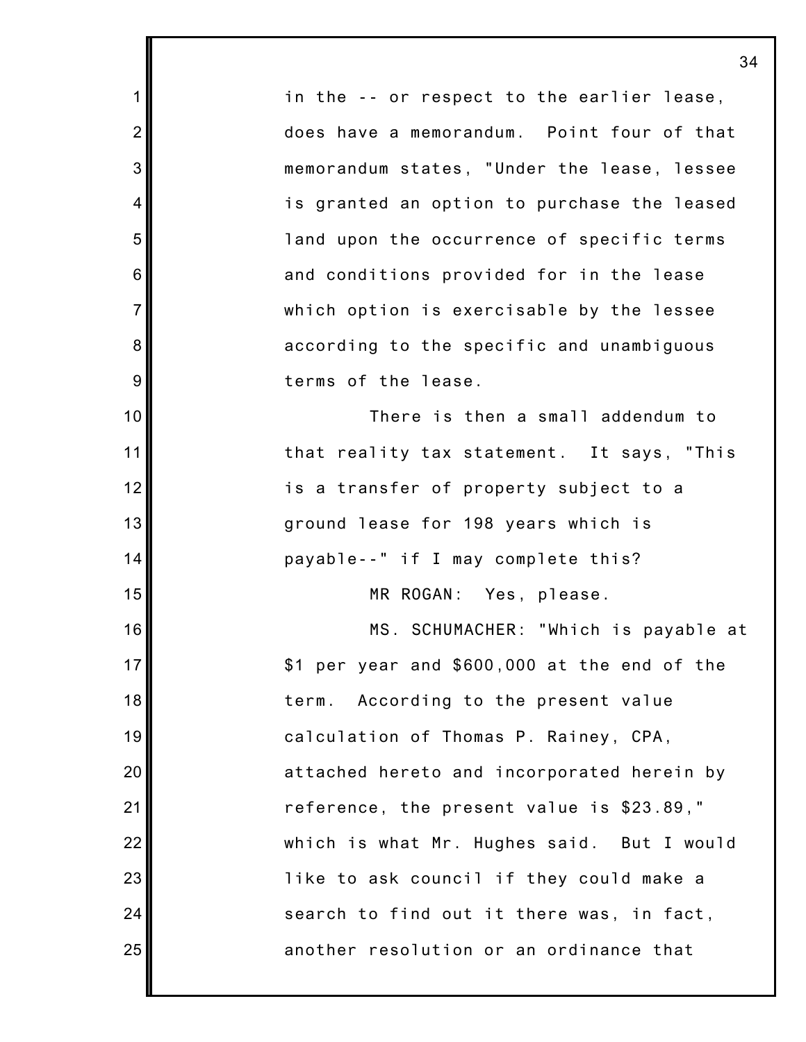in the -- or respect to the earlier lease, does have a memorandum. Point four of that memorandum states, "Under the lease, lessee is granted an option to purchase the leased land upon the occurrence of specific terms and conditions provided for in the lease which option is exercisable by the lessee according to the specific and unambiguous terms of the lease.

There is then a small addendum to that reality tax statement. It says, "This is a transfer of property subject to a ground lease for 198 years which is payable--" if I may complete this?

MR ROGAN: Yes, please.

MS. SCHUMACHER: "Which is payable at $1 per year and $600,000 at the end of the term. According to the present value calculation of Thomas P. Rainey, CPA, attached hereto and incorporated herein by reference, the present value is $23.89," which is what Mr. Hughes said. But I would like to ask council if they could make a search to find out it there was, in fact, another resolution or an ordinance that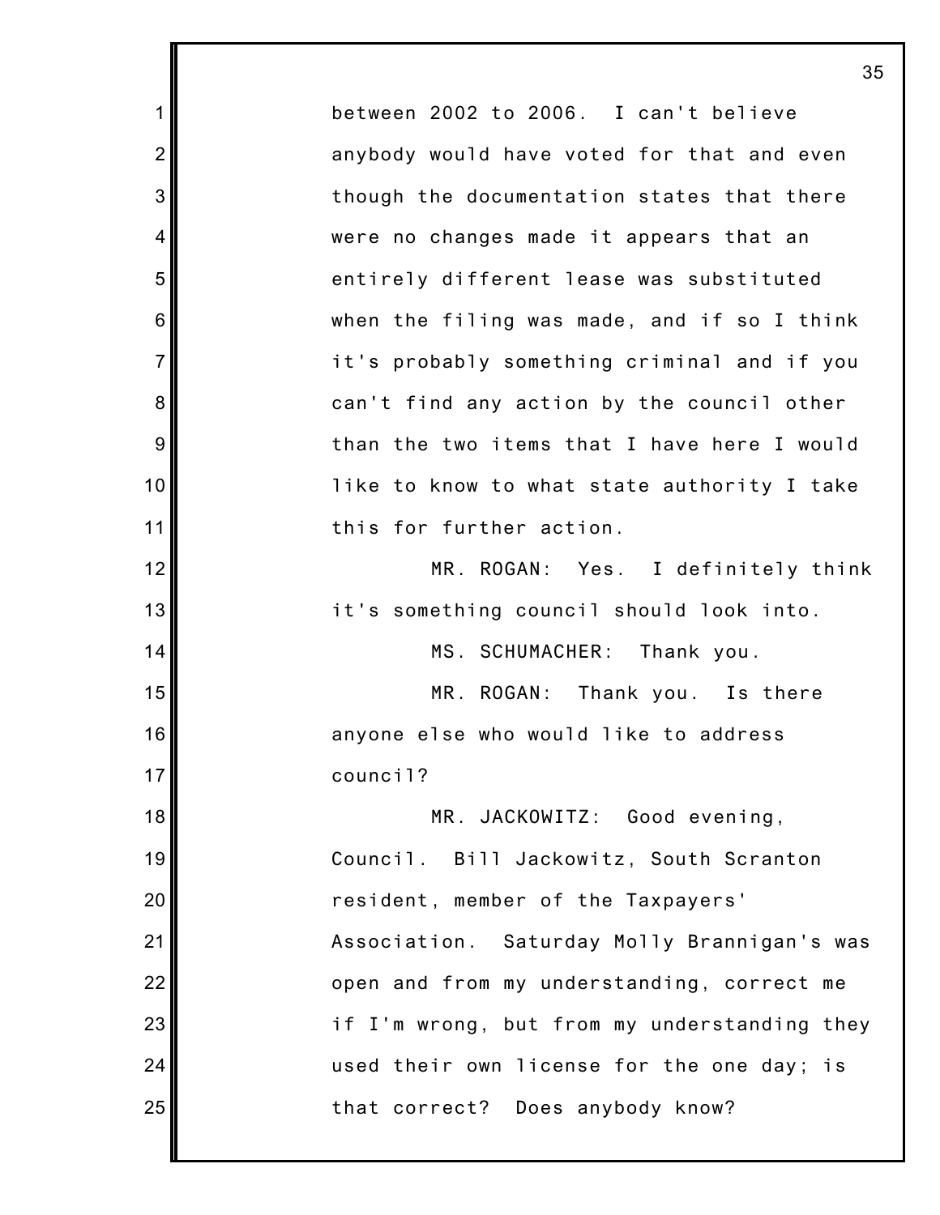between 2002 to 2006. I can't believe anybody would have voted for that and even though the documentation states that there were no changes made it appears that an entirely different lease was substituted when the filing was made, and if so I think it's probably something criminal and if you can't find any action by the council other than the two items that I have here I would like to know to what state authority I take this for further action.

MR. ROGAN: Yes. I definitely think it's something council should look into.

MS. SCHUMACHER: Thank you.

MR. ROGAN: Thank you. Is there anyone else who would like to address council?

MR. JACKOWITZ: Good evening, Council. Bill Jackowitz, South Scranton resident, member of the Taxpayers' Association. Saturday Molly Brannigan's was open and from my understanding, correct me if I'm wrong, but from my understanding they used their own license for the one day; is that correct? Does anybody know?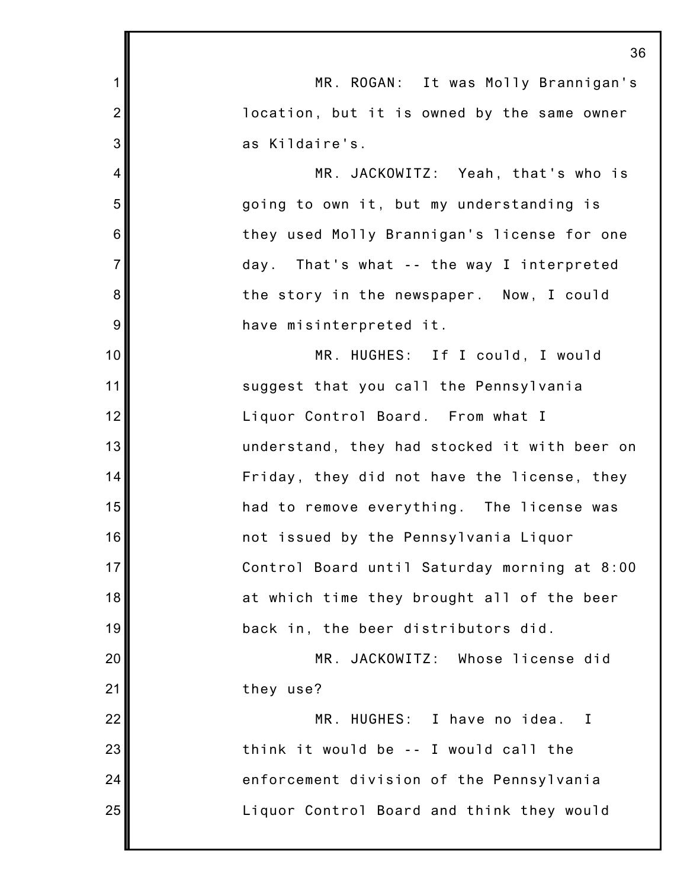MR. ROGAN: It was Molly Brannigan's location, but it is owned by the same owner as Kildaire's.

MR. JACKOWITZ: Yeah, that's who is going to own it, but my understanding is they used Molly Brannigan's license for one day. That's what -- the way I interpreted the story in the newspaper. Now, I could have misinterpreted it.

MR. HUGHES: If I could, I would suggest that you call the Pennsylvania Liquor Control Board. From what I understand, they had stocked it with beer on Friday, they did not have the license, they had to remove everything. The license was not issued by the Pennsylvania Liquor Control Board until Saturday morning at 8:00 at which time they brought all of the beer back in, the beer distributors did.

MR. JACKOWITZ: Whose license did they use?

MR. HUGHES: I have no idea. I think it would be -- I would call the enforcement division of the Pennsylvania Liquor Control Board and think they would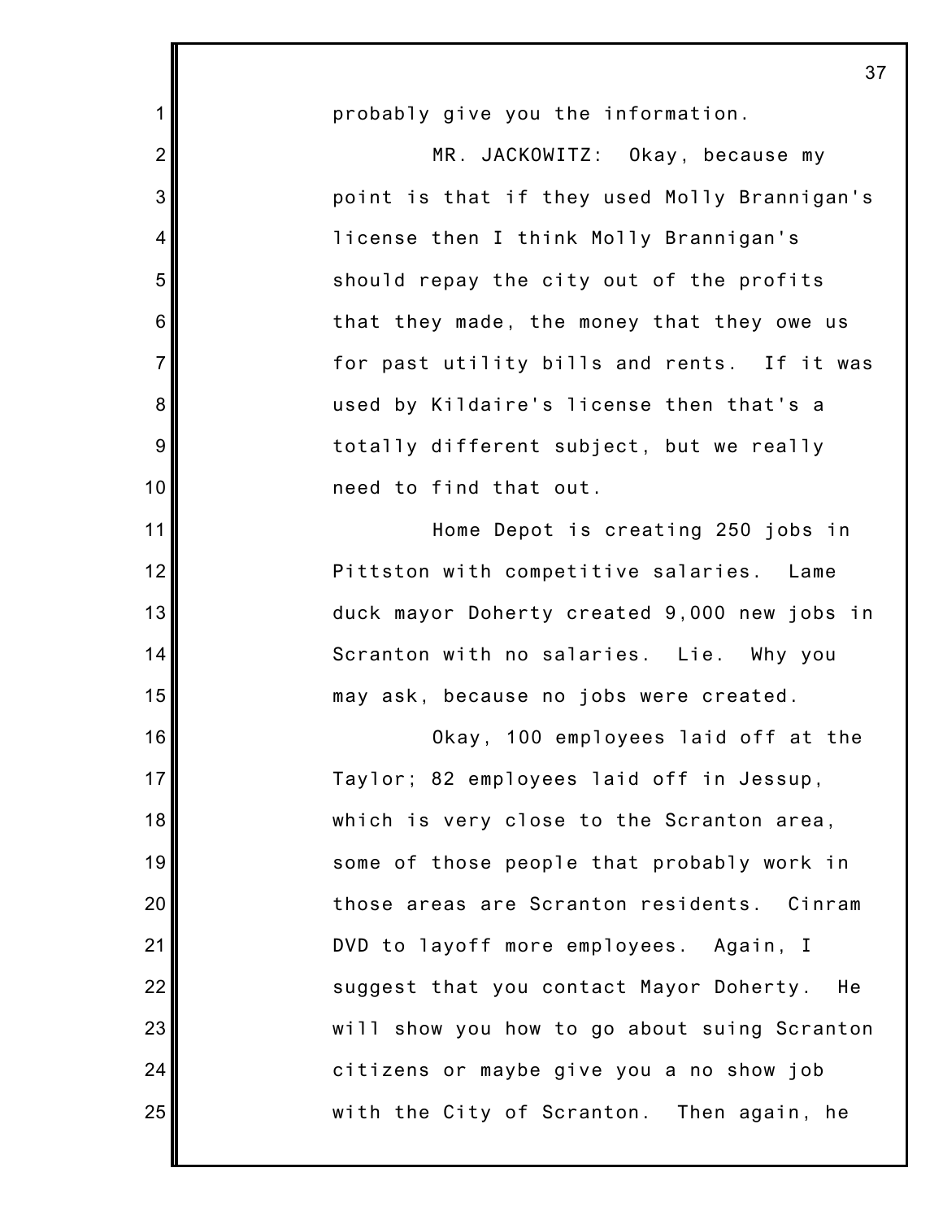probably give you the information.

MR. JACKOWITZ: Okay, because my point is that if they used Molly Brannigan's license then I think Molly Brannigan's should repay the city out of the profits that they made, the money that they owe us for past utility bills and rents. If it was used by Kildaire's license then that's a totally different subject, but we really need to find that out.

Home Depot is creating 250 jobs in Pittston with competitive salaries. Lame duck mayor Doherty created 9,000 new jobs in Scranton with no salaries. Lie. Why you may ask, because no jobs were created.

Okay, 100 employees laid off at the Taylor; 82 employees laid off in Jessup, which is very close to the Scranton area, some of those people that probably work in those areas are Scranton residents. Cinram DVD to layoff more employees. Again, I suggest that you contact Mayor Doherty. He will show you how to go about suing Scranton citizens or maybe give you a no show job with the City of Scranton. Then again, he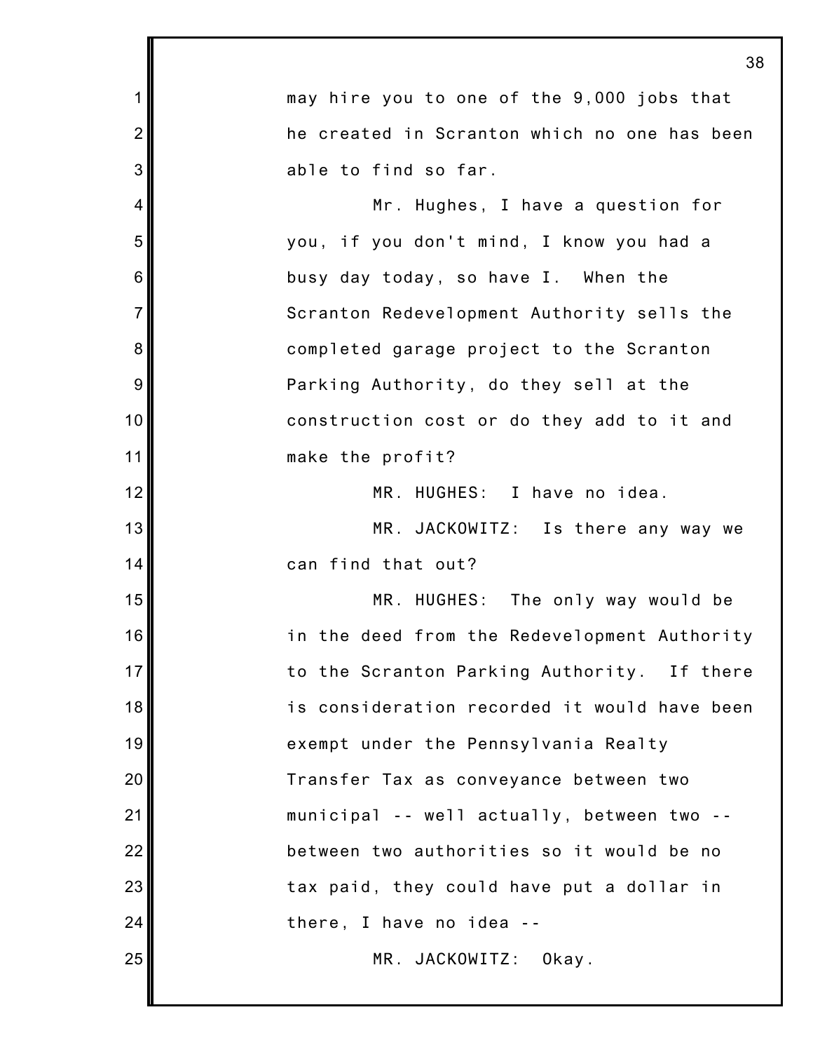may hire you to one of the 9,000 jobs that he created in Scranton which no one has been able to find so far.

Mr. Hughes, I have a question for you, if you don't mind, I know you had a busy day today, so have I. When the Scranton Redevelopment Authority sells the completed garage project to the Scranton Parking Authority, do they sell at the construction cost or do they add to it and make the profit?

MR. HUGHES: I have no idea.

MR. JACKOWITZ: Is there any way we can find that out?

MR. HUGHES: The only way would be in the deed from the Redevelopment Authority to the Scranton Parking Authority. If there is consideration recorded it would have been exempt under the Pennsylvania Realty Transfer Tax as conveyance between two municipal -- well actually, between two -- between two authorities so it would be no tax paid, they could have put a dollar in there, I have no idea --

MR. JACKOWITZ: Okay.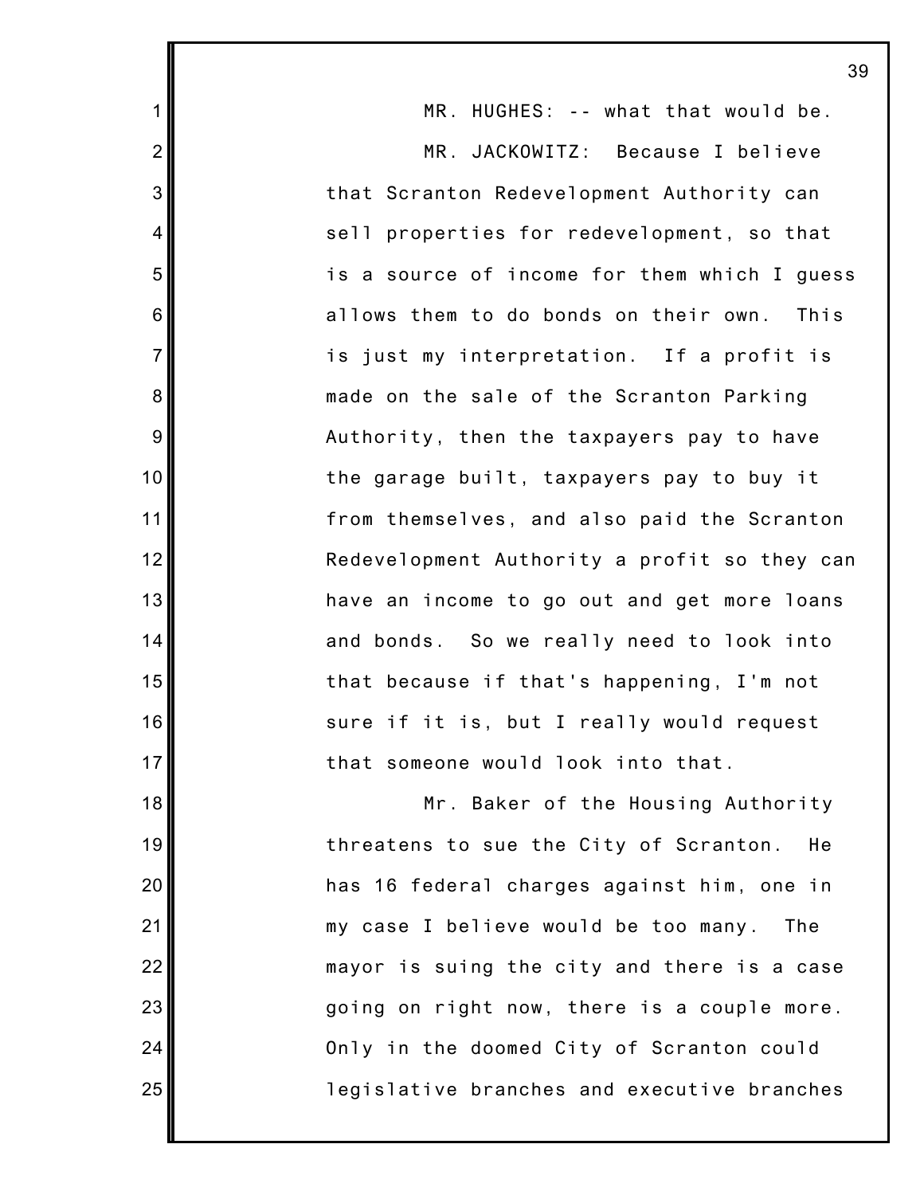MR. HUGHES: -- what that would be.

MR. JACKOWITZ: Because I believe that Scranton Redevelopment Authority can sell properties for redevelopment, so that is a source of income for them which I guess allows them to do bonds on their own. This is just my interpretation. If a profit is made on the sale of the Scranton Parking Authority, then the taxpayers pay to have the garage built, taxpayers pay to buy it from themselves, and also paid the Scranton Redevelopment Authority a profit so they can have an income to go out and get more loans and bonds. So we really need to look into that because if that's happening, I'm not sure if it is, but I really would request that someone would look into that.

Mr. Baker of the Housing Authority threatens to sue the City of Scranton. He has 16 federal charges against him, one in my case I believe would be too many. The mayor is suing the city and there is a case going on right now, there is a couple more. Only in the doomed City of Scranton could legislative branches and executive branches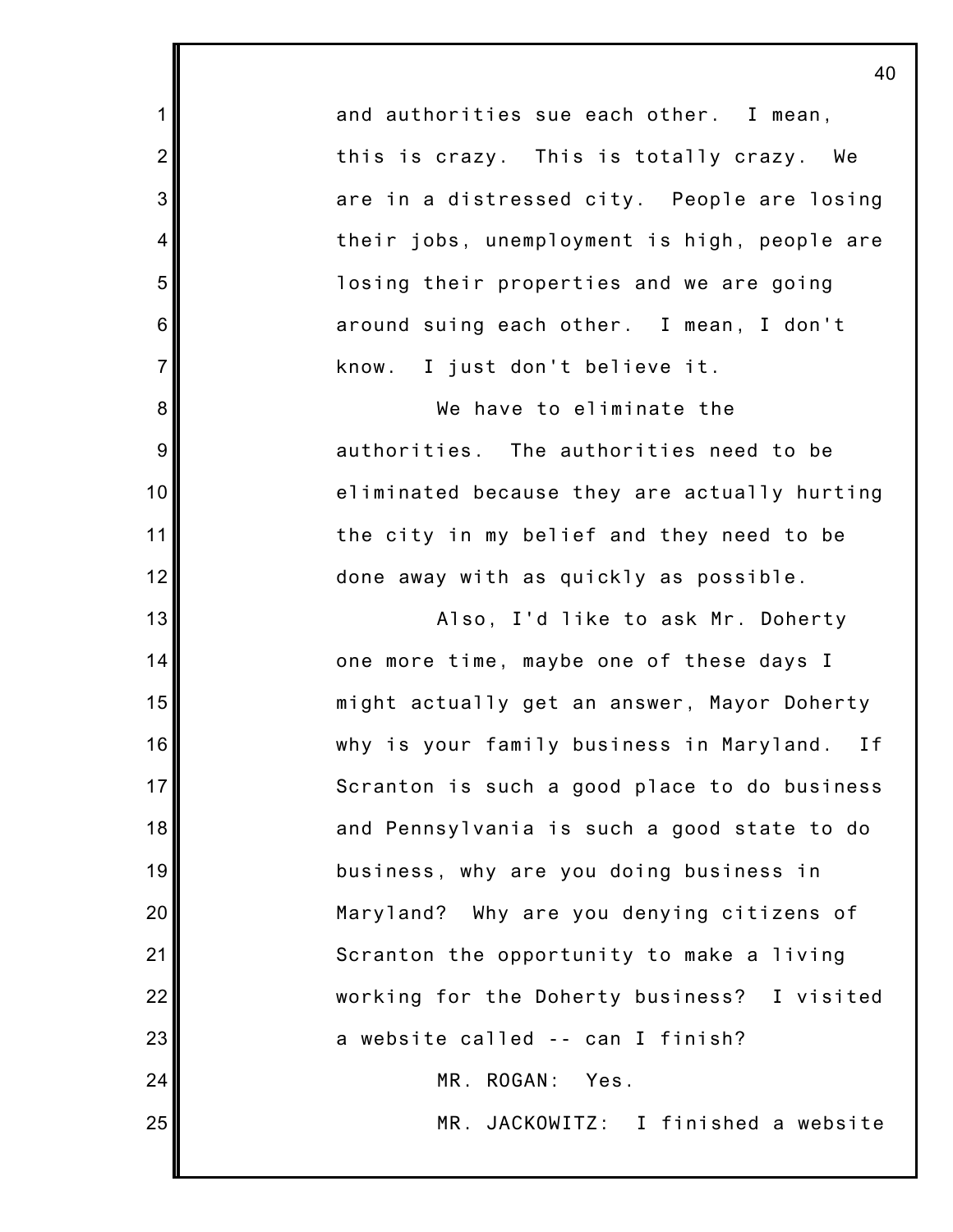and authorities sue each other. I mean, this is crazy. This is totally crazy. We are in a distressed city. People are losing their jobs, unemployment is high, people are losing their properties and we are going around suing each other. I mean, I don't know. I just don't believe it.

We have to eliminate the authorities. The authorities need to be eliminated because they are actually hurting the city in my belief and they need to be done away with as quickly as possible.

Also, I'd like to ask Mr. Doherty one more time, maybe one of these days I might actually get an answer, Mayor Doherty why is your family business in Maryland. If Scranton is such a good place to do business and Pennsylvania is such a good state to do business, why are you doing business in Maryland? Why are you denying citizens of Scranton the opportunity to make a living working for the Doherty business? I visited a website called -- can I finish?

MR. ROGAN: Yes.

MR. JACKOWITZ: I finished a website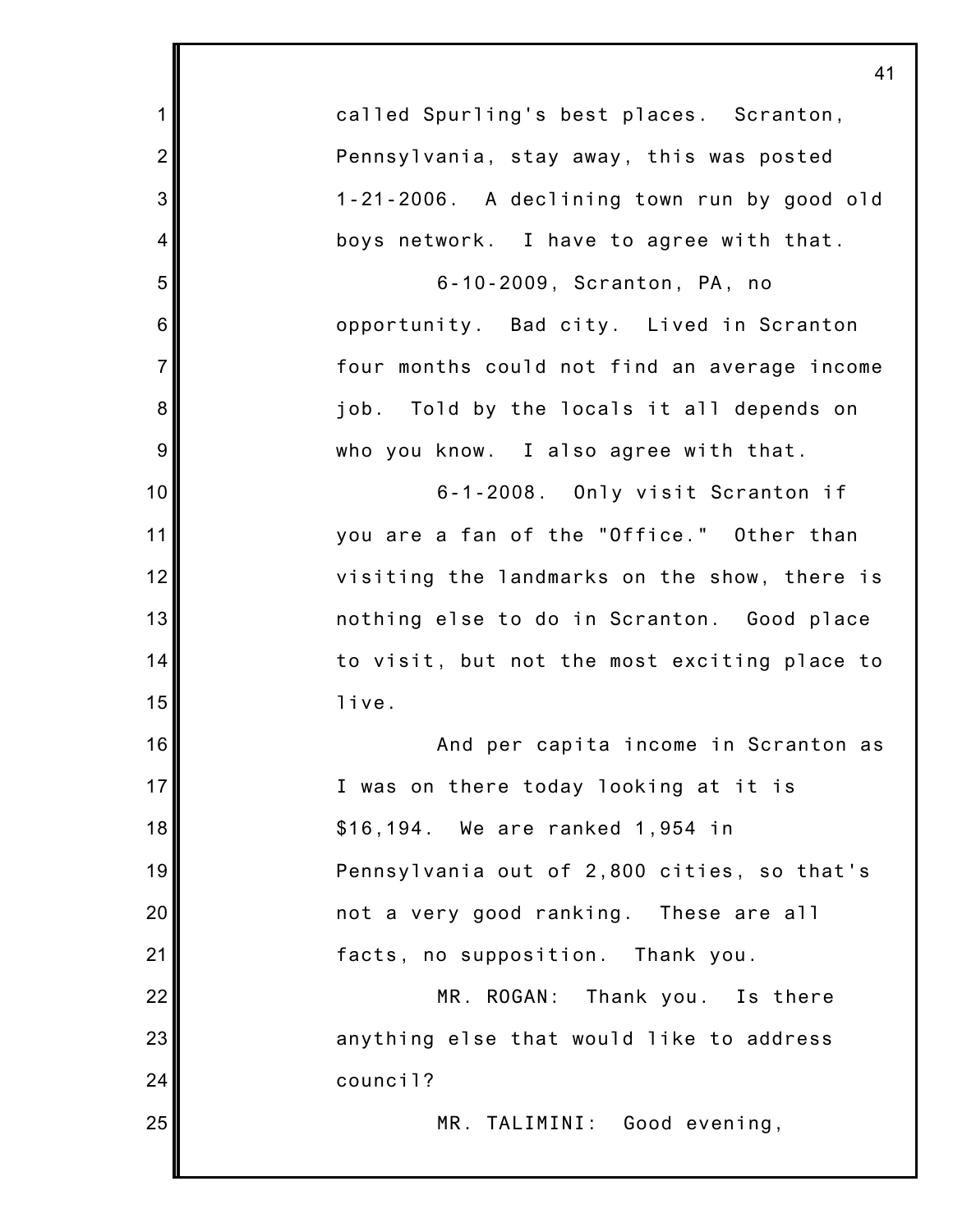called Spurling's best places. Scranton, Pennsylvania, stay away, this was posted 1-21-2006. A declining town run by good old boys network. I have to agree with that.

6-10-2009, Scranton, PA, no opportunity. Bad city. Lived in Scranton four months could not find an average income job. Told by the locals it all depends on who you know. I also agree with that.

6-1-2008. Only visit Scranton if you are a fan of the "Office." Other than visiting the landmarks on the show, there is nothing else to do in Scranton. Good place to visit, but not the most exciting place to live.

And per capita income in Scranton as I was on there today looking at it is $16,194. We are ranked 1,954 in Pennsylvania out of 2,800 cities, so that's not a very good ranking. These are all facts, no supposition. Thank you.

MR. ROGAN: Thank you. Is there anything else that would like to address council?

MR. TALIMINI: Good evening,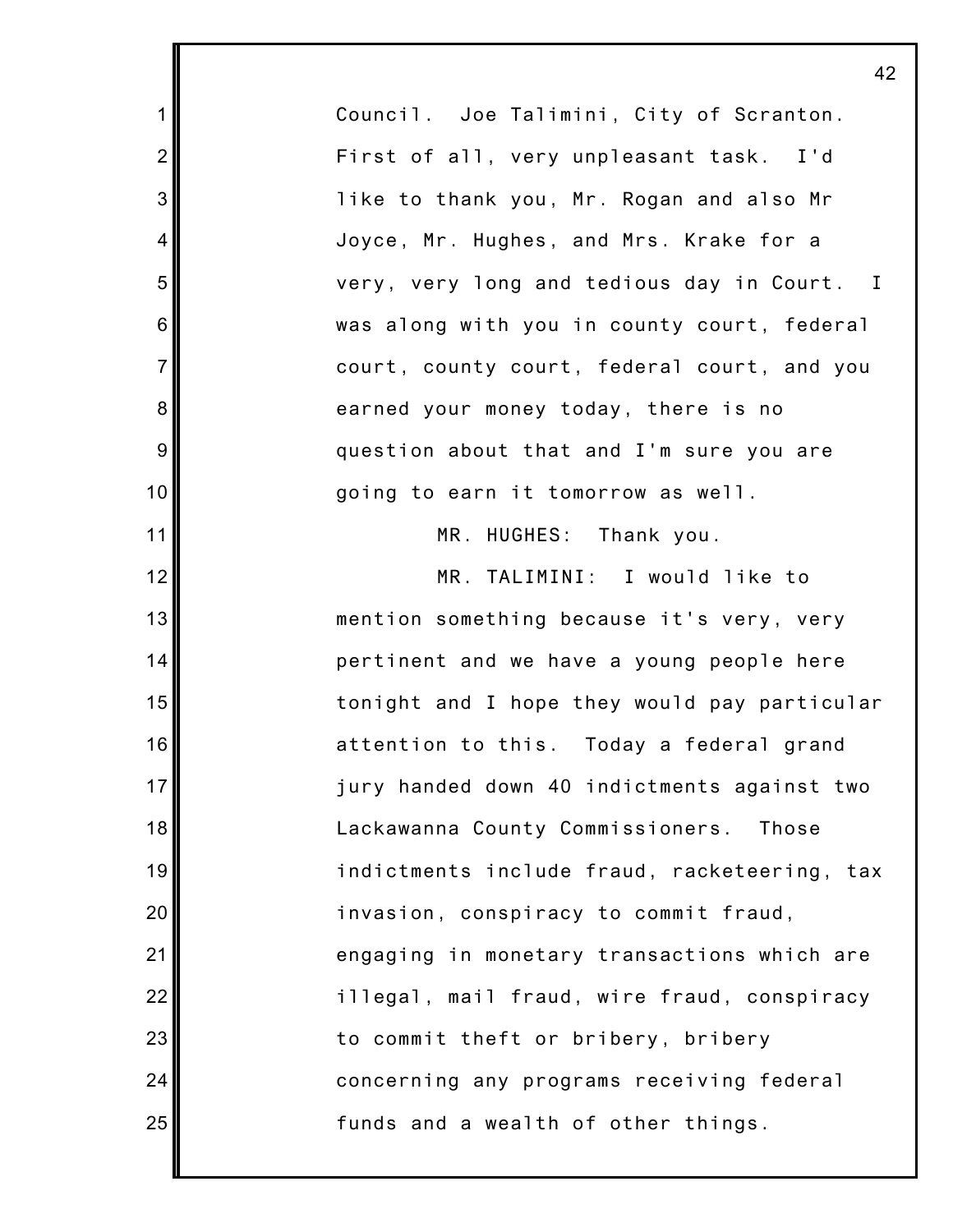Council. Joe Talimini, City of Scranton. First of all, very unpleasant task. I'd like to thank you, Mr. Rogan and also Mr Joyce, Mr. Hughes, and Mrs. Krake for a very, very long and tedious day in Court. I was along with you in county court, federal court, county court, federal court, and you earned your money today, there is no question about that and I'm sure you are going to earn it tomorrow as well.

MR. HUGHES: Thank you.

MR. TALIMINI: I would like to mention something because it's very, very pertinent and we have a young people here tonight and I hope they would pay particular attention to this. Today a federal grand jury handed down 40 indictments against two Lackawanna County Commissioners. Those indictments include fraud, racketeering, tax invasion, conspiracy to commit fraud, engaging in monetary transactions which are illegal, mail fraud, wire fraud, conspiracy to commit theft or bribery, bribery concerning any programs receiving federal funds and a wealth of other things.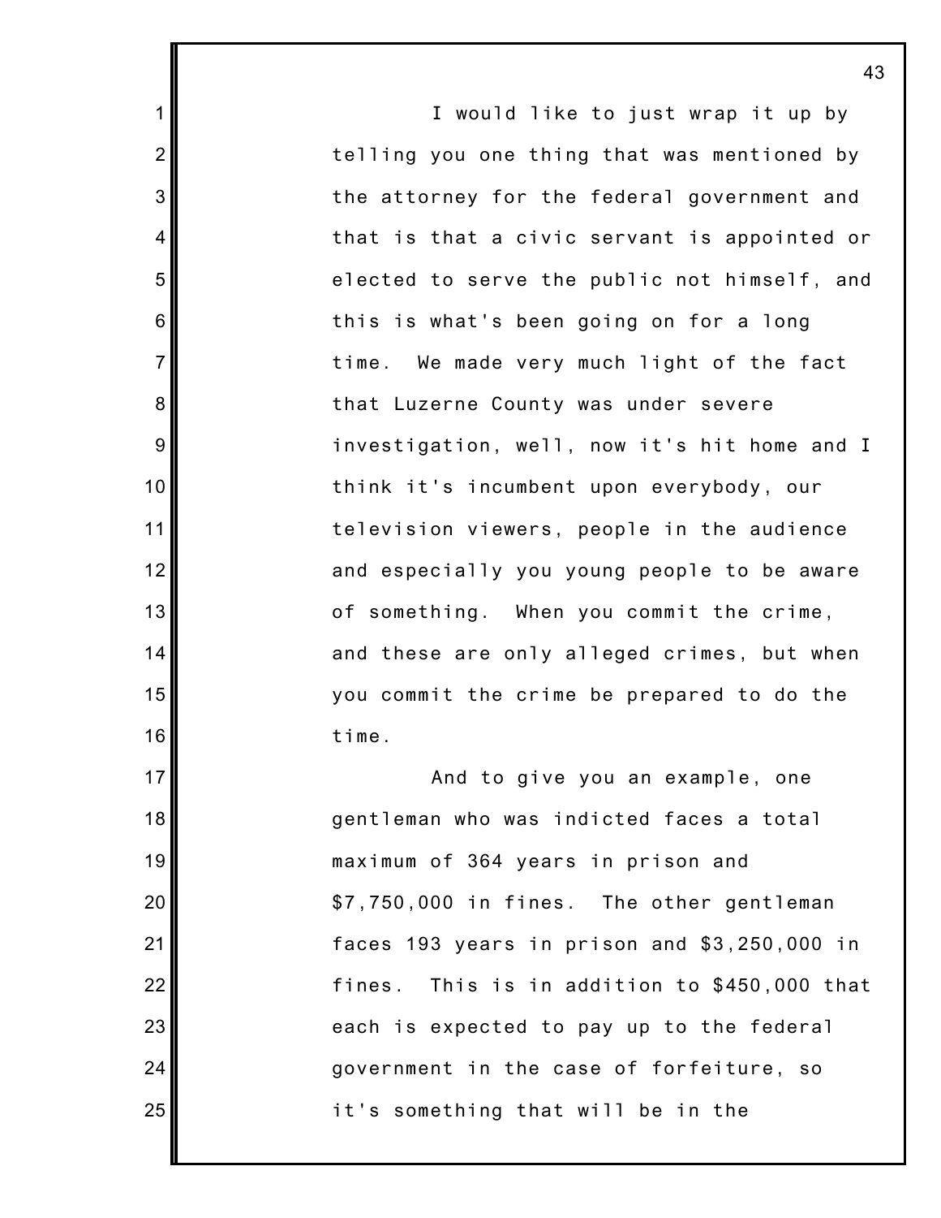I would like to just wrap it up by telling you one thing that was mentioned by the attorney for the federal government and that is that a civic servant is appointed or elected to serve the public not himself, and this is what's been going on for a long time. We made very much light of the fact that Luzerne County was under severe investigation, well, now it's hit home and I think it's incumbent upon everybody, our television viewers, people in the audience and especially you young people to be aware of something. When you commit the crime, and these are only alleged crimes, but when you commit the crime be prepared to do the time.

And to give you an example, one gentleman who was indicted faces a total maximum of 364 years in prison and $7,750,000 in fines. The other gentleman faces 193 years in prison and $3,250,000 in fines. This is in addition to $450,000 that each is expected to pay up to the federal government in the case of forfeiture, so it's something that will be in the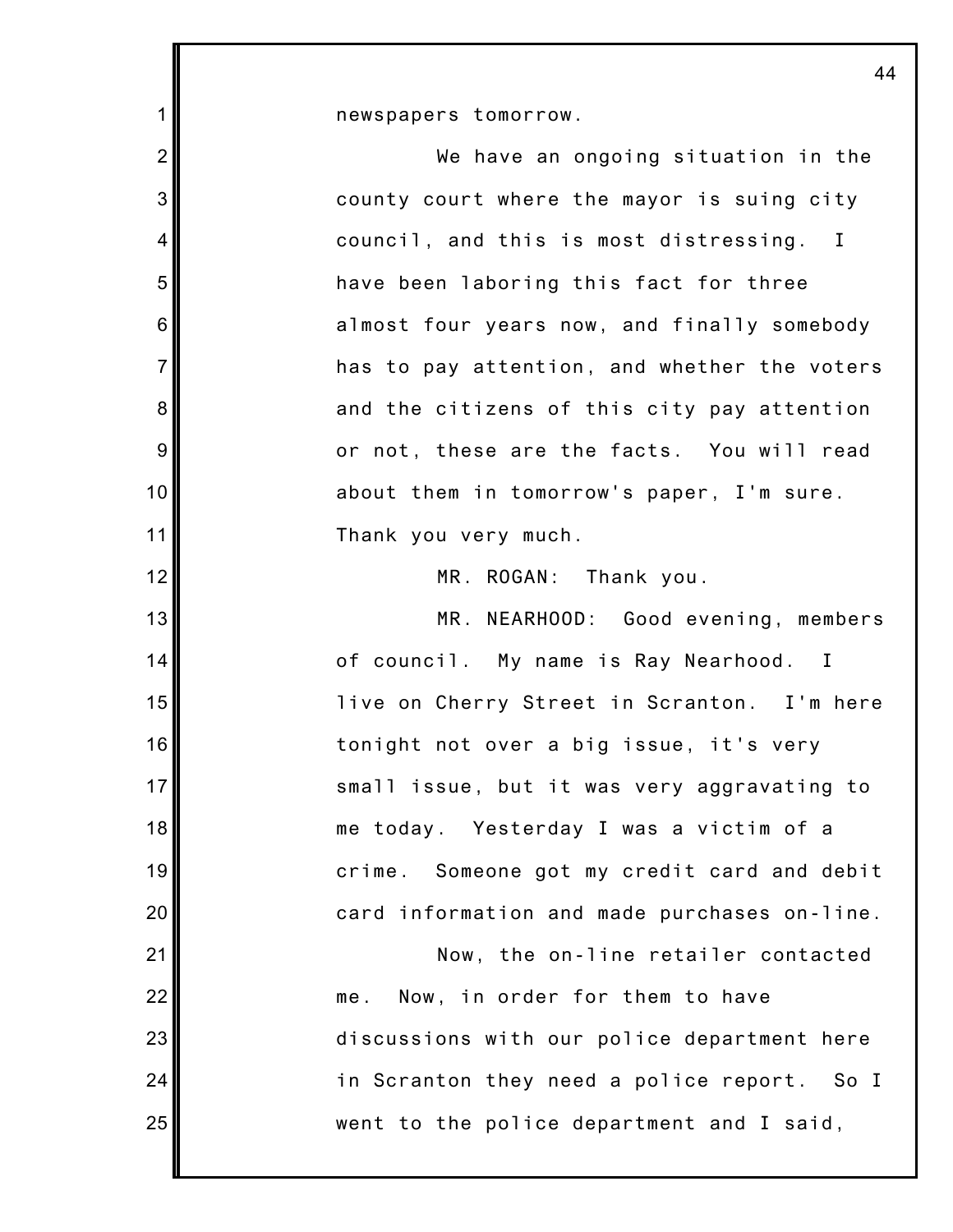newspapers tomorrow.

We have an ongoing situation in the county court where the mayor is suing city council, and this is most distressing. I have been laboring this fact for three almost four years now, and finally somebody has to pay attention, and whether the voters and the citizens of this city pay attention or not, these are the facts. You will read about them in tomorrow's paper, I'm sure. Thank you very much.

MR. ROGAN: Thank you.

MR. NEARHOOD: Good evening, members of council. My name is Ray Nearhood. I live on Cherry Street in Scranton. I'm here tonight not over a big issue, it's very small issue, but it was very aggravating to me today. Yesterday I was a victim of a crime. Someone got my credit card and debit card information and made purchases on-line.

Now, the on-line retailer contacted me. Now, in order for them to have discussions with our police department here in Scranton they need a police report. So I went to the police department and I said,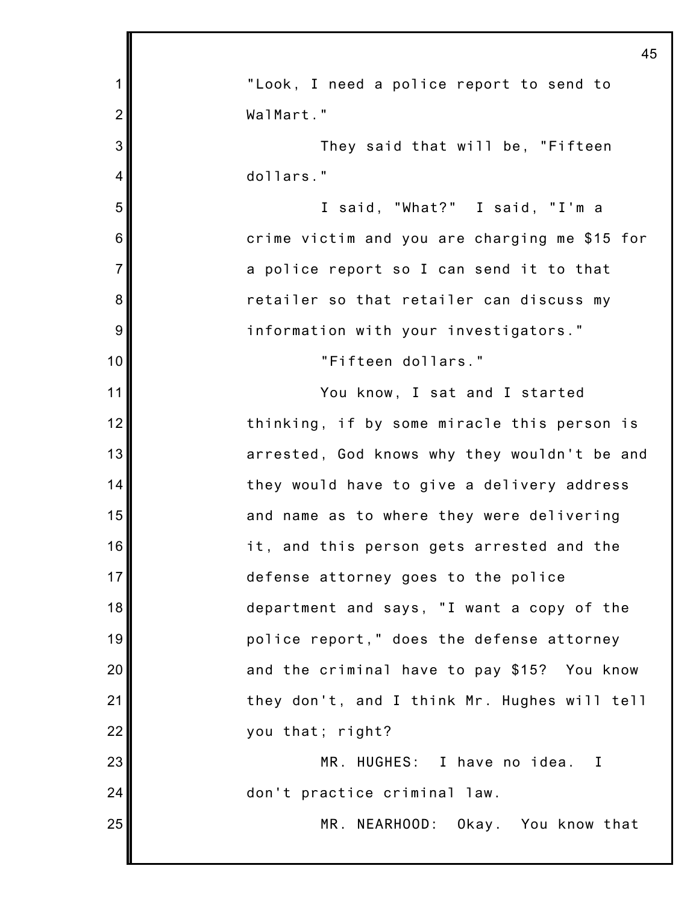"Look, I need a police report to send to WalMart."

They said that will be, "Fifteen dollars."

I said, "What?" I said, "I'm a crime victim and you are charging me $15 for a police report so I can send it to that retailer so that retailer can discuss my information with your investigators."

"Fifteen dollars."

You know, I sat and I started thinking, if by some miracle this person is arrested, God knows why they wouldn't be and they would have to give a delivery address and name as to where they were delivering it, and this person gets arrested and the defense attorney goes to the police department and says, "I want a copy of the police report," does the defense attorney and the criminal have to pay $15? You know they don't, and I think Mr. Hughes will tell you that; right?

MR. HUGHES: I have no idea. I don't practice criminal law.

MR. NEARHOOD: Okay. You know that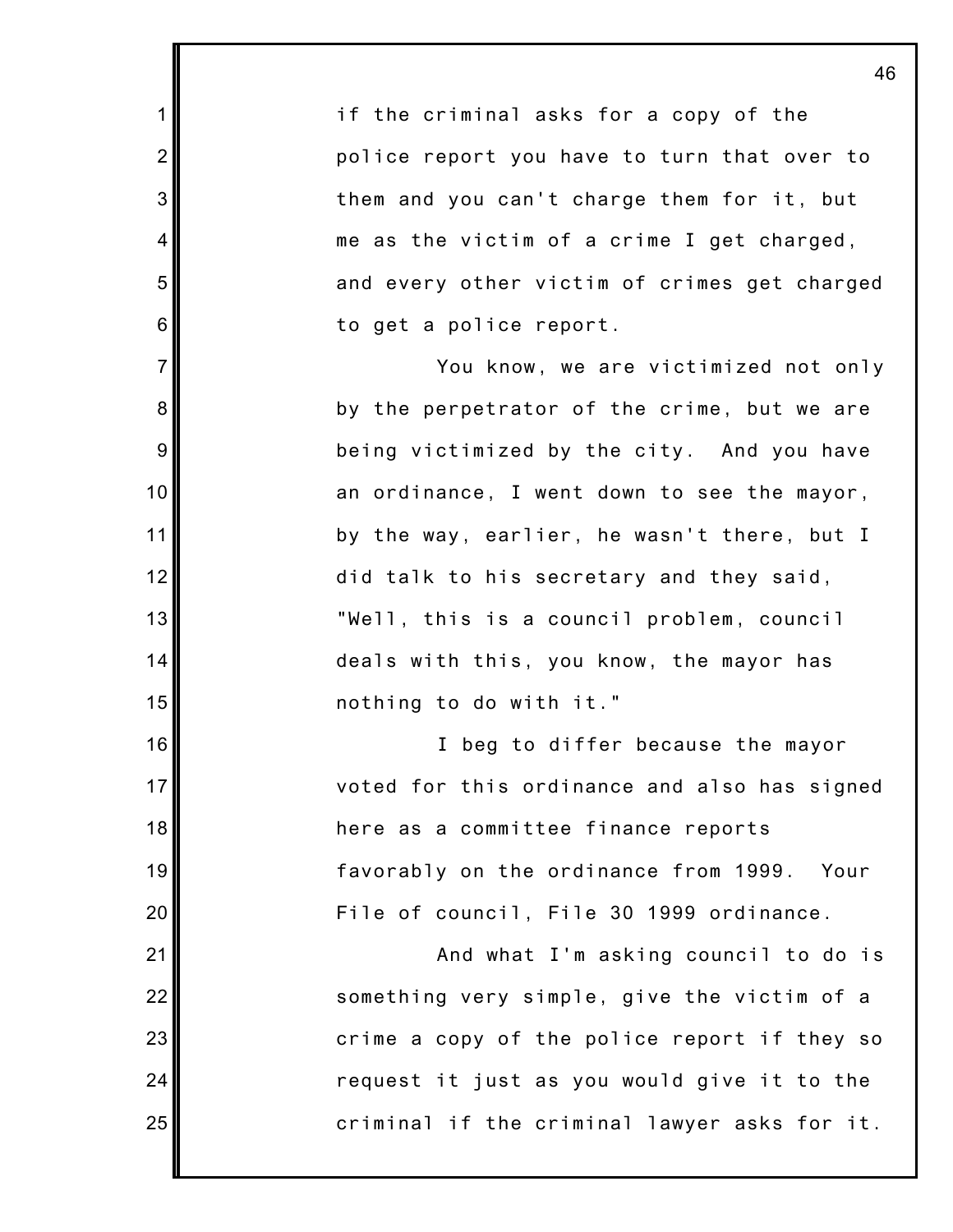if the criminal asks for a copy of the police report you have to turn that over to them and you can't charge them for it, but me as the victim of a crime I get charged, and every other victim of crimes get charged to get a police report.

You know, we are victimized not only by the perpetrator of the crime, but we are being victimized by the city. And you have an ordinance, I went down to see the mayor, by the way, earlier, he wasn't there, but I did talk to his secretary and they said, "Well, this is a council problem, council deals with this, you know, the mayor has nothing to do with it."

I beg to differ because the mayor voted for this ordinance and also has signed here as a committee finance reports favorably on the ordinance from 1999. Your File of council, File 30 1999 ordinance.

And what I'm asking council to do is something very simple, give the victim of a crime a copy of the police report if they so request it just as you would give it to the criminal if the criminal lawyer asks for it.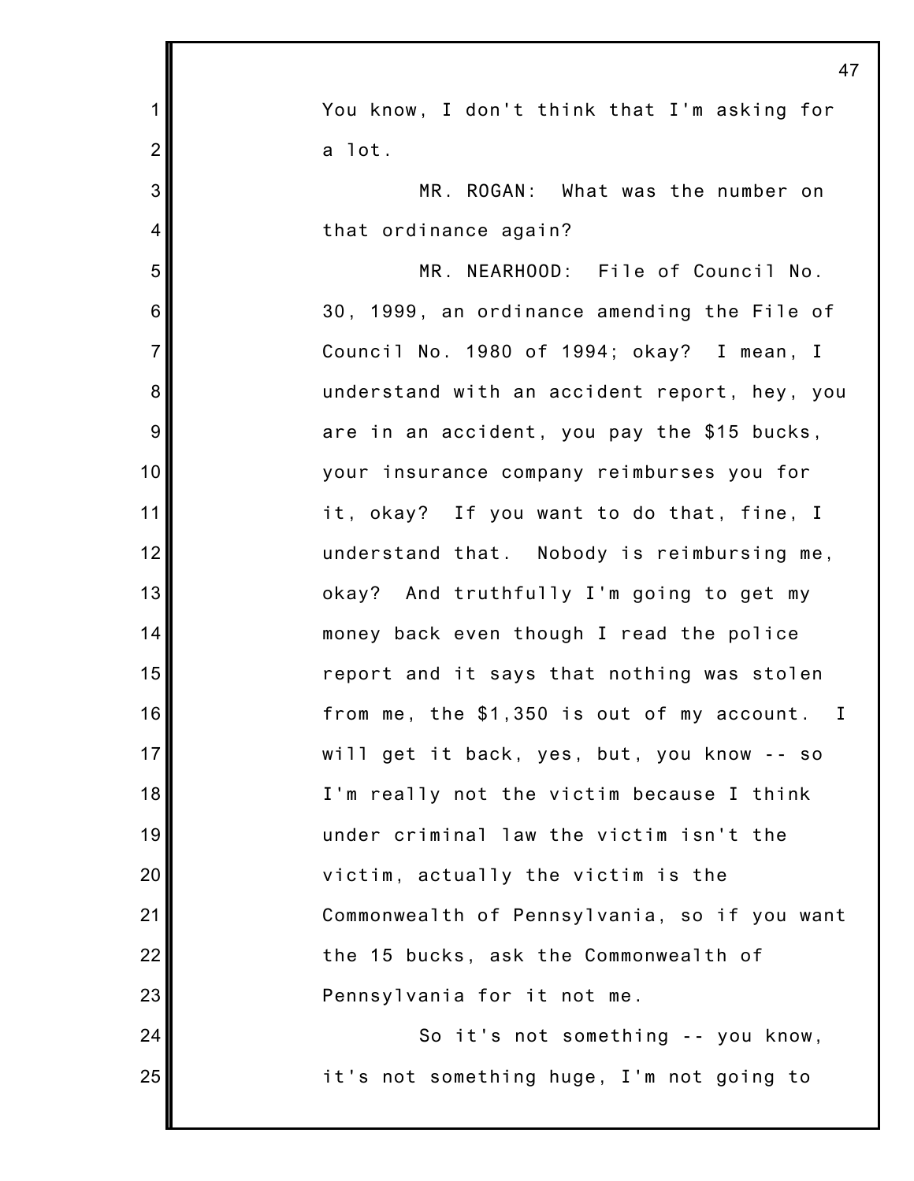You know, I don't think that I'm asking for a lot.

MR. ROGAN: What was the number on that ordinance again?

MR. NEARHOOD: File of Council No. 30, 1999, an ordinance amending the File of Council No. 1980 of 1994; okay? I mean, I understand with an accident report, hey, you are in an accident, you pay the $15 bucks, your insurance company reimburses you for it, okay? If you want to do that, fine, I understand that. Nobody is reimbursing me, okay? And truthfully I'm going to get my money back even though I read the police report and it says that nothing was stolen from me, the $1,350 is out of my account. I will get it back, yes, but, you know -- so I'm really not the victim because I think under criminal law the victim isn't the victim, actually the victim is the Commonwealth of Pennsylvania, so if you want the 15 bucks, ask the Commonwealth of Pennsylvania for it not me.

So it's not something -- you know, it's not something huge, I'm not going to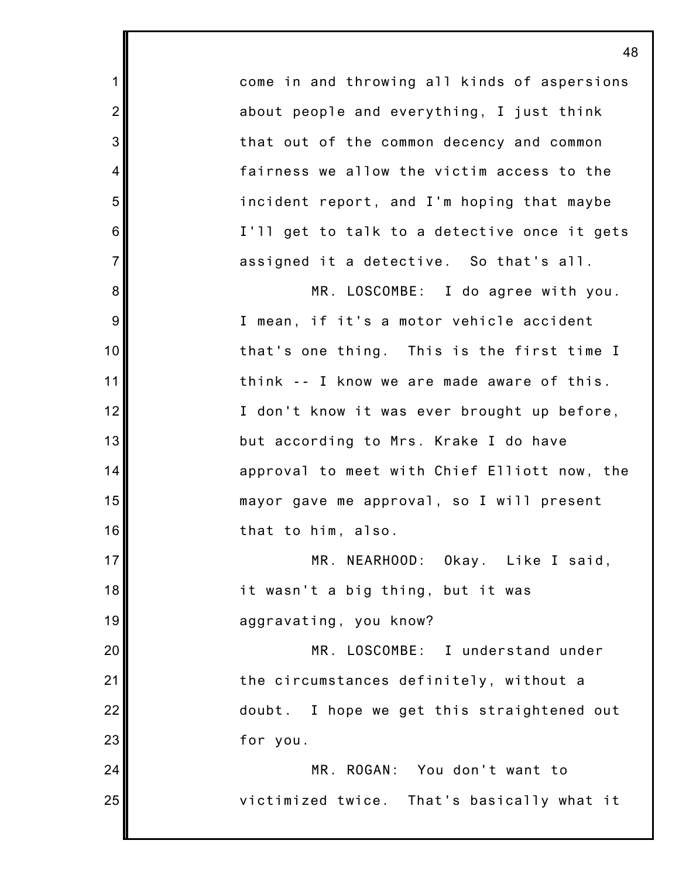come in and throwing all kinds of aspersions about people and everything, I just think that out of the common decency and common fairness we allow the victim access to the incident report, and I'm hoping that maybe I'll get to talk to a detective once it gets assigned it a detective. So that's all.

MR. LOSCOMBE: I do agree with you. I mean, if it's a motor vehicle accident that's one thing. This is the first time I think -- I know we are made aware of this. I don't know it was ever brought up before, but according to Mrs. Krake I do have approval to meet with Chief Elliott now, the mayor gave me approval, so I will present that to him, also.

MR. NEARHOOD: Okay. Like I said, it wasn't a big thing, but it was aggravating, you know?

MR. LOSCOMBE: I understand under the circumstances definitely, without a doubt. I hope we get this straightened out for you.

MR. ROGAN: You don't want to victimized twice. That's basically what it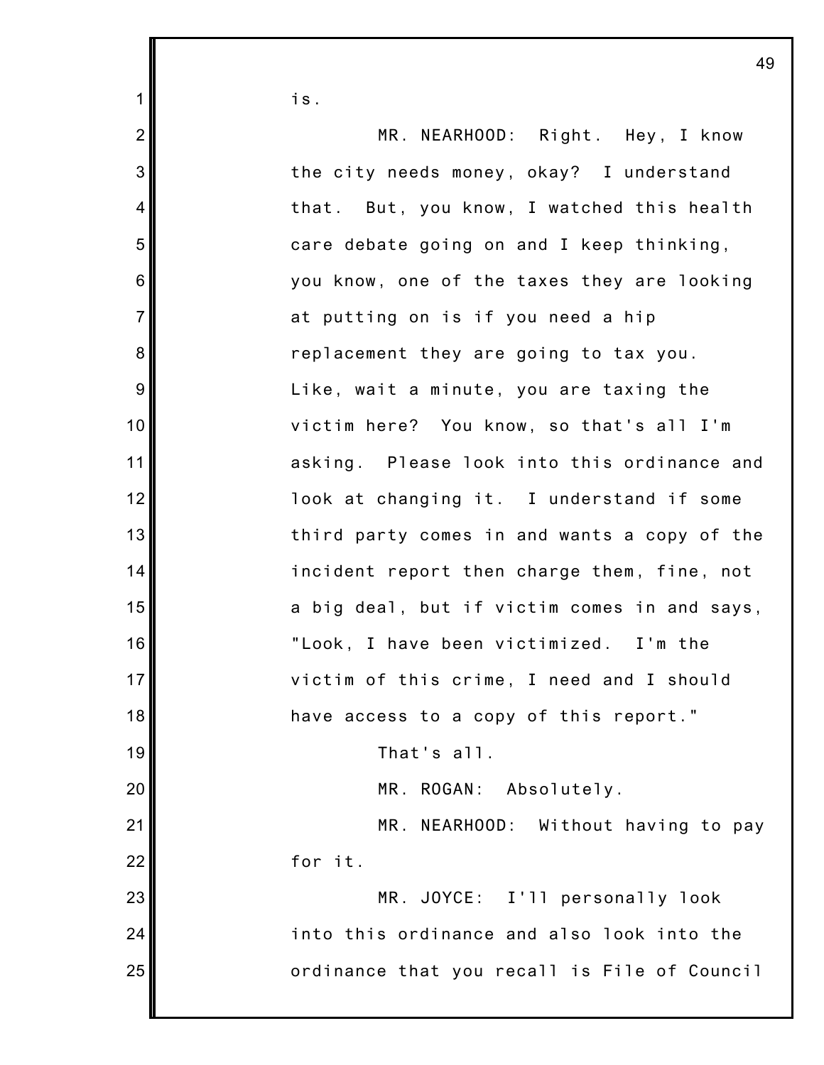is.

MR. NEARHOOD: Right. Hey, I know the city needs money, okay? I understand that. But, you know, I watched this health care debate going on and I keep thinking, you know, one of the taxes they are looking at putting on is if you need a hip replacement they are going to tax you. Like, wait a minute, you are taxing the victim here? You know, so that's all I'm asking. Please look into this ordinance and look at changing it. I understand if some third party comes in and wants a copy of the incident report then charge them, fine, not a big deal, but if victim comes in and says, "Look, I have been victimized. I'm the victim of this crime, I need and I should have access to a copy of this report."

That's all.

MR. ROGAN: Absolutely.

MR. NEARHOOD: Without having to pay for it.

MR. JOYCE: I'll personally look into this ordinance and also look into the ordinance that you recall is File of Council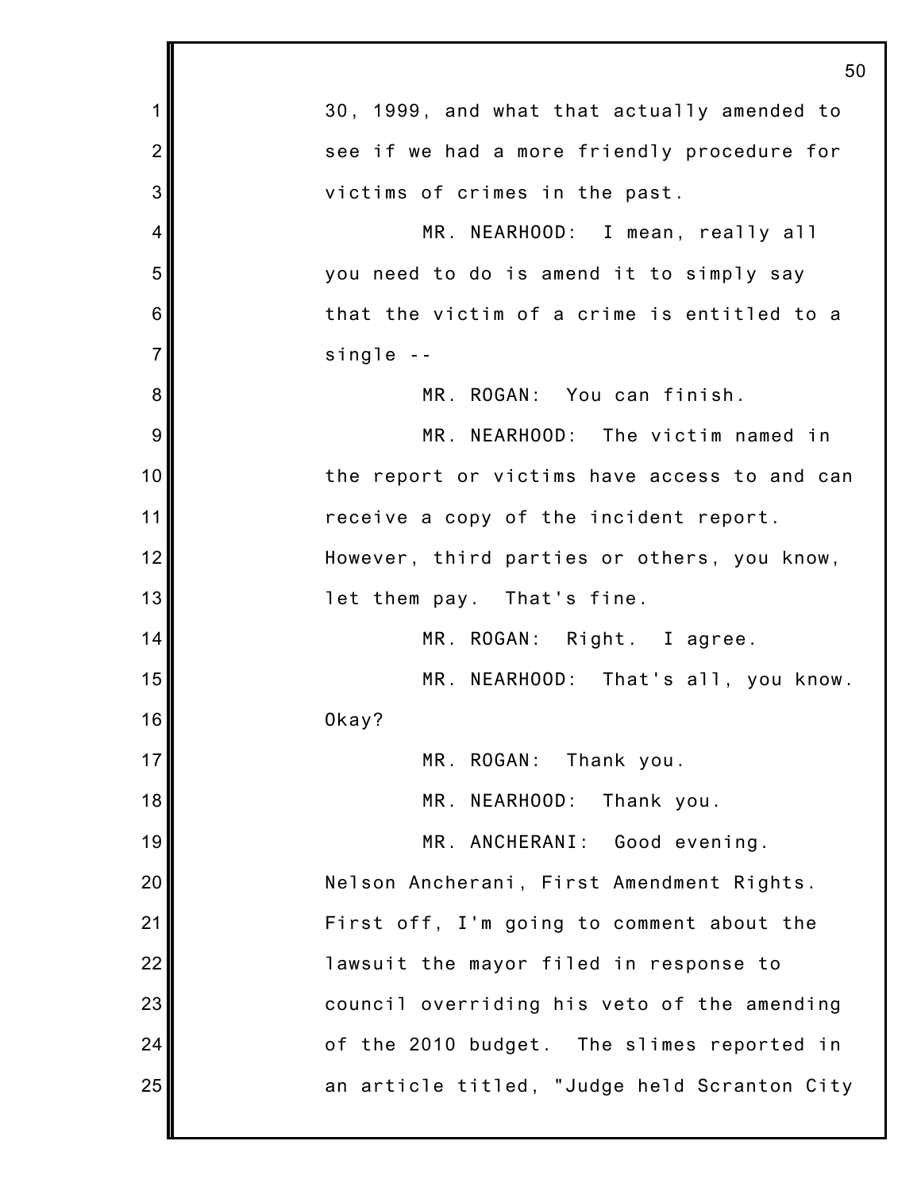30, 1999, and what that actually amended to see if we had a more friendly procedure for victims of crimes in the past.

MR. NEARHOOD: I mean, really all you need to do is amend it to simply say that the victim of a crime is entitled to a single --

MR. ROGAN: You can finish.

MR. NEARHOOD: The victim named in the report or victims have access to and can receive a copy of the incident report. However, third parties or others, you know, let them pay. That's fine.

MR. ROGAN: Right. I agree.

MR. NEARHOOD: That's all, you know. Okay?

MR. ROGAN: Thank you.

MR. NEARHOOD: Thank you.

MR. ANCHERANI: Good evening. Nelson Ancherani, First Amendment Rights. First off, I'm going to comment about the lawsuit the mayor filed in response to council overriding his veto of the amending of the 2010 budget. The slimes reported in an article titled, "Judge held Scranton City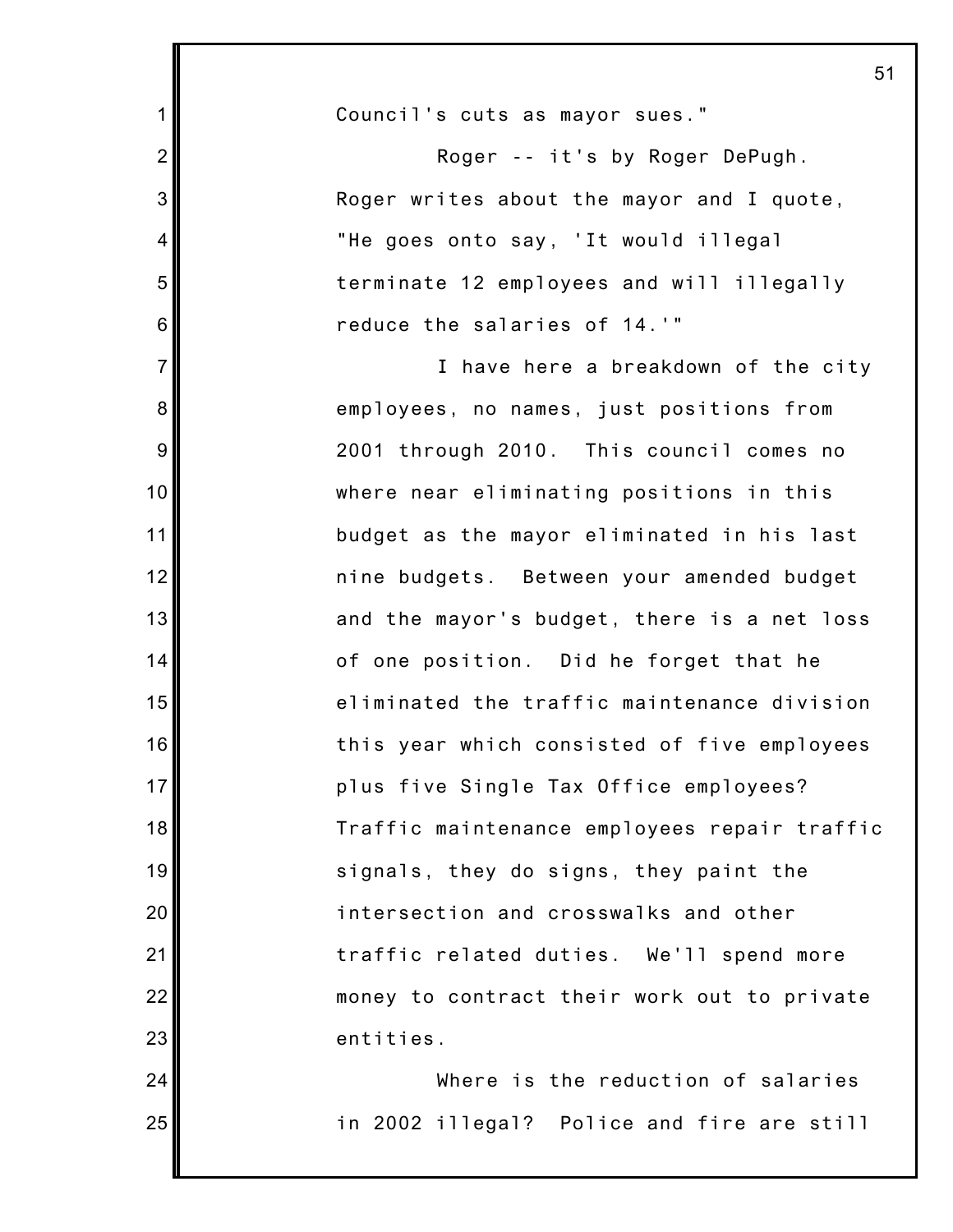Council's cuts as mayor sues."

Roger -- it's by Roger DePugh. Roger writes about the mayor and I quote, "He goes onto say, 'It would illegal terminate 12 employees and will illegally reduce the salaries of 14.'"

I have here a breakdown of the city employees, no names, just positions from 2001 through 2010. This council comes no where near eliminating positions in this budget as the mayor eliminated in his last nine budgets. Between your amended budget and the mayor's budget, there is a net loss of one position. Did he forget that he eliminated the traffic maintenance division this year which consisted of five employees plus five Single Tax Office employees? Traffic maintenance employees repair traffic signals, they do signs, they paint the intersection and crosswalks and other traffic related duties. We'll spend more money to contract their work out to private entities.

Where is the reduction of salaries in 2002 illegal? Police and fire are still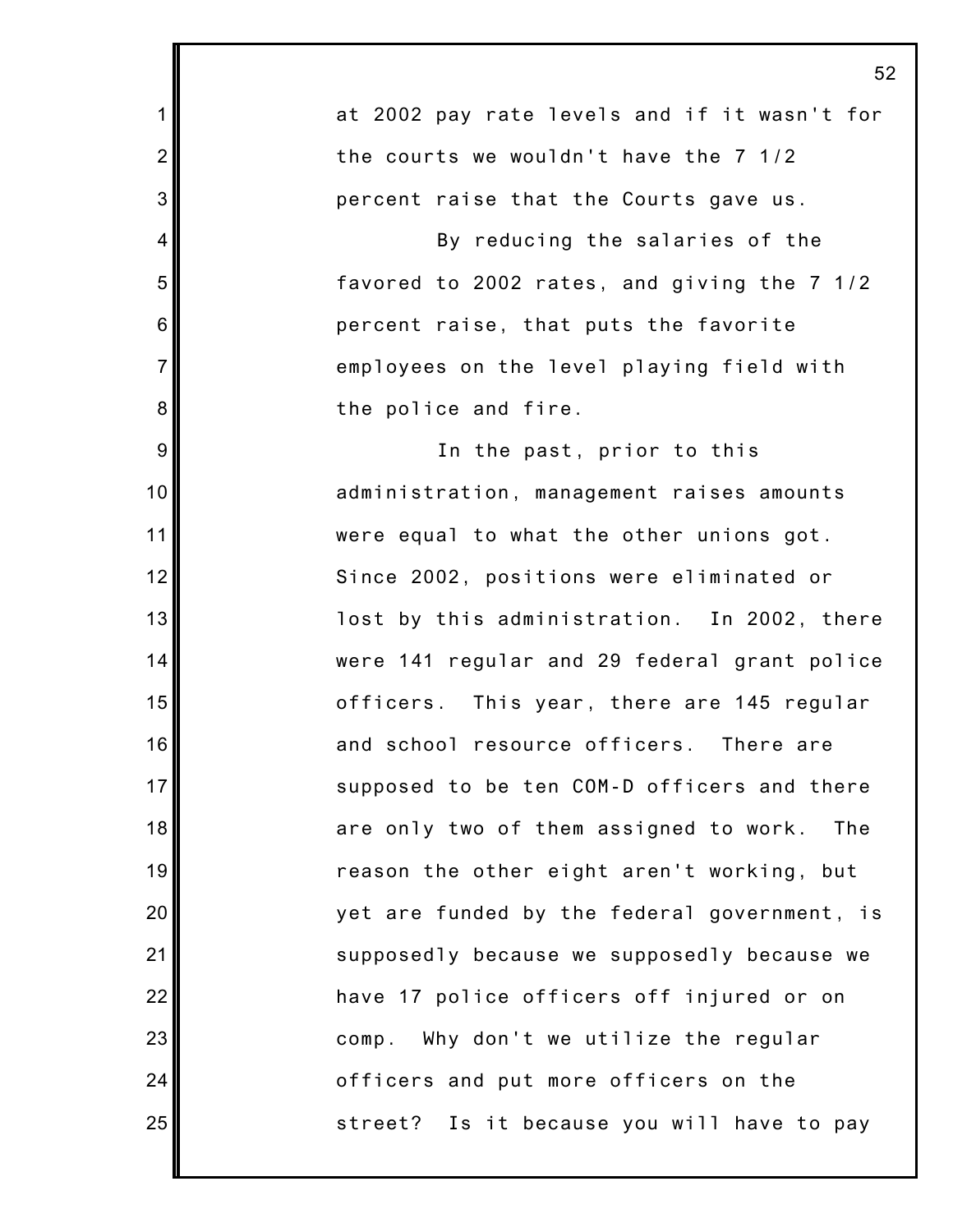at 2002 pay rate levels and if it wasn't for the courts we wouldn't have the 7 1/2 percent raise that the Courts gave us.

By reducing the salaries of the favored to 2002 rates, and giving the 7 1/2 percent raise, that puts the favorite employees on the level playing field with the police and fire.

In the past, prior to this administration, management raises amounts were equal to what the other unions got. Since 2002, positions were eliminated or lost by this administration. In 2002, there were 141 regular and 29 federal grant police officers. This year, there are 145 regular and school resource officers. There are supposed to be ten COM-D officers and there are only two of them assigned to work. The reason the other eight aren't working, but yet are funded by the federal government, is supposedly because we supposedly because we have 17 police officers off injured or on comp. Why don't we utilize the regular officers and put more officers on the street? Is it because you will have to pay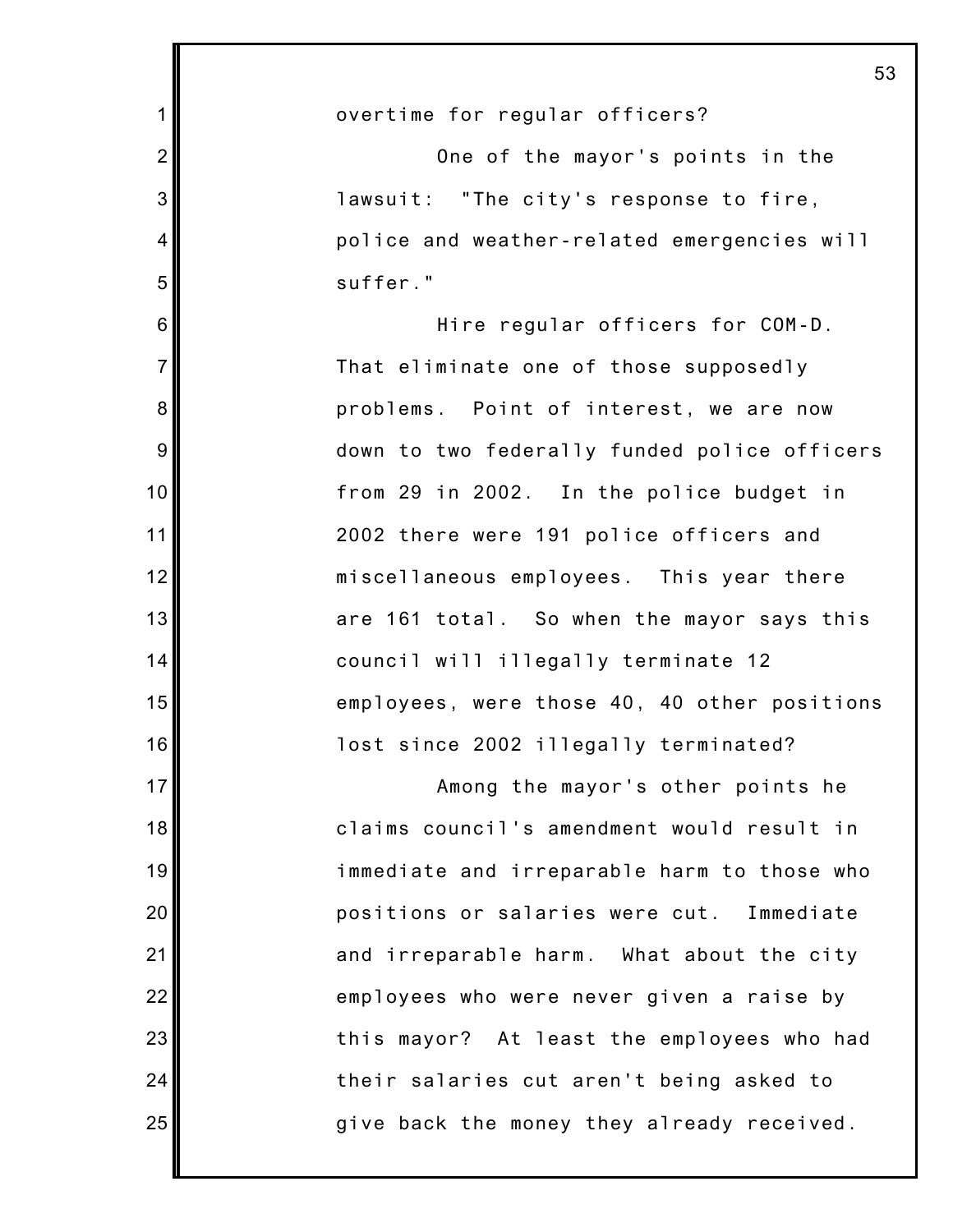overtime for regular officers?

One of the mayor's points in the lawsuit: "The city's response to fire, police and weather-related emergencies will suffer."

Hire regular officers for COM-D. That eliminate one of those supposedly problems. Point of interest, we are now down to two federally funded police officers from 29 in 2002. In the police budget in 2002 there were 191 police officers and miscellaneous employees. This year there are 161 total. So when the mayor says this council will illegally terminate 12 employees, were those 40, 40 other positions lost since 2002 illegally terminated?

Among the mayor's other points he claims council's amendment would result in immediate and irreparable harm to those who positions or salaries were cut. Immediate and irreparable harm. What about the city employees who were never given a raise by this mayor? At least the employees who had their salaries cut aren't being asked to give back the money they already received.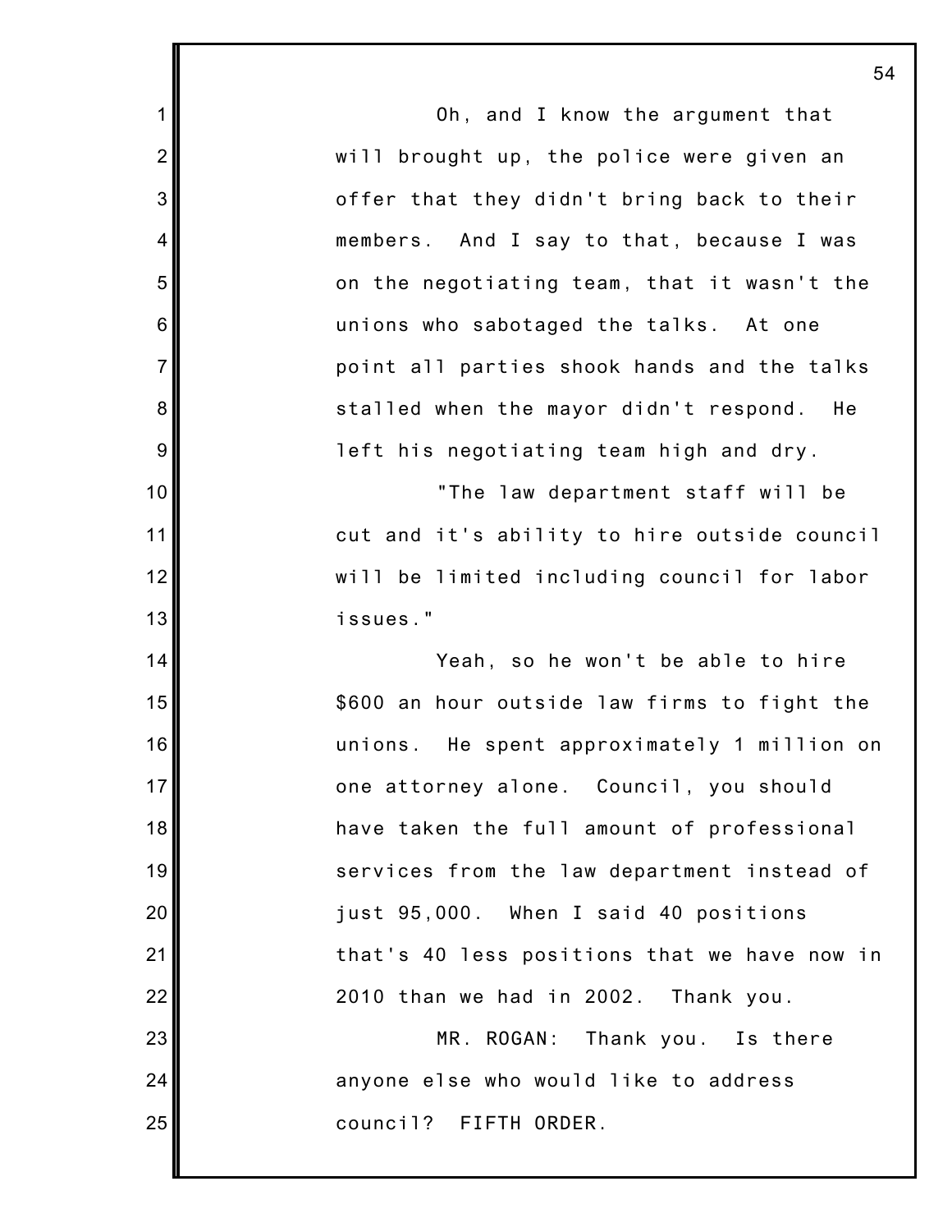Oh, and I know the argument that will brought up, the police were given an offer that they didn't bring back to their members. And I say to that, because I was on the negotiating team, that it wasn't the unions who sabotaged the talks. At one point all parties shook hands and the talks stalled when the mayor didn't respond. He left his negotiating team high and dry.

"The law department staff will be cut and it's ability to hire outside council will be limited including council for labor issues."

Yeah, so he won't be able to hire $600 an hour outside law firms to fight the unions. He spent approximately 1 million on one attorney alone. Council, you should have taken the full amount of professional services from the law department instead of just 95,000. When I said 40 positions that's 40 less positions that we have now in 2010 than we had in 2002. Thank you.

MR. ROGAN: Thank you. Is there anyone else who would like to address council? FIFTH ORDER.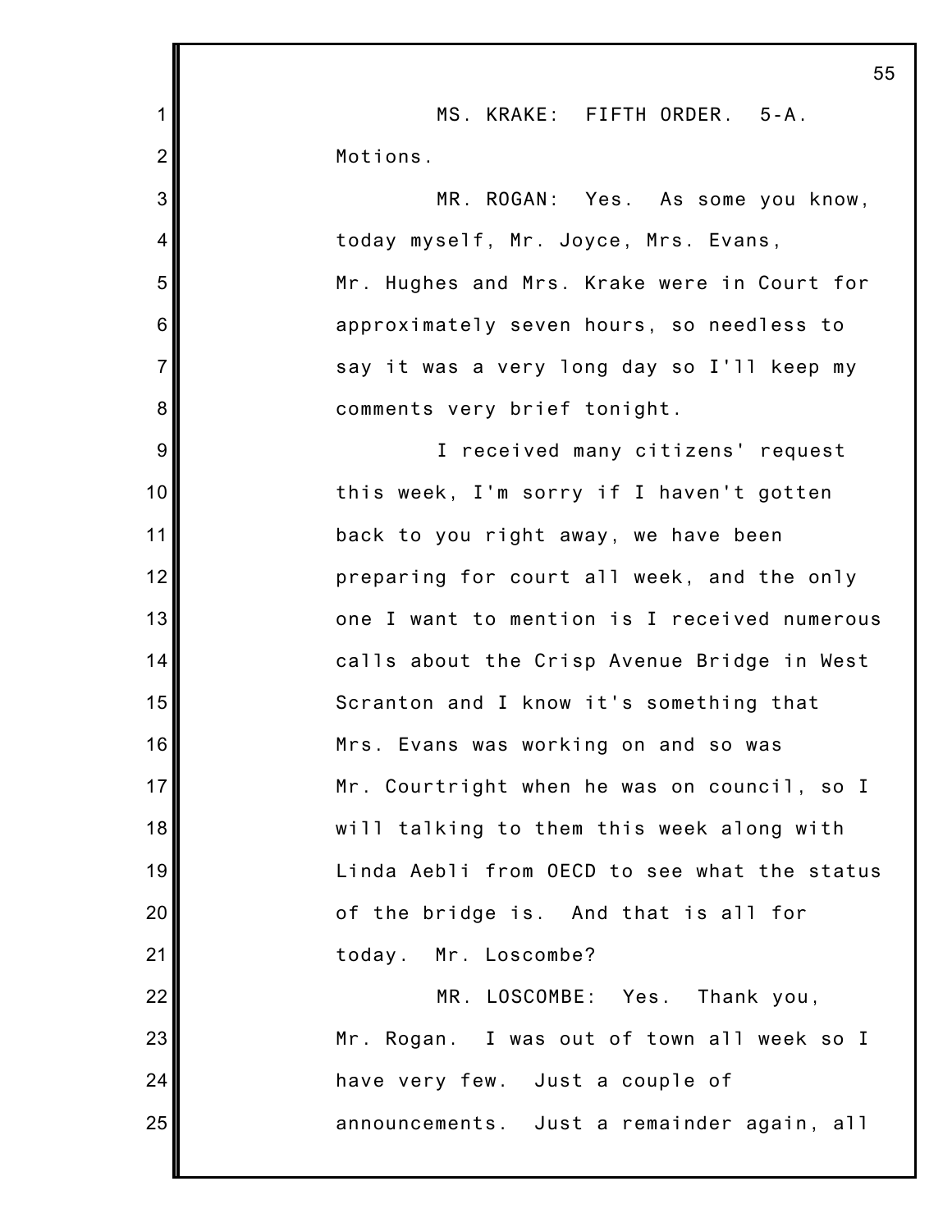MS. KRAKE: FIFTH ORDER. 5-A. Motions.

MR. ROGAN: Yes. As some you know, today myself, Mr. Joyce, Mrs. Evans, Mr. Hughes and Mrs. Krake were in Court for approximately seven hours, so needless to say it was a very long day so I'll keep my comments very brief tonight.

I received many citizens' request this week, I'm sorry if I haven't gotten back to you right away, we have been preparing for court all week, and the only one I want to mention is I received numerous calls about the Crisp Avenue Bridge in West Scranton and I know it's something that Mrs. Evans was working on and so was Mr. Courtright when he was on council, so I will talking to them this week along with Linda Aebli from OECD to see what the status of the bridge is. And that is all for today. Mr. Loscombe?

MR. LOSCOMBE: Yes. Thank you, Mr. Rogan. I was out of town all week so I have very few. Just a couple of announcements. Just a remainder again, all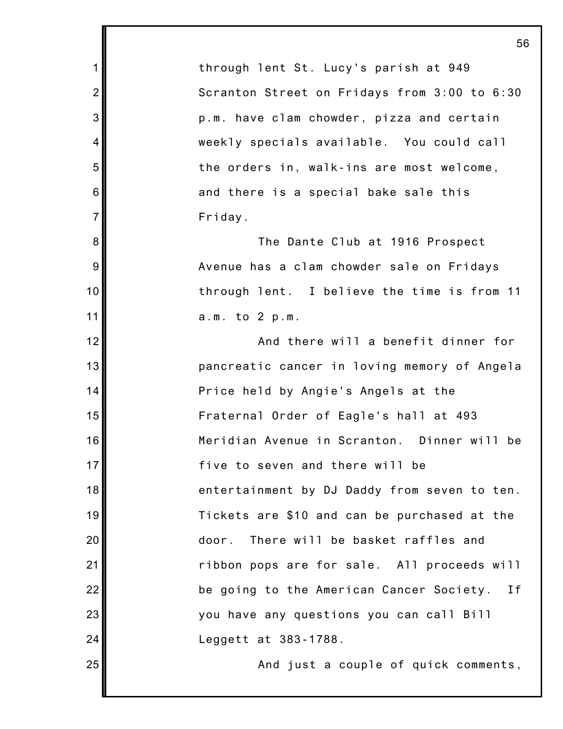through lent St. Lucy's parish at 949 Scranton Street on Fridays from 3:00 to 6:30 p.m. have clam chowder, pizza and certain weekly specials available. You could call the orders in, walk-ins are most welcome, and there is a special bake sale this Friday.

The Dante Club at 1916 Prospect Avenue has a clam chowder sale on Fridays through lent. I believe the time is from 11 a.m. to 2 p.m.

And there will a benefit dinner for pancreatic cancer in loving memory of Angela Price held by Angie's Angels at the Fraternal Order of Eagle's hall at 493 Meridian Avenue in Scranton. Dinner will be five to seven and there will be entertainment by DJ Daddy from seven to ten. Tickets are $10 and can be purchased at the door. There will be basket raffles and ribbon pops are for sale. All proceeds will be going to the American Cancer Society. If you have any questions you can call Bill Leggett at 383-1788.

And just a couple of quick comments,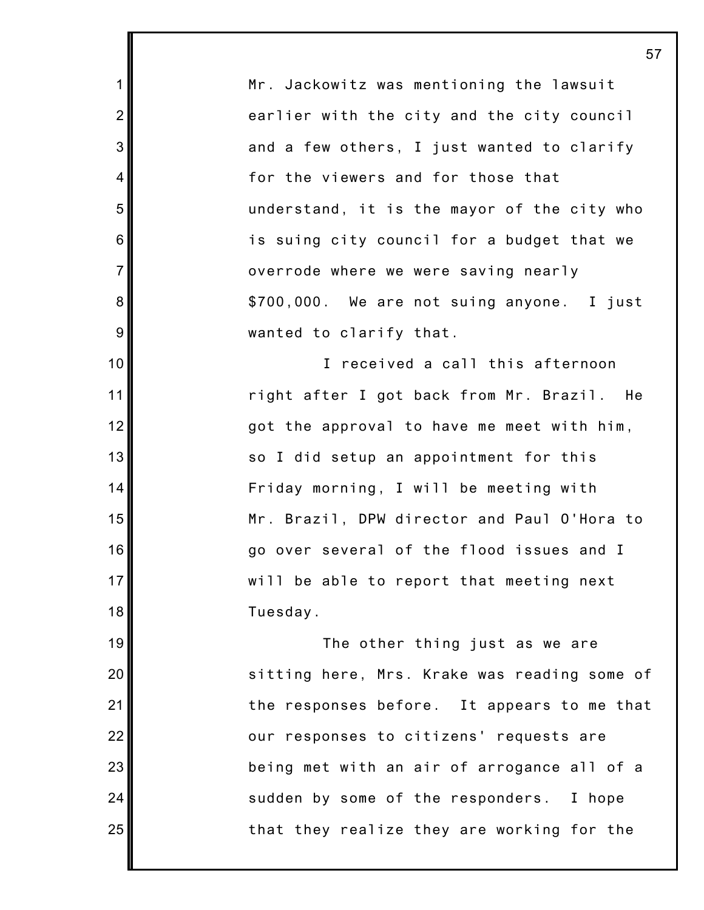Mr. Jackowitz was mentioning the lawsuit earlier with the city and the city council and a few others, I just wanted to clarify for the viewers and for those that understand, it is the mayor of the city who is suing city council for a budget that we overrode where we were saving nearly $700,000. We are not suing anyone. I just wanted to clarify that.

I received a call this afternoon right after I got back from Mr. Brazil. He got the approval to have me meet with him, so I did setup an appointment for this Friday morning, I will be meeting with Mr. Brazil, DPW director and Paul O'Hora to go over several of the flood issues and I will be able to report that meeting next Tuesday.

The other thing just as we are sitting here, Mrs. Krake was reading some of the responses before. It appears to me that our responses to citizens' requests are being met with an air of arrogance all of a sudden by some of the responders. I hope that they realize they are working for the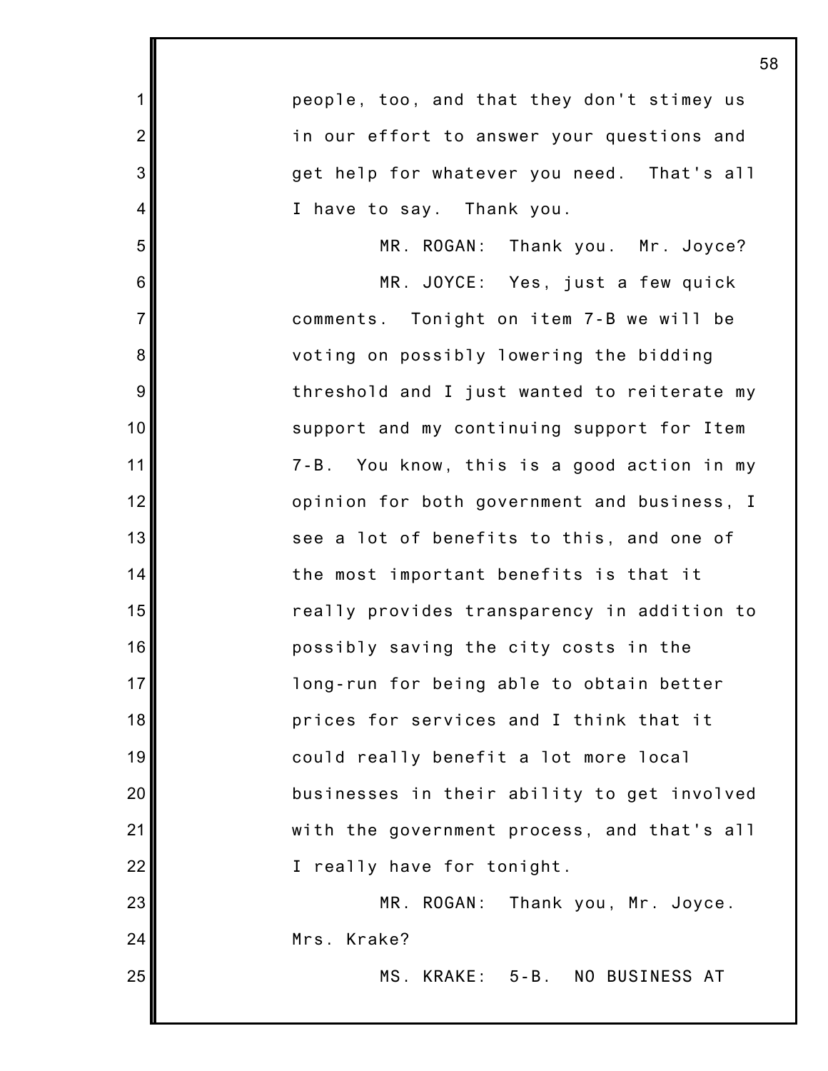people, too, and that they don't stimey us in our effort to answer your questions and get help for whatever you need. That's all I have to say. Thank you.

MR. ROGAN: Thank you. Mr. Joyce?

MR. JOYCE: Yes, just a few quick comments. Tonight on item 7-B we will be voting on possibly lowering the bidding threshold and I just wanted to reiterate my support and my continuing support for Item 7-B. You know, this is a good action in my opinion for both government and business, I see a lot of benefits to this, and one of the most important benefits is that it really provides transparency in addition to possibly saving the city costs in the long-run for being able to obtain better prices for services and I think that it could really benefit a lot more local businesses in their ability to get involved with the government process, and that's all I really have for tonight.

MR. ROGAN: Thank you, Mr. Joyce. Mrs. Krake?

MS. KRAKE: 5-B. NO BUSINESS AT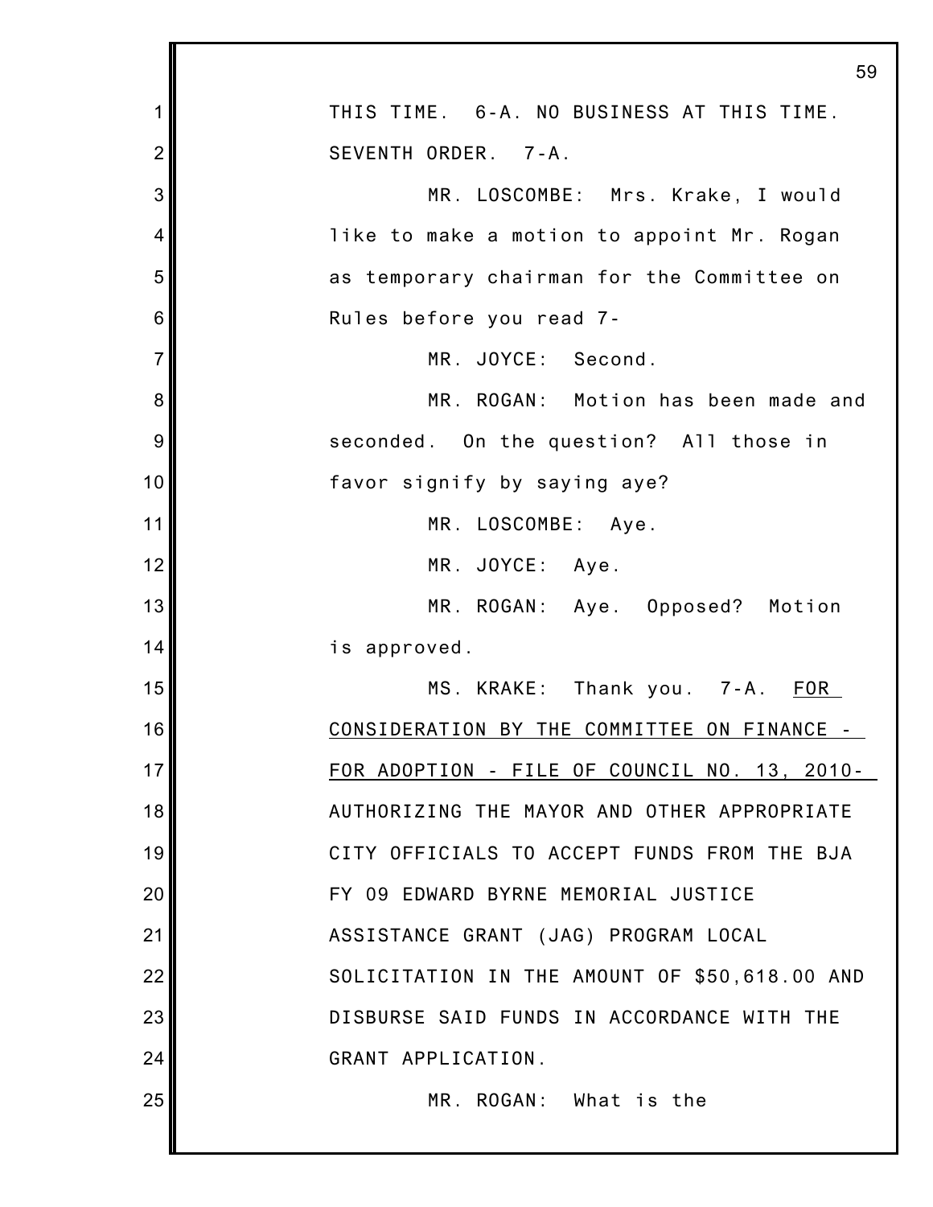THIS TIME. 6-A. NO BUSINESS AT THIS TIME. SEVENTH ORDER. 7-A.

MR. LOSCOMBE: Mrs. Krake, I would like to make a motion to appoint Mr. Rogan as temporary chairman for the Committee on Rules before you read 7-

MR. JOYCE: Second.

MR. ROGAN: Motion has been made and seconded. On the question? All those in favor signify by saying aye?

MR. LOSCOMBE: Aye.

MR. JOYCE: Aye.

MR. ROGAN: Aye. Opposed? Motion is approved.

MS. KRAKE: Thank you. 7-A. FOR CONSIDERATION BY THE COMMITTEE ON FINANCE - FOR ADOPTION - FILE OF COUNCIL NO. 13, 2010- AUTHORIZING THE MAYOR AND OTHER APPROPRIATE CITY OFFICIALS TO ACCEPT FUNDS FROM THE BJA FY 09 EDWARD BYRNE MEMORIAL JUSTICE ASSISTANCE GRANT (JAG) PROGRAM LOCAL SOLICITATION IN THE AMOUNT OF $50,618.00 AND DISBURSE SAID FUNDS IN ACCORDANCE WITH THE GRANT APPLICATION.

MR. ROGAN: What is the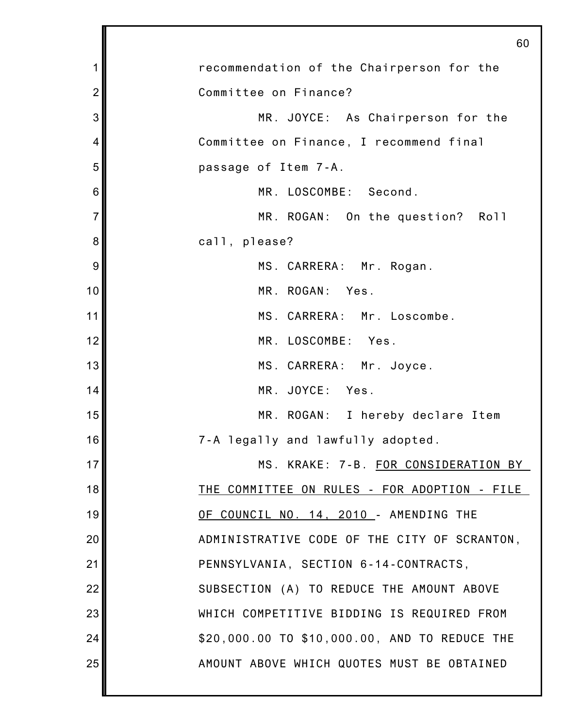recommendation of the Chairperson for the Committee on Finance?

MR. JOYCE: As Chairperson for the Committee on Finance, I recommend final passage of Item 7-A.

MR. LOSCOMBE: Second.

MR. ROGAN: On the question? Roll call, please?

MS. CARRERA: Mr. Rogan.

MR. ROGAN: Yes.

MS. CARRERA: Mr. Loscombe.

MR. LOSCOMBE: Yes.

MS. CARRERA: Mr. Joyce.

MR. JOYCE: Yes.

MR. ROGAN: I hereby declare Item 7-A legally and lawfully adopted.

MS. KRAKE: 7-B. FOR CONSIDERATION BY THE COMMITTEE ON RULES - FOR ADOPTION - FILE OF COUNCIL NO. 14, 2010 - AMENDING THE ADMINISTRATIVE CODE OF THE CITY OF SCRANTON, PENNSYLVANIA, SECTION 6-14-CONTRACTS, SUBSECTION (A) TO REDUCE THE AMOUNT ABOVE WHICH COMPETITIVE BIDDING IS REQUIRED FROM $20,000.00 TO $10,000.00, AND TO REDUCE THE AMOUNT ABOVE WHICH QUOTES MUST BE OBTAINED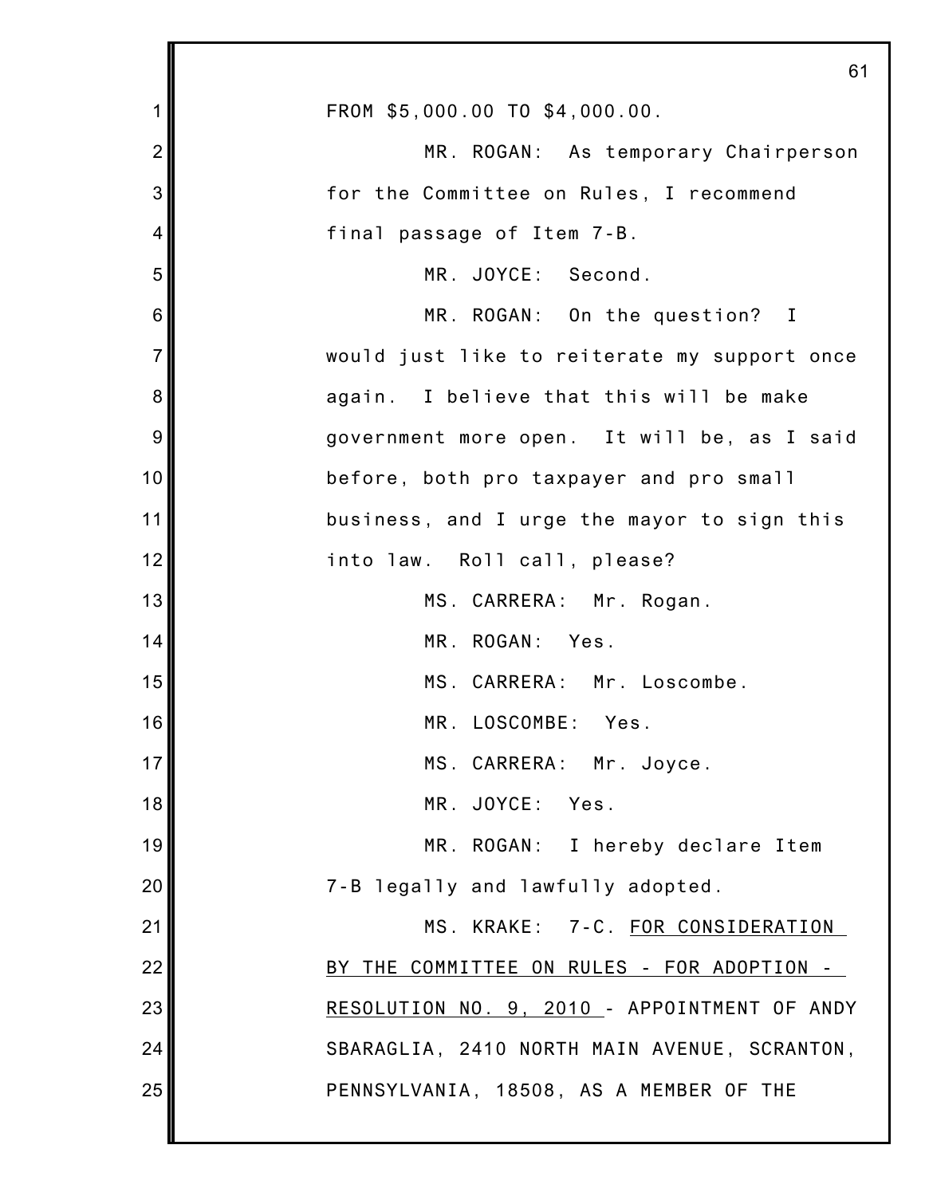FROM $5,000.00 TO $4,000.00.

MR. ROGAN: As temporary Chairperson for the Committee on Rules, I recommend final passage of Item 7-B.

MR. JOYCE: Second.

MR. ROGAN: On the question? I would just like to reiterate my support once again. I believe that this will be make government more open. It will be, as I said before, both pro taxpayer and pro small business, and I urge the mayor to sign this into law. Roll call, please?

MS. CARRERA: Mr. Rogan.

MR. ROGAN: Yes.

MS. CARRERA: Mr. Loscombe.

MR. LOSCOMBE: Yes.

MS. CARRERA: Mr. Joyce.

MR. JOYCE: Yes.

MR. ROGAN: I hereby declare Item 7-B legally and lawfully adopted.

MS. KRAKE: 7-C. FOR CONSIDERATION BY THE COMMITTEE ON RULES - FOR ADOPTION - RESOLUTION NO. 9, 2010 - APPOINTMENT OF ANDY SBARAGLIA, 2410 NORTH MAIN AVENUE, SCRANTON, PENNSYLVANIA, 18508, AS A MEMBER OF THE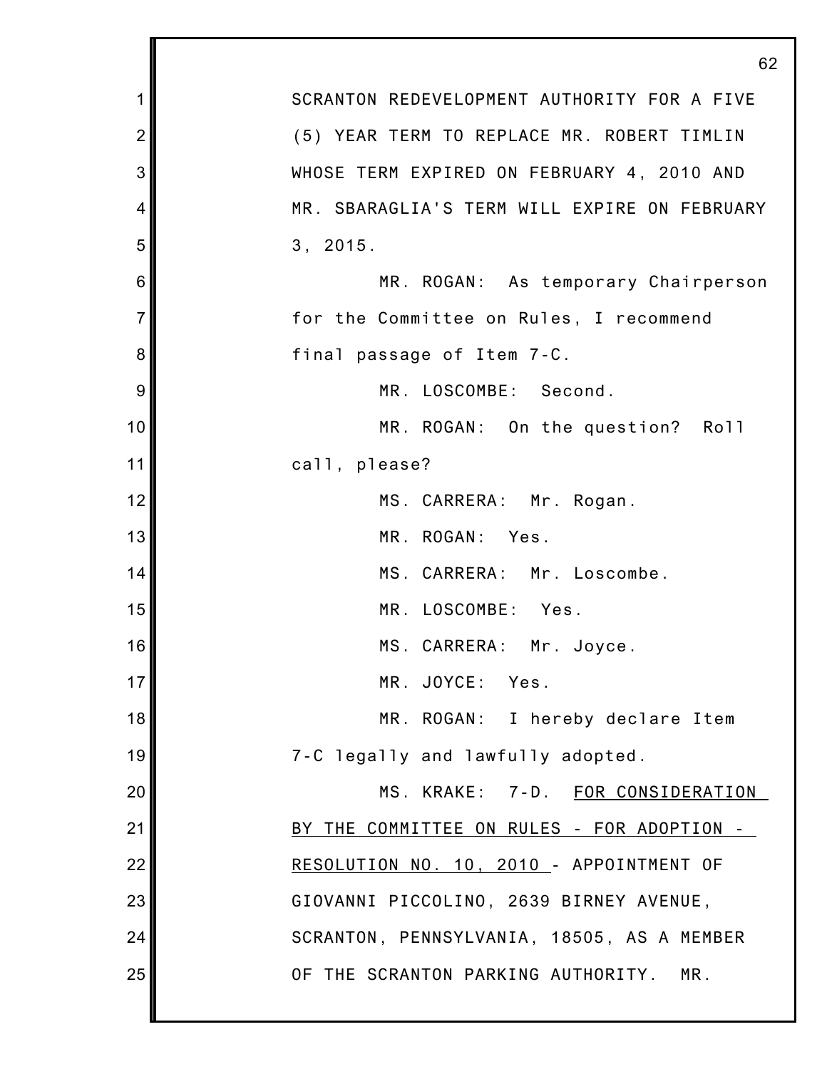SCRANTON REDEVELOPMENT AUTHORITY FOR A FIVE (5) YEAR TERM TO REPLACE MR. ROBERT TIMLIN WHOSE TERM EXPIRED ON FEBRUARY 4, 2010 AND MR. SBARAGLIA'S TERM WILL EXPIRE ON FEBRUARY 3, 2015.

MR. ROGAN: As temporary Chairperson for the Committee on Rules, I recommend final passage of Item 7-C.

MR. LOSCOMBE: Second.

MR. ROGAN: On the question? Roll call, please?

MS. CARRERA: Mr. Rogan.

MR. ROGAN: Yes.

MS. CARRERA: Mr. Loscombe.

MR. LOSCOMBE: Yes.

MS. CARRERA: Mr. Joyce.

MR. JOYCE: Yes.

MR. ROGAN: I hereby declare Item 7-C legally and lawfully adopted.

MS. KRAKE: 7-D. FOR CONSIDERATION BY THE COMMITTEE ON RULES - FOR ADOPTION - RESOLUTION NO. 10, 2010 - APPOINTMENT OF GIOVANNI PICCOLINO, 2639 BIRNEY AVENUE, SCRANTON, PENNSYLVANIA, 18505, AS A MEMBER OF THE SCRANTON PARKING AUTHORITY. MR.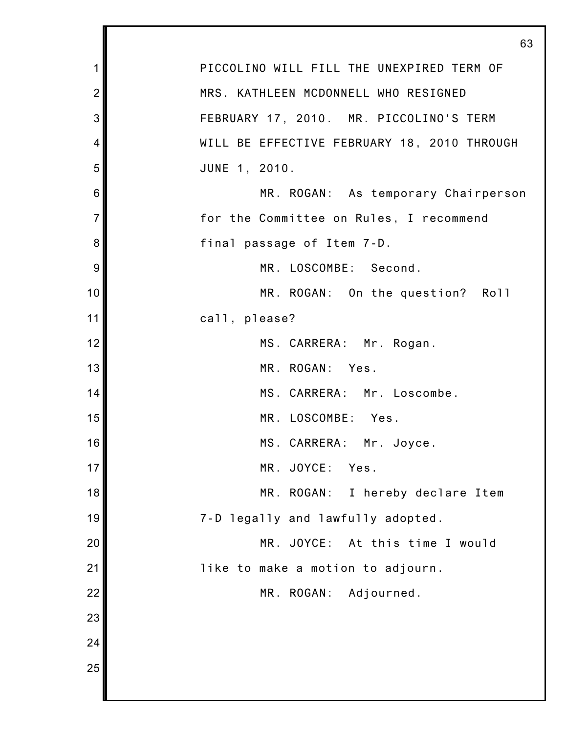PICCOLINO WILL FILL THE UNEXPIRED TERM OF MRS. KATHLEEN MCDONNELL WHO RESIGNED FEBRUARY 17, 2010. MR. PICCOLINO'S TERM WILL BE EFFECTIVE FEBRUARY 18, 2010 THROUGH JUNE 1, 2010.

MR. ROGAN: As temporary Chairperson for the Committee on Rules, I recommend final passage of Item 7-D.

MR. LOSCOMBE: Second.

MR. ROGAN: On the question? Roll call, please?

MS. CARRERA: Mr. Rogan.

MR. ROGAN: Yes.

MS. CARRERA: Mr. Loscombe.

MR. LOSCOMBE: Yes.

MS. CARRERA: Mr. Joyce.

MR. JOYCE: Yes.

MR. ROGAN: I hereby declare Item 7-D legally and lawfully adopted.

MR. JOYCE: At this time I would like to make a motion to adjourn.

MR. ROGAN: Adjourned.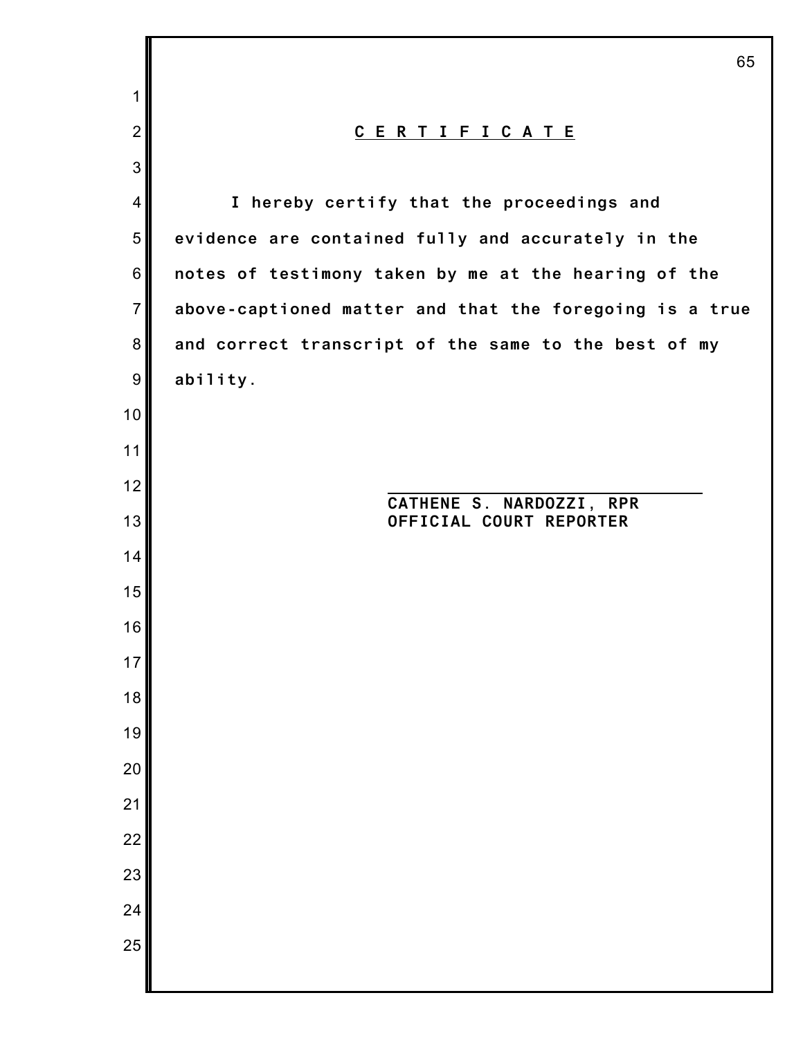## C E R T I F I C A T E

I hereby certify that the proceedings and evidence are contained fully and accurately in the notes of testimony taken by me at the hearing of the above-captioned matter and that the foregoing is a true and correct transcript of the same to the best of my ability.

CATHENE S. NARDOZZI, RPR
OFFICIAL COURT REPORTER